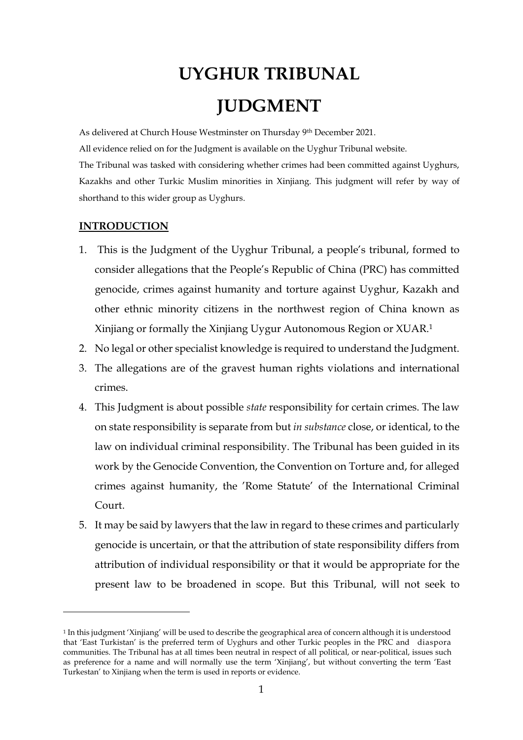# UYGHUR TRIBUNAL

# JUDGMENT

As delivered at Church House Westminster on Thursday 9th December 2021.

All evidence relied on for the Judgment is available on the Uyghur Tribunal website.

The Tribunal was tasked with considering whether crimes had been committed against Uyghurs, Kazakhs and other Turkic Muslim minorities in Xinjiang. This judgment will refer by way of shorthand to this wider group as Uyghurs.

## INTRODUCTION

1. This is the Judgment of the Uyghur Tribunal, a people's tribunal, formed to consider allegations that the People's Republic of China (PRC) has committed genocide, crimes against humanity and torture against Uyghur, Kazakh and other ethnic minority citizens in the northwest region of China known as Xinjiang or formally the Xinjiang Uygur Autonomous Region or XUAR.[1]
2. No legal or other specialist knowledge is required to understand the Judgment.
3. The allegations are of the gravest human rights violations and international crimes.
4. This Judgment is about possible *state* responsibility for certain crimes. The law on state responsibility is separate from but *in substance* close, or identical, to the law on individual criminal responsibility. The Tribunal has been guided in its work by the Genocide Convention, the Convention on Torture and, for alleged crimes against humanity, the 'Rome Statute' of the International Criminal Court.
5. It may be said by lawyers that the law in regard to these crimes and particularly genocide is uncertain, or that the attribution of state responsibility differs from attribution of individual responsibility or that it would be appropriate for the present law to be broadened in scope. But this Tribunal, will not seek to

[1] In this judgment 'Xinjiang' will be used to describe the geographical area of concern although it is understood that 'East Turkistan' is the preferred term of Uyghurs and other Turkic peoples in the PRC and diaspora communities. The Tribunal has at all times been neutral in respect of all political, or near-political, issues such as preference for a name and will normally use the term 'Xinjiang', but without converting the term 'East Turkestan' to Xinjiang when the term is used in reports or evidence.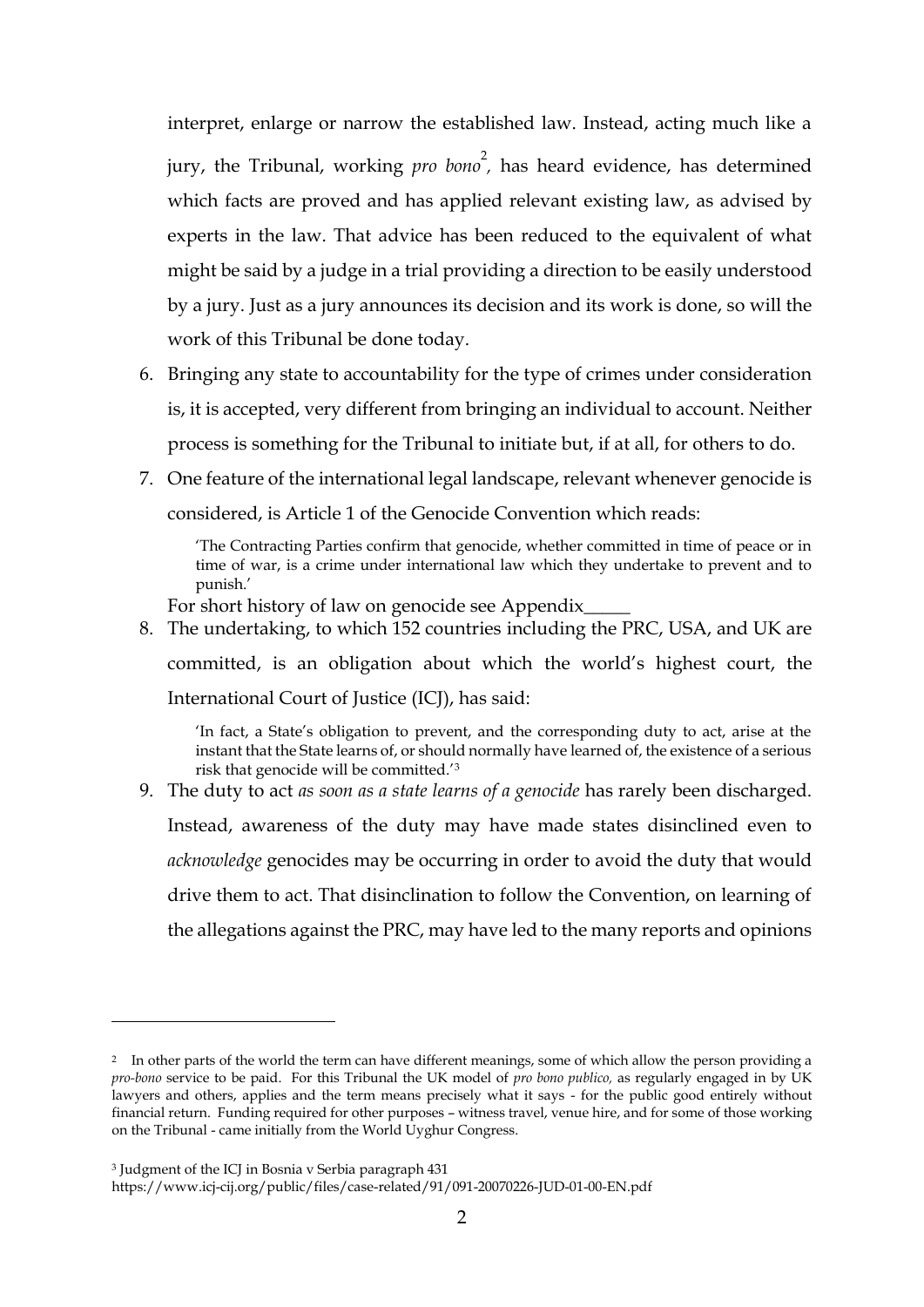interpret, enlarge or narrow the established law. Instead, acting much like a jury, the Tribunal, working *pro bono*[2], has heard evidence, has determined which facts are proved and has applied relevant existing law, as advised by experts in the law. That advice has been reduced to the equivalent of what might be said by a judge in a trial providing a direction to be easily understood by a jury. Just as a jury announces its decision and its work is done, so will the work of this Tribunal be done today.

6. Bringing any state to accountability for the type of crimes under consideration is, it is accepted, very different from bringing an individual to account. Neither process is something for the Tribunal to initiate but, if at all, for others to do.

7. One feature of the international legal landscape, relevant whenever genocide is considered, is Article 1 of the Genocide Convention which reads:

   > 'The Contracting Parties confirm that genocide, whether committed in time of peace or in time of war, is a crime under international law which they undertake to prevent and to punish.'

   For short history of law on genocide see Appendix_____

8. The undertaking, to which 152 countries including the PRC, USA, and UK are committed, is an obligation about which the world's highest court, the International Court of Justice (ICJ), has said:

   > 'In fact, a State's obligation to prevent, and the corresponding duty to act, arise at the instant that the State learns of, or should normally have learned of, the existence of a serious risk that genocide will be committed.'[3]

9. The duty to act *as soon as a state learns of a genocide* has rarely been discharged. Instead, awareness of the duty may have made states disinclined even to *acknowledge* genocides may be occurring in order to avoid the duty that would drive them to act. That disinclination to follow the Convention, on learning of the allegations against the PRC, may have led to the many reports and opinions

---

[2] In other parts of the world the term can have different meanings, some of which allow the person providing a *pro-bono* service to be paid. For this Tribunal the UK model of *pro bono publico,* as regularly engaged in by UK lawyers and others, applies and the term means precisely what it says - for the public good entirely without financial return. Funding required for other purposes – witness travel, venue hire, and for some of those working on the Tribunal - came initially from the World Uyghur Congress.

[3] Judgment of the ICJ in Bosnia v Serbia paragraph 431
https://www.icj-cij.org/public/files/case-related/91/091-20070226-JUD-01-00-EN.pdf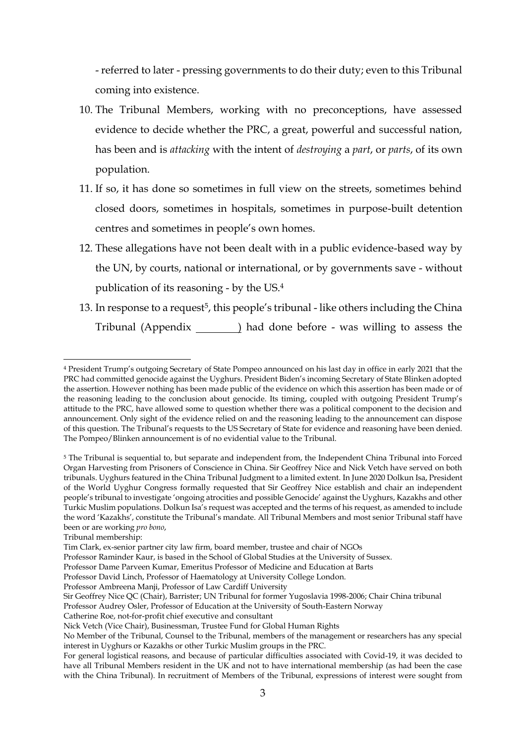- referred to later - pressing governments to do their duty; even to this Tribunal coming into existence.

10. The Tribunal Members, working with no preconceptions, have assessed evidence to decide whether the PRC, a great, powerful and successful nation, has been and is *attacking* with the intent of *destroying* a *part*, or *parts*, of its own population.

11. If so, it has done so sometimes in full view on the streets, sometimes behind closed doors, sometimes in hospitals, sometimes in purpose-built detention centres and sometimes in people's own homes.

12. These allegations have not been dealt with in a public evidence-based way by the UN, by courts, national or international, or by governments save - without publication of its reasoning - by the US.[4]

13. In response to a request[5], this people's tribunal - like others including the China Tribunal (Appendix ________) had done before - was willing to assess the

---

[4] President Trump's outgoing Secretary of State Pompeo announced on his last day in office in early 2021 that the PRC had committed genocide against the Uyghurs. President Biden's incoming Secretary of State Blinken adopted the assertion. However nothing has been made public of the evidence on which this assertion has been made or of the reasoning leading to the conclusion about genocide. Its timing, coupled with outgoing President Trump's attitude to the PRC, have allowed some to question whether there was a political component to the decision and announcement. Only sight of the evidence relied on and the reasoning leading to the announcement can dispose of this question. The Tribunal's requests to the US Secretary of State for evidence and reasoning have been denied. The Pompeo/Blinken announcement is of no evidential value to the Tribunal.

[5] The Tribunal is sequential to, but separate and independent from, the Independent China Tribunal into Forced Organ Harvesting from Prisoners of Conscience in China. Sir Geoffrey Nice and Nick Vetch have served on both tribunals. Uyghurs featured in the China Tribunal Judgment to a limited extent. In June 2020 Dolkun Isa, President of the World Uyghur Congress formally requested that Sir Geoffrey Nice establish and chair an independent people's tribunal to investigate 'ongoing atrocities and possible Genocide' against the Uyghurs, Kazakhs and other Turkic Muslim populations. Dolkun Isa's request was accepted and the terms of his request, as amended to include the word 'Kazakhs', constitute the Tribunal's mandate. All Tribunal Members and most senior Tribunal staff have been or are working *pro bono*,

Tribunal membership:

Tim Clark, ex-senior partner city law firm, board member, trustee and chair of NGOs

Professor Raminder Kaur, is based in the School of Global Studies at the University of Sussex.

Professor Dame Parveen Kumar, Emeritus Professor of Medicine and Education at Barts

Professor David Linch, Professor of Haematology at University College London.

Professor Ambreena Manji, Professor of Law Cardiff University

Sir Geoffrey Nice QC (Chair), Barrister; UN Tribunal for former Yugoslavia 1998-2006; Chair China tribunal

Professor Audrey Osler, Professor of Education at the University of South-Eastern Norway

Catherine Roe, not-for-profit chief executive and consultant

Nick Vetch (Vice Chair), Businessman, Trustee Fund for Global Human Rights

No Member of the Tribunal, Counsel to the Tribunal, members of the management or researchers has any special interest in Uyghurs or Kazakhs or other Turkic Muslim groups in the PRC.

For general logistical reasons, and because of particular difficulties associated with Covid-19, it was decided to have all Tribunal Members resident in the UK and not to have international membership (as had been the case with the China Tribunal). In recruitment of Members of the Tribunal, expressions of interest were sought from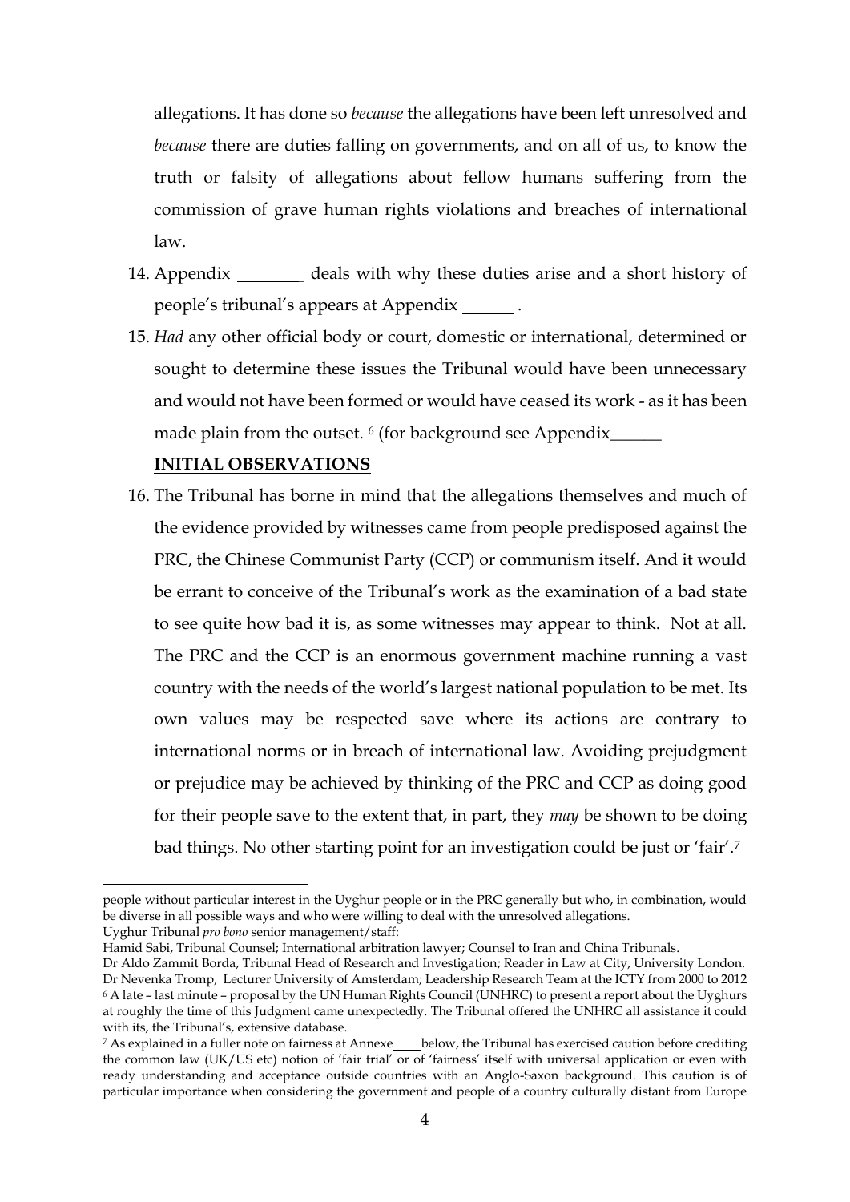allegations. It has done so *because* the allegations have been left unresolved and *because* there are duties falling on governments, and on all of us, to know the truth or falsity of allegations about fellow humans suffering from the commission of grave human rights violations and breaches of international law.

14. Appendix ________ deals with why these duties arise and a short history of people's tribunal's appears at Appendix ______ .

15. *Had* any other official body or court, domestic or international, determined or sought to determine these issues the Tribunal would have been unnecessary and would not have been formed or would have ceased its work - as it has been made plain from the outset. [6] (for background see Appendix______

**INITIAL OBSERVATIONS**

16. The Tribunal has borne in mind that the allegations themselves and much of the evidence provided by witnesses came from people predisposed against the PRC, the Chinese Communist Party (CCP) or communism itself. And it would be errant to conceive of the Tribunal's work as the examination of a bad state to see quite how bad it is, as some witnesses may appear to think. Not at all. The PRC and the CCP is an enormous government machine running a vast country with the needs of the world's largest national population to be met. Its own values may be respected save where its actions are contrary to international norms or in breach of international law. Avoiding prejudgment or prejudice may be achieved by thinking of the PRC and CCP as doing good for their people save to the extent that, in part, they *may* be shown to be doing bad things. No other starting point for an investigation could be just or 'fair'.[7]

---

people without particular interest in the Uyghur people or in the PRC generally but who, in combination, would be diverse in all possible ways and who were willing to deal with the unresolved allegations.

Uyghur Tribunal *pro bono* senior management/staff:

Hamid Sabi, Tribunal Counsel; International arbitration lawyer; Counsel to Iran and China Tribunals.

Dr Aldo Zammit Borda, Tribunal Head of Research and Investigation; Reader in Law at City, University London.

Dr Nevenka Tromp, Lecturer University of Amsterdam; Leadership Research Team at the ICTY from 2000 to 2012

[6] A late – last minute – proposal by the UN Human Rights Council (UNHRC) to present a report about the Uyghurs at roughly the time of this Judgment came unexpectedly. The Tribunal offered the UNHRC all assistance it could with its, the Tribunal's, extensive database.

[7] As explained in a fuller note on fairness at Annexe____below, the Tribunal has exercised caution before crediting the common law (UK/US etc) notion of 'fair trial' or of 'fairness' itself with universal application or even with ready understanding and acceptance outside countries with an Anglo-Saxon background. This caution is of particular importance when considering the government and people of a country culturally distant from Europe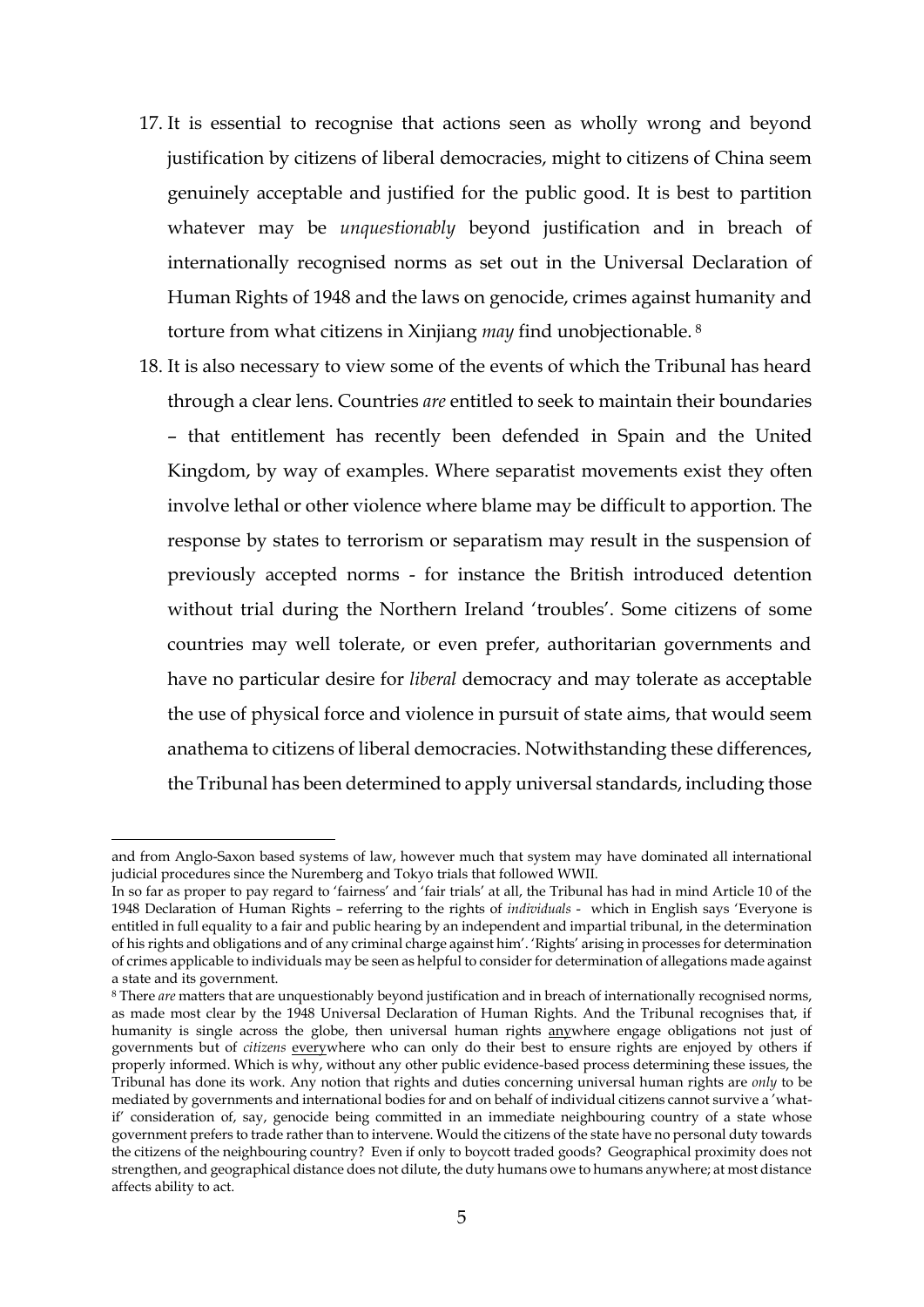17. It is essential to recognise that actions seen as wholly wrong and beyond justification by citizens of liberal democracies, might to citizens of China seem genuinely acceptable and justified for the public good. It is best to partition whatever may be *unquestionably* beyond justification and in breach of internationally recognised norms as set out in the Universal Declaration of Human Rights of 1948 and the laws on genocide, crimes against humanity and torture from what citizens in Xinjiang *may* find unobjectionable. [8]

18. It is also necessary to view some of the events of which the Tribunal has heard through a clear lens. Countries *are* entitled to seek to maintain their boundaries – that entitlement has recently been defended in Spain and the United Kingdom, by way of examples. Where separatist movements exist they often involve lethal or other violence where blame may be difficult to apportion. The response by states to terrorism or separatism may result in the suspension of previously accepted norms - for instance the British introduced detention without trial during the Northern Ireland 'troubles'. Some citizens of some countries may well tolerate, or even prefer, authoritarian governments and have no particular desire for *liberal* democracy and may tolerate as acceptable the use of physical force and violence in pursuit of state aims, that would seem anathema to citizens of liberal democracies. Notwithstanding these differences, the Tribunal has been determined to apply universal standards, including those

---

and from Anglo-Saxon based systems of law, however much that system may have dominated all international judicial procedures since the Nuremberg and Tokyo trials that followed WWII.

In so far as proper to pay regard to 'fairness' and 'fair trials' at all, the Tribunal has had in mind Article 10 of the 1948 Declaration of Human Rights – referring to the rights of *individuals* - which in English says 'Everyone is entitled in full equality to a fair and public hearing by an independent and impartial tribunal, in the determination of his rights and obligations and of any criminal charge against him'. 'Rights' arising in processes for determination of crimes applicable to individuals may be seen as helpful to consider for determination of allegations made against a state and its government.

[8] There *are* matters that are unquestionably beyond justification and in breach of internationally recognised norms, as made most clear by the 1948 Universal Declaration of Human Rights. And the Tribunal recognises that, if humanity is single across the globe, then universal human rights <u>any</u>where engage obligations not just of governments but of *citizens* <u>every</u>where who can only do their best to ensure rights are enjoyed by others if properly informed. Which is why, without any other public evidence-based process determining these issues, the Tribunal has done its work. Any notion that rights and duties concerning universal human rights are *only* to be mediated by governments and international bodies for and on behalf of individual citizens cannot survive a 'what-if' consideration of, say, genocide being committed in an immediate neighbouring country of a state whose government prefers to trade rather than to intervene. Would the citizens of the state have no personal duty towards the citizens of the neighbouring country? Even if only to boycott traded goods? Geographical proximity does not strengthen, and geographical distance does not dilute, the duty humans owe to humans anywhere; at most distance affects ability to act.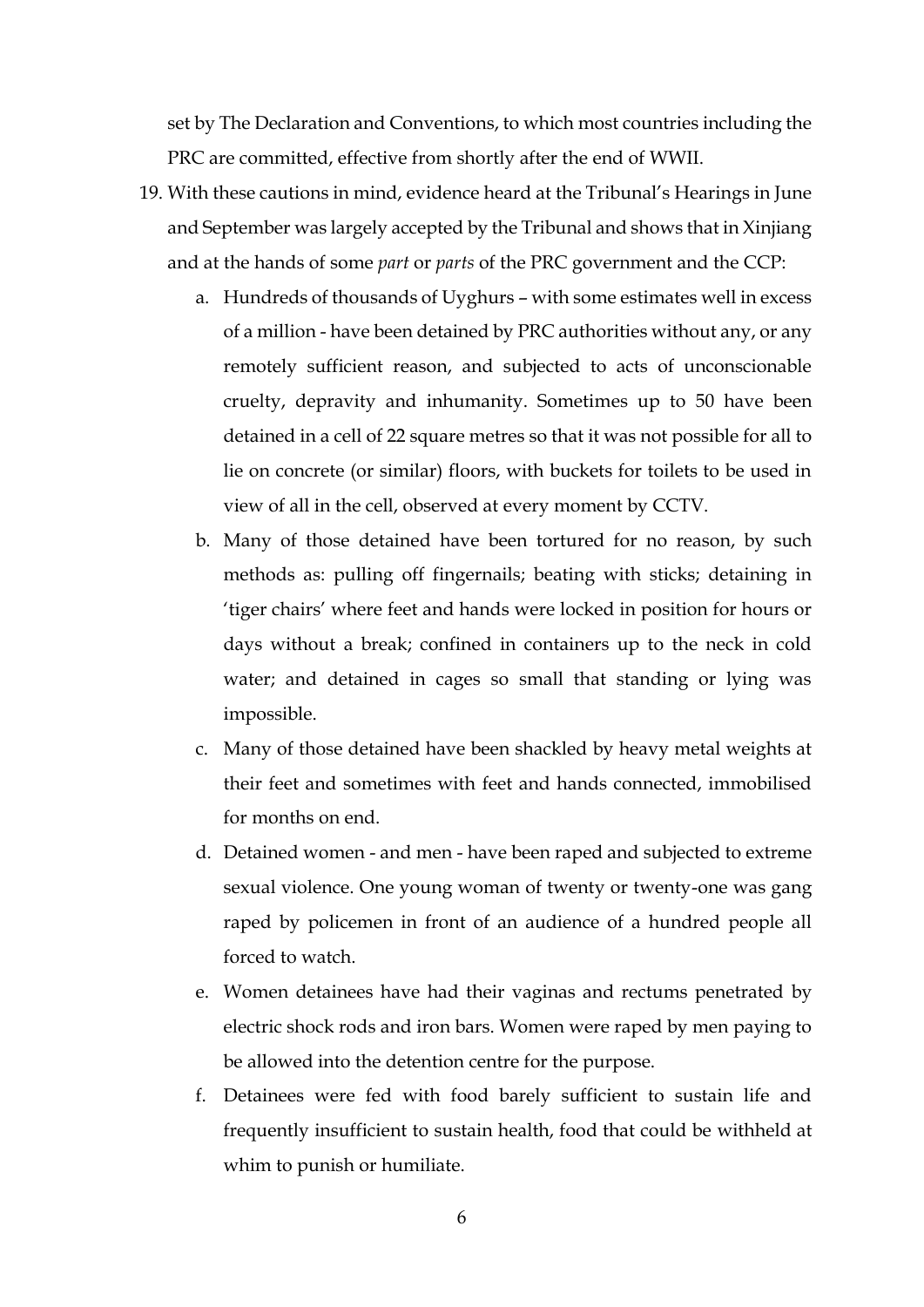set by The Declaration and Conventions, to which most countries including the PRC are committed, effective from shortly after the end of WWII.

19. With these cautions in mind, evidence heard at the Tribunal's Hearings in June and September was largely accepted by the Tribunal and shows that in Xinjiang and at the hands of some *part* or *parts* of the PRC government and the CCP:
    a. Hundreds of thousands of Uyghurs – with some estimates well in excess of a million - have been detained by PRC authorities without any, or any remotely sufficient reason, and subjected to acts of unconscionable cruelty, depravity and inhumanity. Sometimes up to 50 have been detained in a cell of 22 square metres so that it was not possible for all to lie on concrete (or similar) floors, with buckets for toilets to be used in view of all in the cell, observed at every moment by CCTV.
    b. Many of those detained have been tortured for no reason, by such methods as: pulling off fingernails; beating with sticks; detaining in 'tiger chairs' where feet and hands were locked in position for hours or days without a break; confined in containers up to the neck in cold water; and detained in cages so small that standing or lying was impossible.
    c. Many of those detained have been shackled by heavy metal weights at their feet and sometimes with feet and hands connected, immobilised for months on end.
    d. Detained women - and men - have been raped and subjected to extreme sexual violence. One young woman of twenty or twenty-one was gang raped by policemen in front of an audience of a hundred people all forced to watch.
    e. Women detainees have had their vaginas and rectums penetrated by electric shock rods and iron bars. Women were raped by men paying to be allowed into the detention centre for the purpose.
    f. Detainees were fed with food barely sufficient to sustain life and frequently insufficient to sustain health, food that could be withheld at whim to punish or humiliate.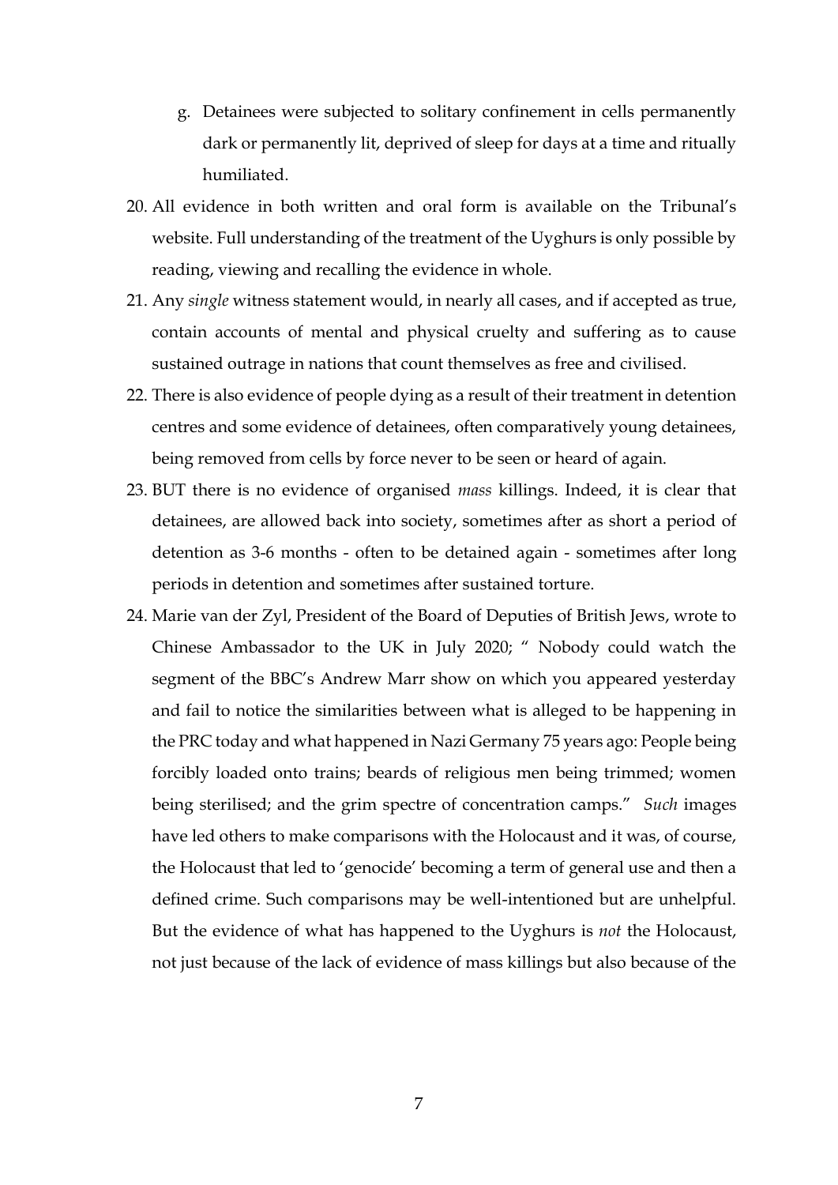g. Detainees were subjected to solitary confinement in cells permanently dark or permanently lit, deprived of sleep for days at a time and ritually humiliated.

20. All evidence in both written and oral form is available on the Tribunal's website. Full understanding of the treatment of the Uyghurs is only possible by reading, viewing and recalling the evidence in whole.

21. Any *single* witness statement would, in nearly all cases, and if accepted as true, contain accounts of mental and physical cruelty and suffering as to cause sustained outrage in nations that count themselves as free and civilised.

22. There is also evidence of people dying as a result of their treatment in detention centres and some evidence of detainees, often comparatively young detainees, being removed from cells by force never to be seen or heard of again.

23. BUT there is no evidence of organised *mass* killings. Indeed, it is clear that detainees, are allowed back into society, sometimes after as short a period of detention as 3-6 months - often to be detained again - sometimes after long periods in detention and sometimes after sustained torture.

24. Marie van der Zyl, President of the Board of Deputies of British Jews, wrote to Chinese Ambassador to the UK in July 2020; " Nobody could watch the segment of the BBC's Andrew Marr show on which you appeared yesterday and fail to notice the similarities between what is alleged to be happening in the PRC today and what happened in Nazi Germany 75 years ago: People being forcibly loaded onto trains; beards of religious men being trimmed; women being sterilised; and the grim spectre of concentration camps." *Such* images have led others to make comparisons with the Holocaust and it was, of course, the Holocaust that led to 'genocide' becoming a term of general use and then a defined crime. Such comparisons may be well-intentioned but are unhelpful. But the evidence of what has happened to the Uyghurs is *not* the Holocaust, not just because of the lack of evidence of mass killings but also because of the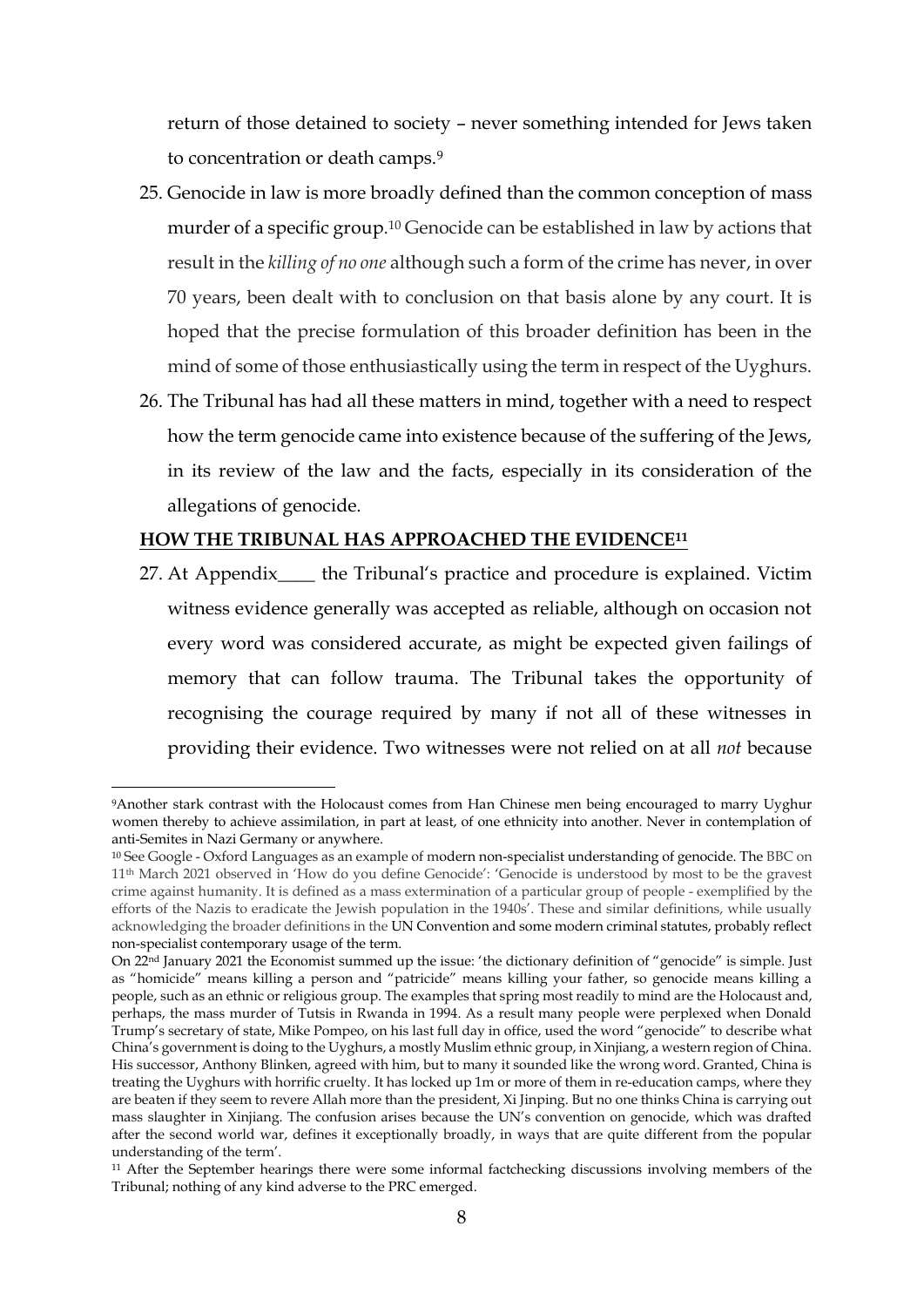return of those detained to society – never something intended for Jews taken to concentration or death camps.[9]

25. Genocide in law is more broadly defined than the common conception of mass murder of a specific group.[10] Genocide can be established in law by actions that result in the *killing of no one* although such a form of the crime has never, in over 70 years, been dealt with to conclusion on that basis alone by any court. It is hoped that the precise formulation of this broader definition has been in the mind of some of those enthusiastically using the term in respect of the Uyghurs.

26. The Tribunal has had all these matters in mind, together with a need to respect how the term genocide came into existence because of the suffering of the Jews, in its review of the law and the facts, especially in its consideration of the allegations of genocide.

**HOW THE TRIBUNAL HAS APPROACHED THE EVIDENCE[11]**

27. At Appendix____ the Tribunal's practice and procedure is explained. Victim witness evidence generally was accepted as reliable, although on occasion not every word was considered accurate, as might be expected given failings of memory that can follow trauma. The Tribunal takes the opportunity of recognising the courage required by many if not all of these witnesses in providing their evidence. Two witnesses were not relied on at all *not* because

---

[9] Another stark contrast with the Holocaust comes from Han Chinese men being encouraged to marry Uyghur women thereby to achieve assimilation, in part at least, of one ethnicity into another. Never in contemplation of anti-Semites in Nazi Germany or anywhere.

[10] See Google - Oxford Languages as an example of modern non-specialist understanding of genocide. The BBC on 11th March 2021 observed in 'How do you define Genocide': 'Genocide is understood by most to be the gravest crime against humanity. It is defined as a mass extermination of a particular group of people - exemplified by the efforts of the Nazis to eradicate the Jewish population in the 1940s'. These and similar definitions, while usually acknowledging the broader definitions in the UN Convention and some modern criminal statutes, probably reflect non-specialist contemporary usage of the term.

On 22nd January 2021 the Economist summed up the issue: 'the dictionary definition of "genocide" is simple. Just as "homicide" means killing a person and "patricide" means killing your father, so genocide means killing a people, such as an ethnic or religious group. The examples that spring most readily to mind are the Holocaust and, perhaps, the mass murder of Tutsis in Rwanda in 1994. As a result many people were perplexed when Donald Trump's secretary of state, Mike Pompeo, on his last full day in office, used the word "genocide" to describe what China's government is doing to the Uyghurs, a mostly Muslim ethnic group, in Xinjiang, a western region of China. His successor, Anthony Blinken, agreed with him, but to many it sounded like the wrong word. Granted, China is treating the Uyghurs with horrific cruelty. It has locked up 1m or more of them in re-education camps, where they are beaten if they seem to revere Allah more than the president, Xi Jinping. But no one thinks China is carrying out mass slaughter in Xinjiang. The confusion arises because the UN's convention on genocide, which was drafted after the second world war, defines it exceptionally broadly, in ways that are quite different from the popular understanding of the term'.

[11] After the September hearings there were some informal factchecking discussions involving members of the Tribunal; nothing of any kind adverse to the PRC emerged.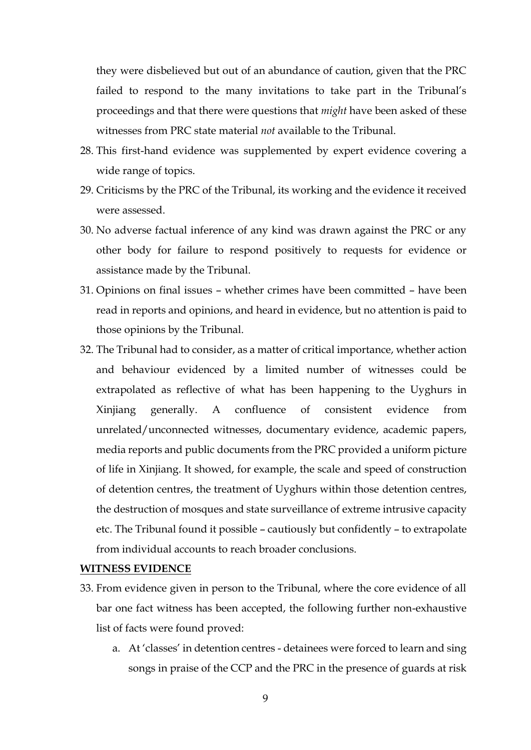they were disbelieved but out of an abundance of caution, given that the PRC failed to respond to the many invitations to take part in the Tribunal's proceedings and that there were questions that *might* have been asked of these witnesses from PRC state material *not* available to the Tribunal.

28. This first-hand evidence was supplemented by expert evidence covering a wide range of topics.
29. Criticisms by the PRC of the Tribunal, its working and the evidence it received were assessed.
30. No adverse factual inference of any kind was drawn against the PRC or any other body for failure to respond positively to requests for evidence or assistance made by the Tribunal.
31. Opinions on final issues – whether crimes have been committed – have been read in reports and opinions, and heard in evidence, but no attention is paid to those opinions by the Tribunal.
32. The Tribunal had to consider, as a matter of critical importance, whether action and behaviour evidenced by a limited number of witnesses could be extrapolated as reflective of what has been happening to the Uyghurs in Xinjiang generally. A confluence of consistent evidence from unrelated/unconnected witnesses, documentary evidence, academic papers, media reports and public documents from the PRC provided a uniform picture of life in Xinjiang. It showed, for example, the scale and speed of construction of detention centres, the treatment of Uyghurs within those detention centres, the destruction of mosques and state surveillance of extreme intrusive capacity etc. The Tribunal found it possible – cautiously but confidently – to extrapolate from individual accounts to reach broader conclusions.

**WITNESS EVIDENCE**

33. From evidence given in person to the Tribunal, where the core evidence of all bar one fact witness has been accepted, the following further non-exhaustive list of facts were found proved:
    a. At 'classes' in detention centres - detainees were forced to learn and sing songs in praise of the CCP and the PRC in the presence of guards at risk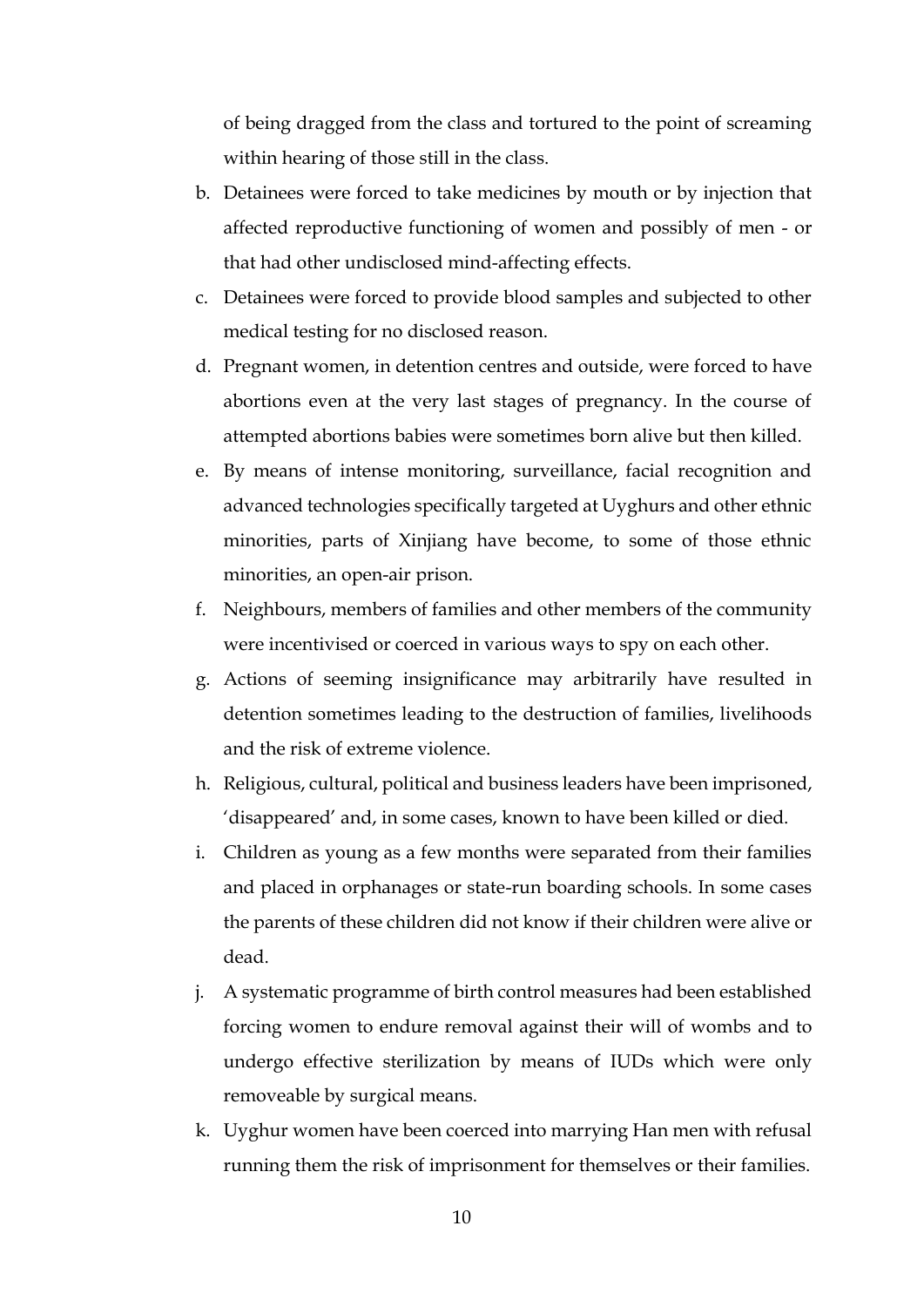of being dragged from the class and tortured to the point of screaming within hearing of those still in the class.

b. Detainees were forced to take medicines by mouth or by injection that affected reproductive functioning of women and possibly of men - or that had other undisclosed mind-affecting effects.

c. Detainees were forced to provide blood samples and subjected to other medical testing for no disclosed reason.

d. Pregnant women, in detention centres and outside, were forced to have abortions even at the very last stages of pregnancy. In the course of attempted abortions babies were sometimes born alive but then killed.

e. By means of intense monitoring, surveillance, facial recognition and advanced technologies specifically targeted at Uyghurs and other ethnic minorities, parts of Xinjiang have become, to some of those ethnic minorities, an open-air prison.

f. Neighbours, members of families and other members of the community were incentivised or coerced in various ways to spy on each other.

g. Actions of seeming insignificance may arbitrarily have resulted in detention sometimes leading to the destruction of families, livelihoods and the risk of extreme violence.

h. Religious, cultural, political and business leaders have been imprisoned, 'disappeared' and, in some cases, known to have been killed or died.

i. Children as young as a few months were separated from their families and placed in orphanages or state-run boarding schools. In some cases the parents of these children did not know if their children were alive or dead.

j. A systematic programme of birth control measures had been established forcing women to endure removal against their will of wombs and to undergo effective sterilization by means of IUDs which were only removeable by surgical means.

k. Uyghur women have been coerced into marrying Han men with refusal running them the risk of imprisonment for themselves or their families.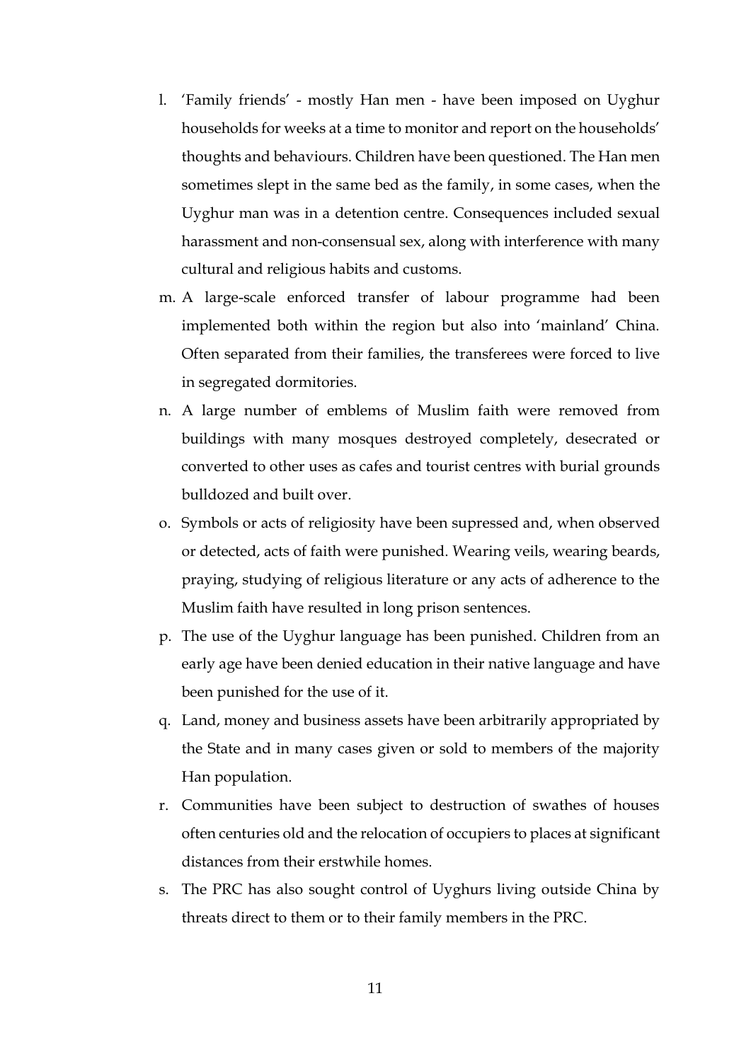l. 'Family friends' - mostly Han men - have been imposed on Uyghur households for weeks at a time to monitor and report on the households' thoughts and behaviours. Children have been questioned. The Han men sometimes slept in the same bed as the family, in some cases, when the Uyghur man was in a detention centre. Consequences included sexual harassment and non-consensual sex, along with interference with many cultural and religious habits and customs.

m. A large-scale enforced transfer of labour programme had been implemented both within the region but also into 'mainland' China. Often separated from their families, the transferees were forced to live in segregated dormitories.

n. A large number of emblems of Muslim faith were removed from buildings with many mosques destroyed completely, desecrated or converted to other uses as cafes and tourist centres with burial grounds bulldozed and built over.

o. Symbols or acts of religiosity have been supressed and, when observed or detected, acts of faith were punished. Wearing veils, wearing beards, praying, studying of religious literature or any acts of adherence to the Muslim faith have resulted in long prison sentences.

p. The use of the Uyghur language has been punished. Children from an early age have been denied education in their native language and have been punished for the use of it.

q. Land, money and business assets have been arbitrarily appropriated by the State and in many cases given or sold to members of the majority Han population.

r. Communities have been subject to destruction of swathes of houses often centuries old and the relocation of occupiers to places at significant distances from their erstwhile homes.

s. The PRC has also sought control of Uyghurs living outside China by threats direct to them or to their family members in the PRC.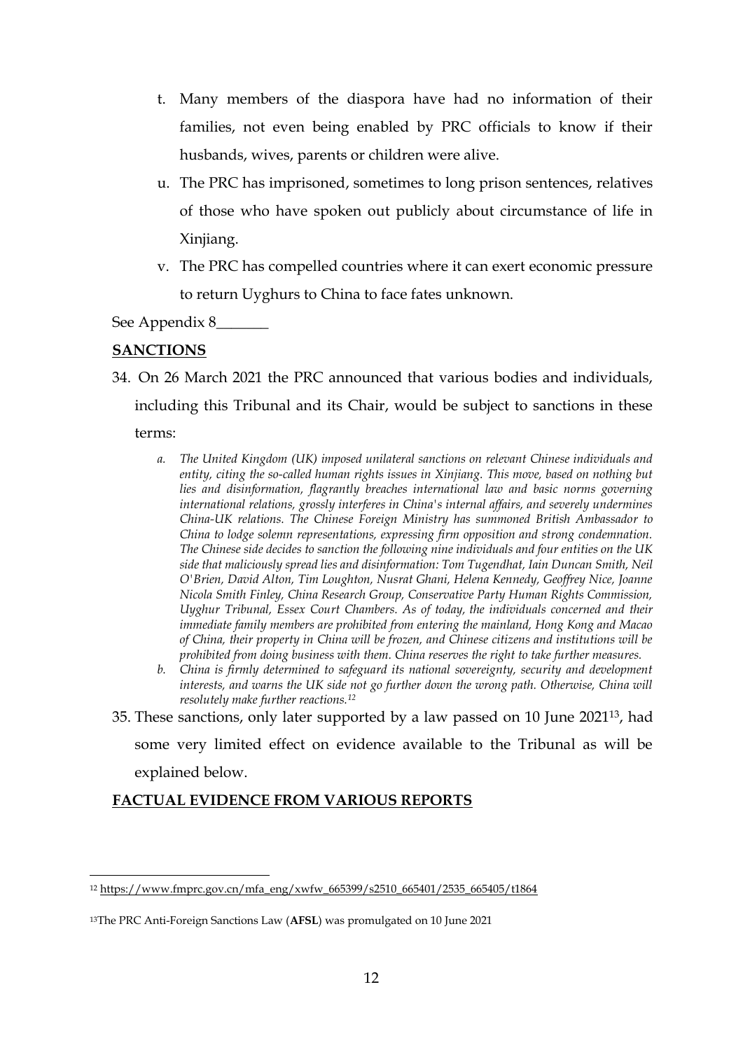t. Many members of the diaspora have had no information of their families, not even being enabled by PRC officials to know if their husbands, wives, parents or children were alive.

u. The PRC has imprisoned, sometimes to long prison sentences, relatives of those who have spoken out publicly about circumstance of life in Xinjiang.

v. The PRC has compelled countries where it can exert economic pressure to return Uyghurs to China to face fates unknown.

See Appendix 8_______

**SANCTIONS**

34. On 26 March 2021 the PRC announced that various bodies and individuals, including this Tribunal and its Chair, would be subject to sanctions in these terms:

    a. *The United Kingdom (UK) imposed unilateral sanctions on relevant Chinese individuals and entity, citing the so-called human rights issues in Xinjiang. This move, based on nothing but lies and disinformation, flagrantly breaches international law and basic norms governing international relations, grossly interferes in China's internal affairs, and severely undermines China-UK relations. The Chinese Foreign Ministry has summoned British Ambassador to China to lodge solemn representations, expressing firm opposition and strong condemnation. The Chinese side decides to sanction the following nine individuals and four entities on the UK side that maliciously spread lies and disinformation: Tom Tugendhat, Iain Duncan Smith, Neil O'Brien, David Alton, Tim Loughton, Nusrat Ghani, Helena Kennedy, Geoffrey Nice, Joanne Nicola Smith Finley, China Research Group, Conservative Party Human Rights Commission, Uyghur Tribunal, Essex Court Chambers. As of today, the individuals concerned and their immediate family members are prohibited from entering the mainland, Hong Kong and Macao of China, their property in China will be frozen, and Chinese citizens and institutions will be prohibited from doing business with them. China reserves the right to take further measures.*

    b. *China is firmly determined to safeguard its national sovereignty, security and development interests, and warns the UK side not go further down the wrong path. Otherwise, China will resolutely make further reactions.*[12]

35. These sanctions, only later supported by a law passed on 10 June 2021[13], had some very limited effect on evidence available to the Tribunal as will be explained below.

**FACTUAL EVIDENCE FROM VARIOUS REPORTS**

---

[12] https://www.fmprc.gov.cn/mfa_eng/xwfw_665399/s2510_665401/2535_665405/t1864

[13] The PRC Anti-Foreign Sanctions Law (**AFSL**) was promulgated on 10 June 2021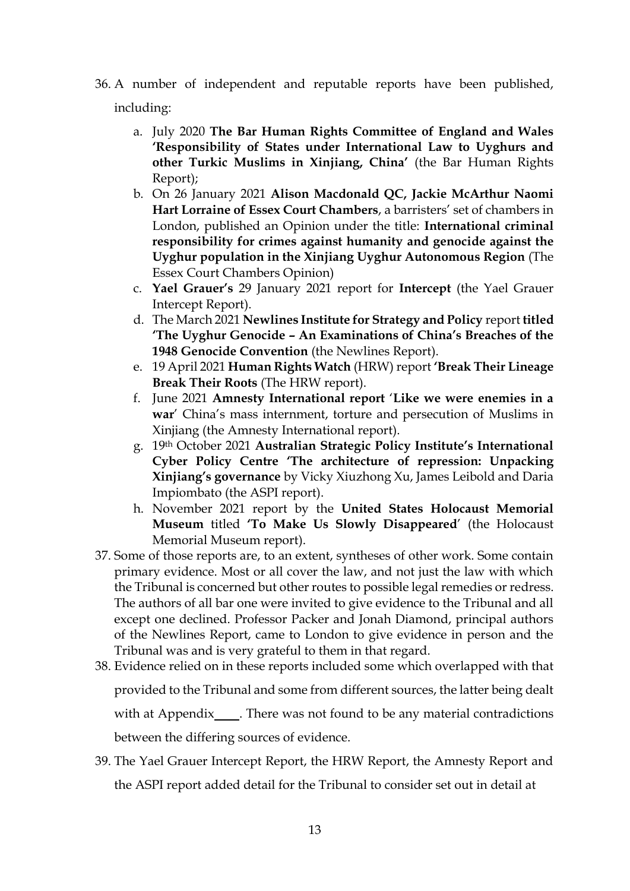36. A number of independent and reputable reports have been published, including:

    a. July 2020 **The Bar Human Rights Committee of England and Wales 'Responsibility of States under International Law to Uyghurs and other Turkic Muslims in Xinjiang, China'** (the Bar Human Rights Report);
    b. On 26 January 2021 **Alison Macdonald QC, Jackie McArthur Naomi Hart Lorraine of Essex Court Chambers**, a barristers' set of chambers in London, published an Opinion under the title: **International criminal responsibility for crimes against humanity and genocide against the Uyghur population in the Xinjiang Uyghur Autonomous Region** (The Essex Court Chambers Opinion)
    c. **Yael Grauer's** 29 January 2021 report for **Intercept** (the Yael Grauer Intercept Report).
    d. The March 2021 **Newlines Institute for Strategy and Policy** report **titled 'The Uyghur Genocide – An Examinations of China's Breaches of the 1948 Genocide Convention** (the Newlines Report).
    e. 19 April 2021 **Human Rights Watch** (HRW) report **'Break Their Lineage Break Their Roots** (The HRW report).
    f. June 2021 **Amnesty International report** '**Like we were enemies in a war**' China's mass internment, torture and persecution of Muslims in Xinjiang (the Amnesty International report).
    g. 19th October 2021 **Australian Strategic Policy Institute's International Cyber Policy Centre 'The architecture of repression: Unpacking Xinjiang's governance** by Vicky Xiuzhong Xu, James Leibold and Daria Impiombato (the ASPI report).
    h. November 2021 report by the **United States Holocaust Memorial Museum** titled **'To Make Us Slowly Disappeared**' (the Holocaust Memorial Museum report).

37. Some of those reports are, to an extent, syntheses of other work. Some contain primary evidence. Most or all cover the law, and not just the law with which the Tribunal is concerned but other routes to possible legal remedies or redress. The authors of all bar one were invited to give evidence to the Tribunal and all except one declined. Professor Packer and Jonah Diamond, principal authors of the Newlines Report, came to London to give evidence in person and the Tribunal was and is very grateful to them in that regard.

38. Evidence relied on in these reports included some which overlapped with that provided to the Tribunal and some from different sources, the latter being dealt with at Appendix____. There was not found to be any material contradictions between the differing sources of evidence.

39. The Yael Grauer Intercept Report, the HRW Report, the Amnesty Report and the ASPI report added detail for the Tribunal to consider set out in detail at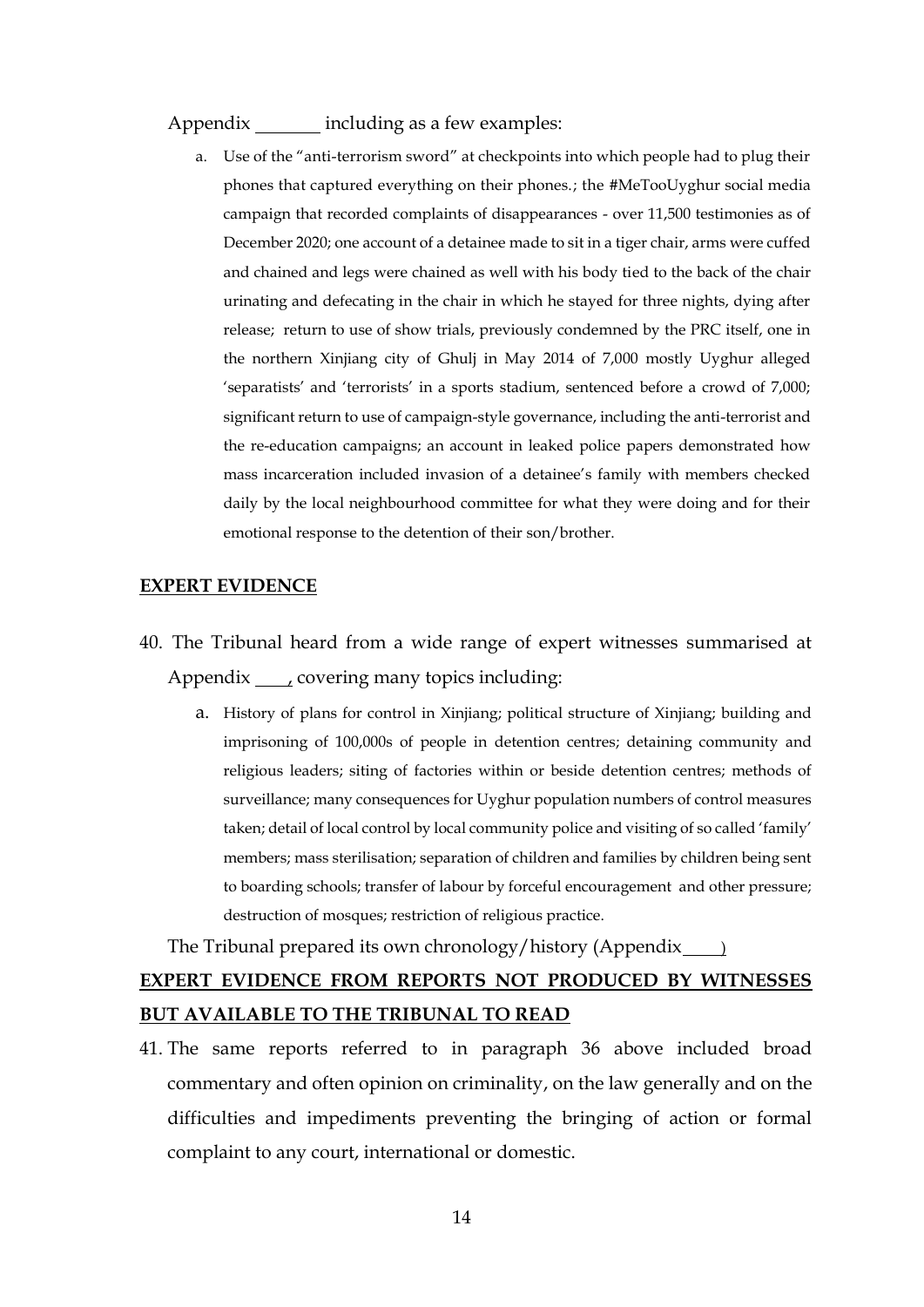Appendix _______ including as a few examples:

a. Use of the "anti-terrorism sword" at checkpoints into which people had to plug their phones that captured everything on their phones.; the #MeTooUyghur social media campaign that recorded complaints of disappearances - over 11,500 testimonies as of December 2020; one account of a detainee made to sit in a tiger chair, arms were cuffed and chained and legs were chained as well with his body tied to the back of the chair urinating and defecating in the chair in which he stayed for three nights, dying after release; return to use of show trials, previously condemned by the PRC itself, one in the northern Xinjiang city of Ghulj in May 2014 of 7,000 mostly Uyghur alleged 'separatists' and 'terrorists' in a sports stadium, sentenced before a crowd of 7,000; significant return to use of campaign-style governance, including the anti-terrorist and the re-education campaigns; an account in leaked police papers demonstrated how mass incarceration included invasion of a detainee's family with members checked daily by the local neighbourhood committee for what they were doing and for their emotional response to the detention of their son/brother.

## EXPERT EVIDENCE

40. The Tribunal heard from a wide range of expert witnesses summarised at Appendix ____, covering many topics including:

    a. History of plans for control in Xinjiang; political structure of Xinjiang; building and imprisoning of 100,000s of people in detention centres; detaining community and religious leaders; siting of factories within or beside detention centres; methods of surveillance; many consequences for Uyghur population numbers of control measures taken; detail of local control by local community police and visiting of so called 'family' members; mass sterilisation; separation of children and families by children being sent to boarding schools; transfer of labour by forceful encouragement and other pressure; destruction of mosques; restriction of religious practice.

The Tribunal prepared its own chronology/history (Appendix ____)

## EXPERT EVIDENCE FROM REPORTS NOT PRODUCED BY WITNESSES BUT AVAILABLE TO THE TRIBUNAL TO READ

41. The same reports referred to in paragraph 36 above included broad commentary and often opinion on criminality, on the law generally and on the difficulties and impediments preventing the bringing of action or formal complaint to any court, international or domestic.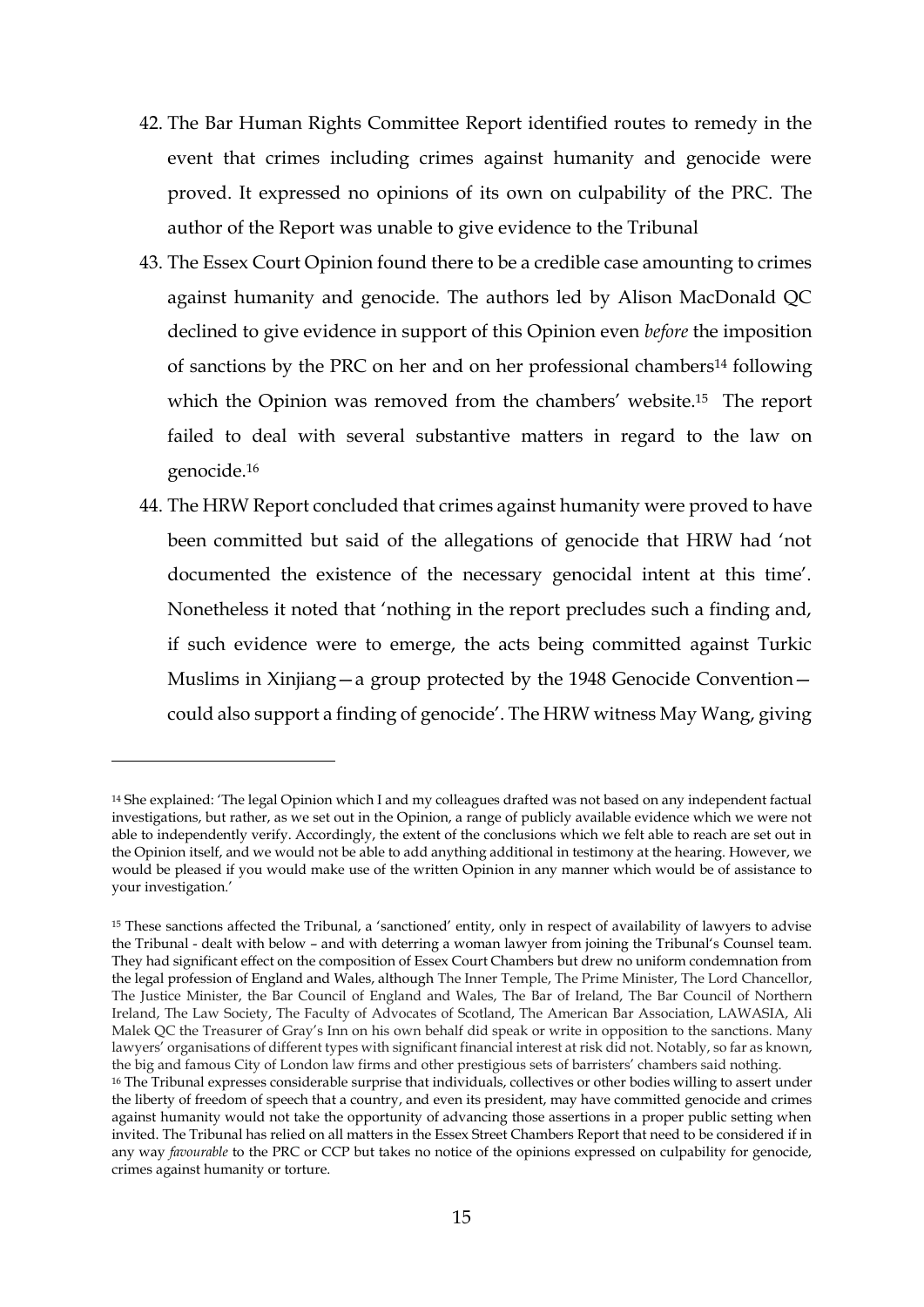42. The Bar Human Rights Committee Report identified routes to remedy in the event that crimes including crimes against humanity and genocide were proved. It expressed no opinions of its own on culpability of the PRC. The author of the Report was unable to give evidence to the Tribunal

43. The Essex Court Opinion found there to be a credible case amounting to crimes against humanity and genocide. The authors led by Alison MacDonald QC declined to give evidence in support of this Opinion even *before* the imposition of sanctions by the PRC on her and on her professional chambers[14] following which the Opinion was removed from the chambers' website.[15] The report failed to deal with several substantive matters in regard to the law on genocide.[16]

44. The HRW Report concluded that crimes against humanity were proved to have been committed but said of the allegations of genocide that HRW had 'not documented the existence of the necessary genocidal intent at this time'. Nonetheless it noted that 'nothing in the report precludes such a finding and, if such evidence were to emerge, the acts being committed against Turkic Muslims in Xinjiang—a group protected by the 1948 Genocide Convention—could also support a finding of genocide'. The HRW witness May Wang, giving

---

[14] She explained: 'The legal Opinion which I and my colleagues drafted was not based on any independent factual investigations, but rather, as we set out in the Opinion, a range of publicly available evidence which we were not able to independently verify. Accordingly, the extent of the conclusions which we felt able to reach are set out in the Opinion itself, and we would not be able to add anything additional in testimony at the hearing. However, we would be pleased if you would make use of the written Opinion in any manner which would be of assistance to your investigation.'

[15] These sanctions affected the Tribunal, a 'sanctioned' entity, only in respect of availability of lawyers to advise the Tribunal - dealt with below – and with deterring a woman lawyer from joining the Tribunal's Counsel team. They had significant effect on the composition of Essex Court Chambers but drew no uniform condemnation from the legal profession of England and Wales, although The Inner Temple, The Prime Minister, The Lord Chancellor, The Justice Minister, the Bar Council of England and Wales, The Bar of Ireland, The Bar Council of Northern Ireland, The Law Society, The Faculty of Advocates of Scotland, The American Bar Association, LAWASIA, Ali Malek QC the Treasurer of Gray's Inn on his own behalf did speak or write in opposition to the sanctions. Many lawyers' organisations of different types with significant financial interest at risk did not. Notably, so far as known, the big and famous City of London law firms and other prestigious sets of barristers' chambers said nothing.

[16] The Tribunal expresses considerable surprise that individuals, collectives or other bodies willing to assert under the liberty of freedom of speech that a country, and even its president, may have committed genocide and crimes against humanity would not take the opportunity of advancing those assertions in a proper public setting when invited. The Tribunal has relied on all matters in the Essex Street Chambers Report that need to be considered if in any way *favourable* to the PRC or CCP but takes no notice of the opinions expressed on culpability for genocide, crimes against humanity or torture.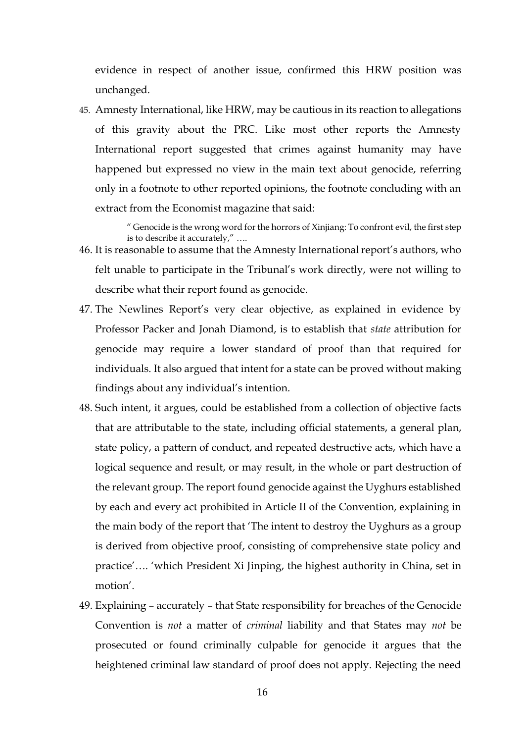evidence in respect of another issue, confirmed this HRW position was unchanged.

45. Amnesty International, like HRW, may be cautious in its reaction to allegations of this gravity about the PRC. Like most other reports the Amnesty International report suggested that crimes against humanity may have happened but expressed no view in the main text about genocide, referring only in a footnote to other reported opinions, the footnote concluding with an extract from the Economist magazine that said:

   > " Genocide is the wrong word for the horrors of Xinjiang: To confront evil, the first step is to describe it accurately," ….

46. It is reasonable to assume that the Amnesty International report's authors, who felt unable to participate in the Tribunal's work directly, were not willing to describe what their report found as genocide.

47. The Newlines Report's very clear objective, as explained in evidence by Professor Packer and Jonah Diamond, is to establish that *state* attribution for genocide may require a lower standard of proof than that required for individuals. It also argued that intent for a state can be proved without making findings about any individual's intention.

48. Such intent, it argues, could be established from a collection of objective facts that are attributable to the state, including official statements, a general plan, state policy, a pattern of conduct, and repeated destructive acts, which have a logical sequence and result, or may result, in the whole or part destruction of the relevant group. The report found genocide against the Uyghurs established by each and every act prohibited in Article II of the Convention, explaining in the main body of the report that 'The intent to destroy the Uyghurs as a group is derived from objective proof, consisting of comprehensive state policy and practice'…. 'which President Xi Jinping, the highest authority in China, set in motion'.

49. Explaining – accurately – that State responsibility for breaches of the Genocide Convention is *not* a matter of *criminal* liability and that States may *not* be prosecuted or found criminally culpable for genocide it argues that the heightened criminal law standard of proof does not apply. Rejecting the need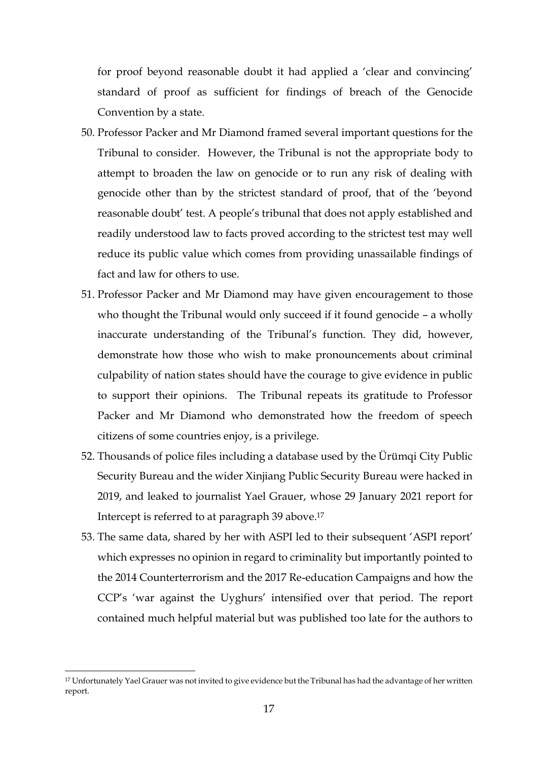for proof beyond reasonable doubt it had applied a 'clear and convincing' standard of proof as sufficient for findings of breach of the Genocide Convention by a state.

50. Professor Packer and Mr Diamond framed several important questions for the Tribunal to consider. However, the Tribunal is not the appropriate body to attempt to broaden the law on genocide or to run any risk of dealing with genocide other than by the strictest standard of proof, that of the 'beyond reasonable doubt' test. A people's tribunal that does not apply established and readily understood law to facts proved according to the strictest test may well reduce its public value which comes from providing unassailable findings of fact and law for others to use.

51. Professor Packer and Mr Diamond may have given encouragement to those who thought the Tribunal would only succeed if it found genocide – a wholly inaccurate understanding of the Tribunal's function. They did, however, demonstrate how those who wish to make pronouncements about criminal culpability of nation states should have the courage to give evidence in public to support their opinions. The Tribunal repeats its gratitude to Professor Packer and Mr Diamond who demonstrated how the freedom of speech citizens of some countries enjoy, is a privilege.

52. Thousands of police files including a database used by the Ürümqi City Public Security Bureau and the wider Xinjiang Public Security Bureau were hacked in 2019, and leaked to journalist Yael Grauer, whose 29 January 2021 report for Intercept is referred to at paragraph 39 above.[17]

53. The same data, shared by her with ASPI led to their subsequent 'ASPI report' which expresses no opinion in regard to criminality but importantly pointed to the 2014 Counterterrorism and the 2017 Re-education Campaigns and how the CCP's 'war against the Uyghurs' intensified over that period. The report contained much helpful material but was published too late for the authors to

[17] Unfortunately Yael Grauer was not invited to give evidence but the Tribunal has had the advantage of her written report.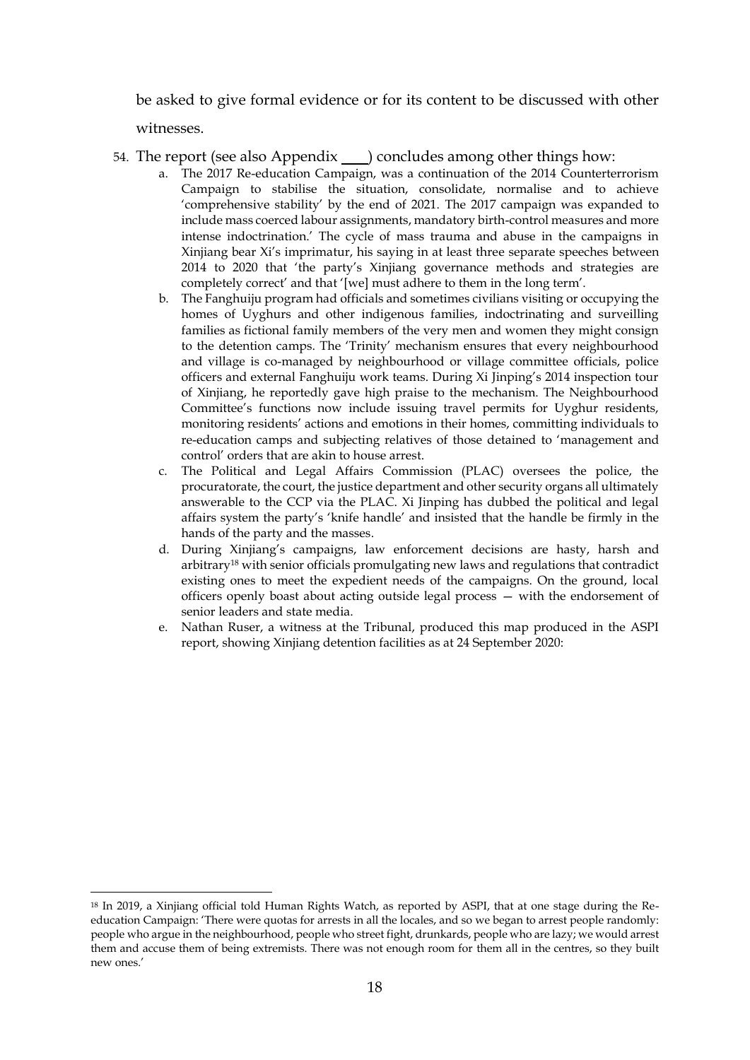be asked to give formal evidence or for its content to be discussed with other witnesses.

54. The report (see also Appendix \_\_\_\_) concludes among other things how:

    a. The 2017 Re-education Campaign, was a continuation of the 2014 Counterterrorism Campaign to stabilise the situation, consolidate, normalise and to achieve 'comprehensive stability' by the end of 2021. The 2017 campaign was expanded to include mass coerced labour assignments, mandatory birth-control measures and more intense indoctrination.' The cycle of mass trauma and abuse in the campaigns in Xinjiang bear Xi's imprimatur, his saying in at least three separate speeches between 2014 to 2020 that 'the party's Xinjiang governance methods and strategies are completely correct' and that '[we] must adhere to them in the long term'.

    b. The Fanghuiju program had officials and sometimes civilians visiting or occupying the homes of Uyghurs and other indigenous families, indoctrinating and surveilling families as fictional family members of the very men and women they might consign to the detention camps. The 'Trinity' mechanism ensures that every neighbourhood and village is co-managed by neighbourhood or village committee officials, police officers and external Fanghuiju work teams. During Xi Jinping's 2014 inspection tour of Xinjiang, he reportedly gave high praise to the mechanism. The Neighbourhood Committee's functions now include issuing travel permits for Uyghur residents, monitoring residents' actions and emotions in their homes, committing individuals to re-education camps and subjecting relatives of those detained to 'management and control' orders that are akin to house arrest.

    c. The Political and Legal Affairs Commission (PLAC) oversees the police, the procuratorate, the court, the justice department and other security organs all ultimately answerable to the CCP via the PLAC. Xi Jinping has dubbed the political and legal affairs system the party's 'knife handle' and insisted that the handle be firmly in the hands of the party and the masses.

    d. During Xinjiang's campaigns, law enforcement decisions are hasty, harsh and arbitrary[18] with senior officials promulgating new laws and regulations that contradict existing ones to meet the expedient needs of the campaigns. On the ground, local officers openly boast about acting outside legal process — with the endorsement of senior leaders and state media.

    e. Nathan Ruser, a witness at the Tribunal, produced this map produced in the ASPI report, showing Xinjiang detention facilities as at 24 September 2020:

[18] In 2019, a Xinjiang official told Human Rights Watch, as reported by ASPI, that at one stage during the Re-education Campaign: 'There were quotas for arrests in all the locales, and so we began to arrest people randomly: people who argue in the neighbourhood, people who street fight, drunkards, people who are lazy; we would arrest them and accuse them of being extremists. There was not enough room for them all in the centres, so they built new ones.'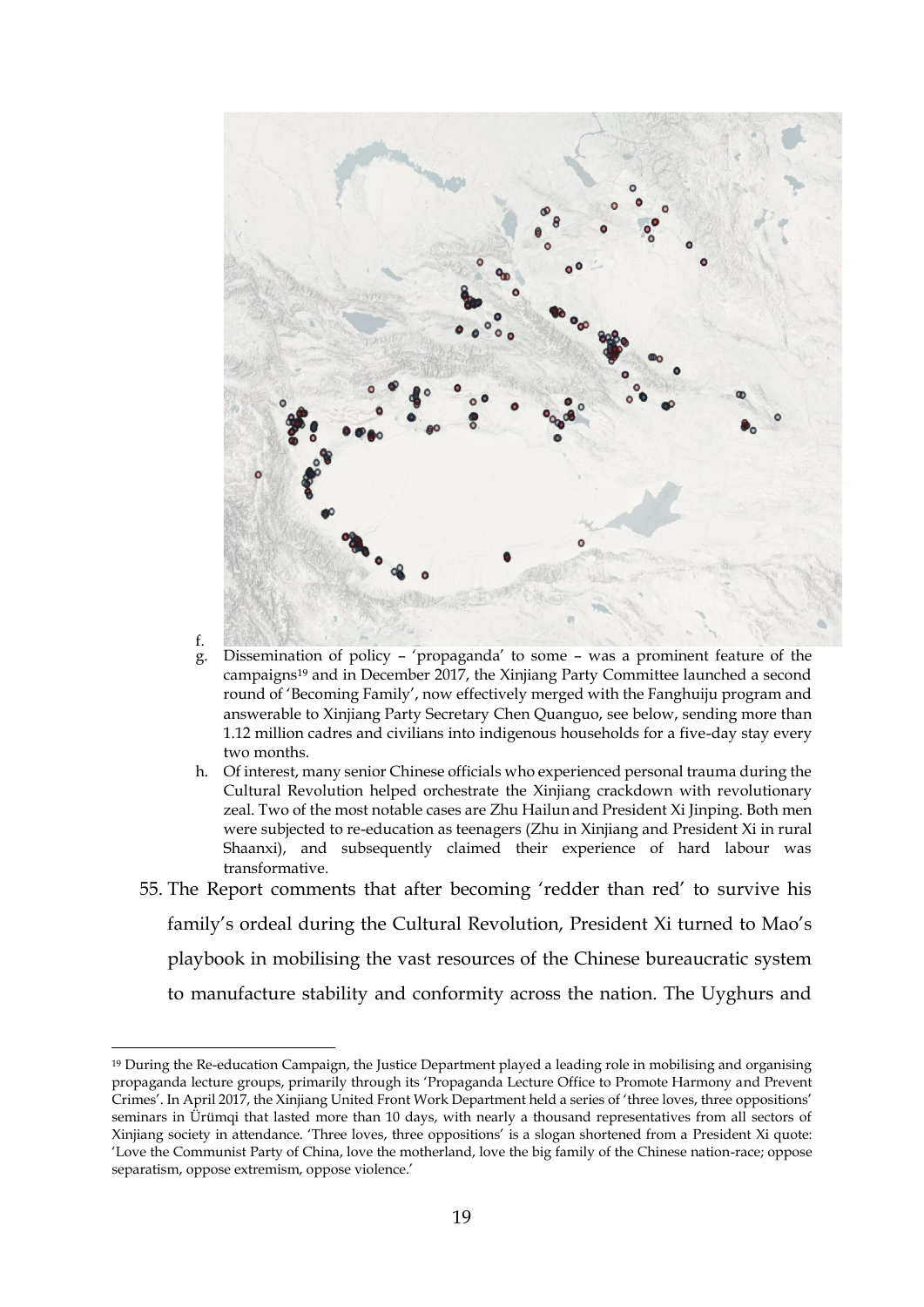f.

g. Dissemination of policy – 'propaganda' to some – was a prominent feature of the campaigns[19] and in December 2017, the Xinjiang Party Committee launched a second round of 'Becoming Family', now effectively merged with the Fanghuiju program and answerable to Xinjiang Party Secretary Chen Quanguo, see below, sending more than 1.12 million cadres and civilians into indigenous households for a five-day stay every two months.

h. Of interest, many senior Chinese officials who experienced personal trauma during the Cultural Revolution helped orchestrate the Xinjiang crackdown with revolutionary zeal. Two of the most notable cases are Zhu Hailun and President Xi Jinping. Both men were subjected to re-education as teenagers (Zhu in Xinjiang and President Xi in rural Shaanxi), and subsequently claimed their experience of hard labour was transformative.

55. The Report comments that after becoming 'redder than red' to survive his family's ordeal during the Cultural Revolution, President Xi turned to Mao's playbook in mobilising the vast resources of the Chinese bureaucratic system to manufacture stability and conformity across the nation. The Uyghurs and

---

[19] During the Re-education Campaign, the Justice Department played a leading role in mobilising and organising propaganda lecture groups, primarily through its 'Propaganda Lecture Office to Promote Harmony and Prevent Crimes'. In April 2017, the Xinjiang United Front Work Department held a series of 'three loves, three oppositions' seminars in Ürümqi that lasted more than 10 days, with nearly a thousand representatives from all sectors of Xinjiang society in attendance. 'Three loves, three oppositions' is a slogan shortened from a President Xi quote: 'Love the Communist Party of China, love the motherland, love the big family of the Chinese nation-race; oppose separatism, oppose extremism, oppose violence.'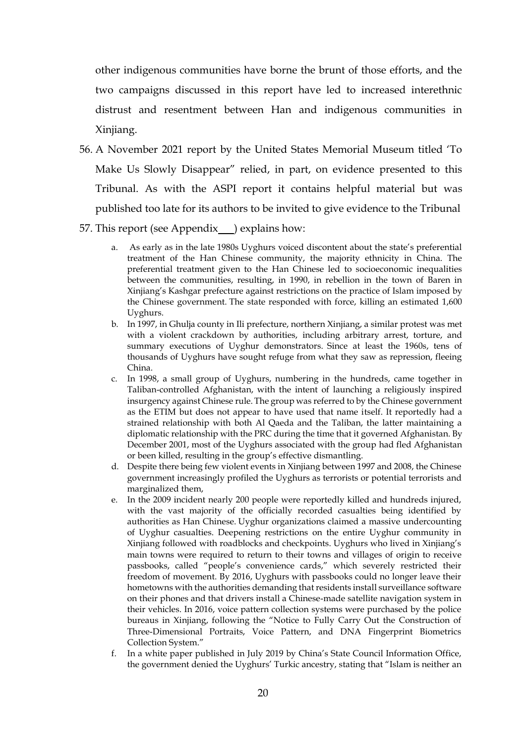other indigenous communities have borne the brunt of those efforts, and the two campaigns discussed in this report have led to increased interethnic distrust and resentment between Han and indigenous communities in Xinjiang.

56. A November 2021 report by the United States Memorial Museum titled 'To Make Us Slowly Disappear" relied, in part, on evidence presented to this Tribunal. As with the ASPI report it contains helpful material but was published too late for its authors to be invited to give evidence to the Tribunal

57. This report (see Appendix ___) explains how:

    a. As early as in the late 1980s Uyghurs voiced discontent about the state's preferential treatment of the Han Chinese community, the majority ethnicity in China. The preferential treatment given to the Han Chinese led to socioeconomic inequalities between the communities, resulting, in 1990, in rebellion in the town of Baren in Xinjiang's Kashgar prefecture against restrictions on the practice of Islam imposed by the Chinese government. The state responded with force, killing an estimated 1,600 Uyghurs.

    b. In 1997, in Ghulja county in Ili prefecture, northern Xinjiang, a similar protest was met with a violent crackdown by authorities, including arbitrary arrest, torture, and summary executions of Uyghur demonstrators. Since at least the 1960s, tens of thousands of Uyghurs have sought refuge from what they saw as repression, fleeing China.

    c. In 1998, a small group of Uyghurs, numbering in the hundreds, came together in Taliban-controlled Afghanistan, with the intent of launching a religiously inspired insurgency against Chinese rule. The group was referred to by the Chinese government as the ETIM but does not appear to have used that name itself. It reportedly had a strained relationship with both Al Qaeda and the Taliban, the latter maintaining a diplomatic relationship with the PRC during the time that it governed Afghanistan. By December 2001, most of the Uyghurs associated with the group had fled Afghanistan or been killed, resulting in the group's effective dismantling.

    d. Despite there being few violent events in Xinjiang between 1997 and 2008, the Chinese government increasingly profiled the Uyghurs as terrorists or potential terrorists and marginalized them,

    e. In the 2009 incident nearly 200 people were reportedly killed and hundreds injured, with the vast majority of the officially recorded casualties being identified by authorities as Han Chinese. Uyghur organizations claimed a massive undercounting of Uyghur casualties. Deepening restrictions on the entire Uyghur community in Xinjiang followed with roadblocks and checkpoints. Uyghurs who lived in Xinjiang's main towns were required to return to their towns and villages of origin to receive passbooks, called "people's convenience cards," which severely restricted their freedom of movement. By 2016, Uyghurs with passbooks could no longer leave their hometowns with the authorities demanding that residents install surveillance software on their phones and that drivers install a Chinese-made satellite navigation system in their vehicles. In 2016, voice pattern collection systems were purchased by the police bureaus in Xinjiang, following the "Notice to Fully Carry Out the Construction of Three-Dimensional Portraits, Voice Pattern, and DNA Fingerprint Biometrics Collection System."

    f. In a white paper published in July 2019 by China's State Council Information Office, the government denied the Uyghurs' Turkic ancestry, stating that "Islam is neither an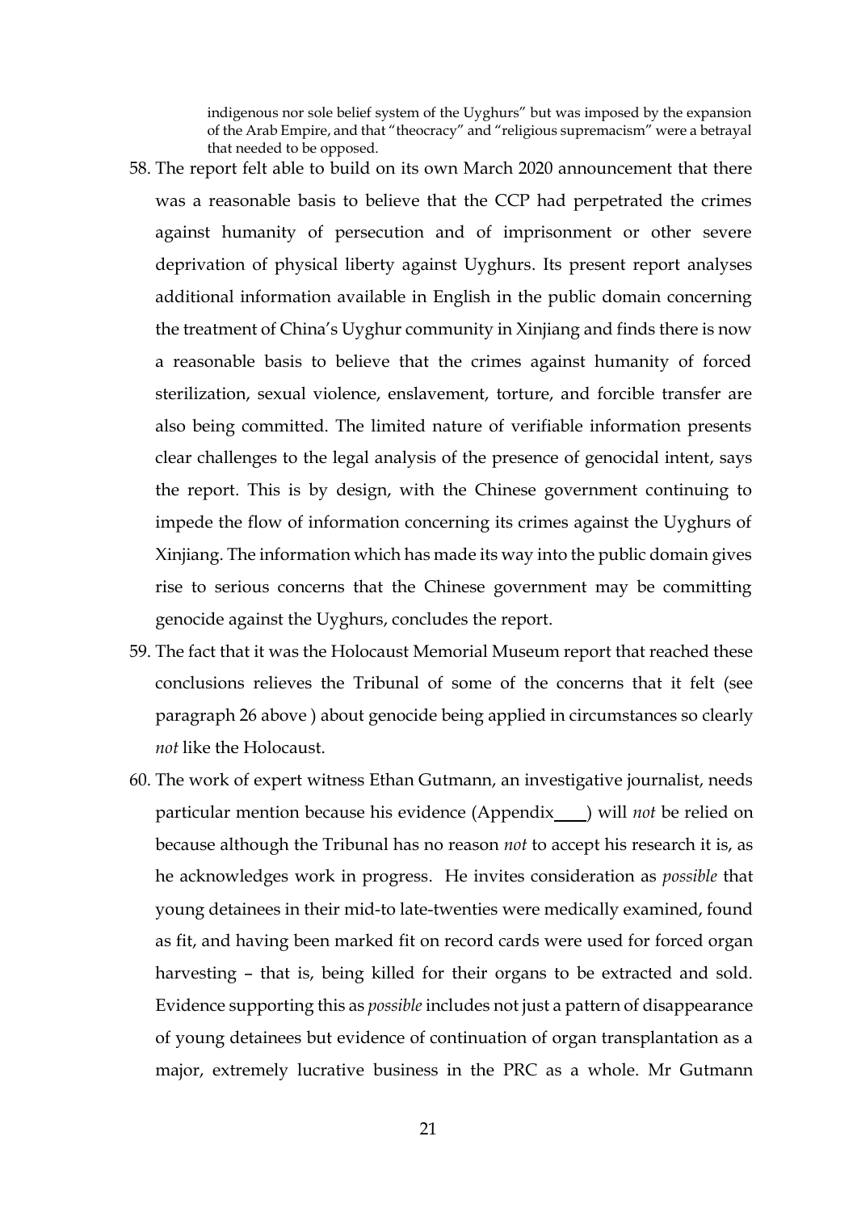> indigenous nor sole belief system of the Uyghurs" but was imposed by the expansion of the Arab Empire, and that "theocracy" and "religious supremacism" were a betrayal that needed to be opposed.

58. The report felt able to build on its own March 2020 announcement that there was a reasonable basis to believe that the CCP had perpetrated the crimes against humanity of persecution and of imprisonment or other severe deprivation of physical liberty against Uyghurs. Its present report analyses additional information available in English in the public domain concerning the treatment of China's Uyghur community in Xinjiang and finds there is now a reasonable basis to believe that the crimes against humanity of forced sterilization, sexual violence, enslavement, torture, and forcible transfer are also being committed. The limited nature of verifiable information presents clear challenges to the legal analysis of the presence of genocidal intent, says the report. This is by design, with the Chinese government continuing to impede the flow of information concerning its crimes against the Uyghurs of Xinjiang. The information which has made its way into the public domain gives rise to serious concerns that the Chinese government may be committing genocide against the Uyghurs, concludes the report.

59. The fact that it was the Holocaust Memorial Museum report that reached these conclusions relieves the Tribunal of some of the concerns that it felt (see paragraph 26 above ) about genocide being applied in circumstances so clearly *not* like the Holocaust.

60. The work of expert witness Ethan Gutmann, an investigative journalist, needs particular mention because his evidence (Appendix____) will *not* be relied on because although the Tribunal has no reason *not* to accept his research it is, as he acknowledges work in progress. He invites consideration as *possible* that young detainees in their mid-to late-twenties were medically examined, found as fit, and having been marked fit on record cards were used for forced organ harvesting – that is, being killed for their organs to be extracted and sold. Evidence supporting this as *possible* includes not just a pattern of disappearance of young detainees but evidence of continuation of organ transplantation as a major, extremely lucrative business in the PRC as a whole. Mr Gutmann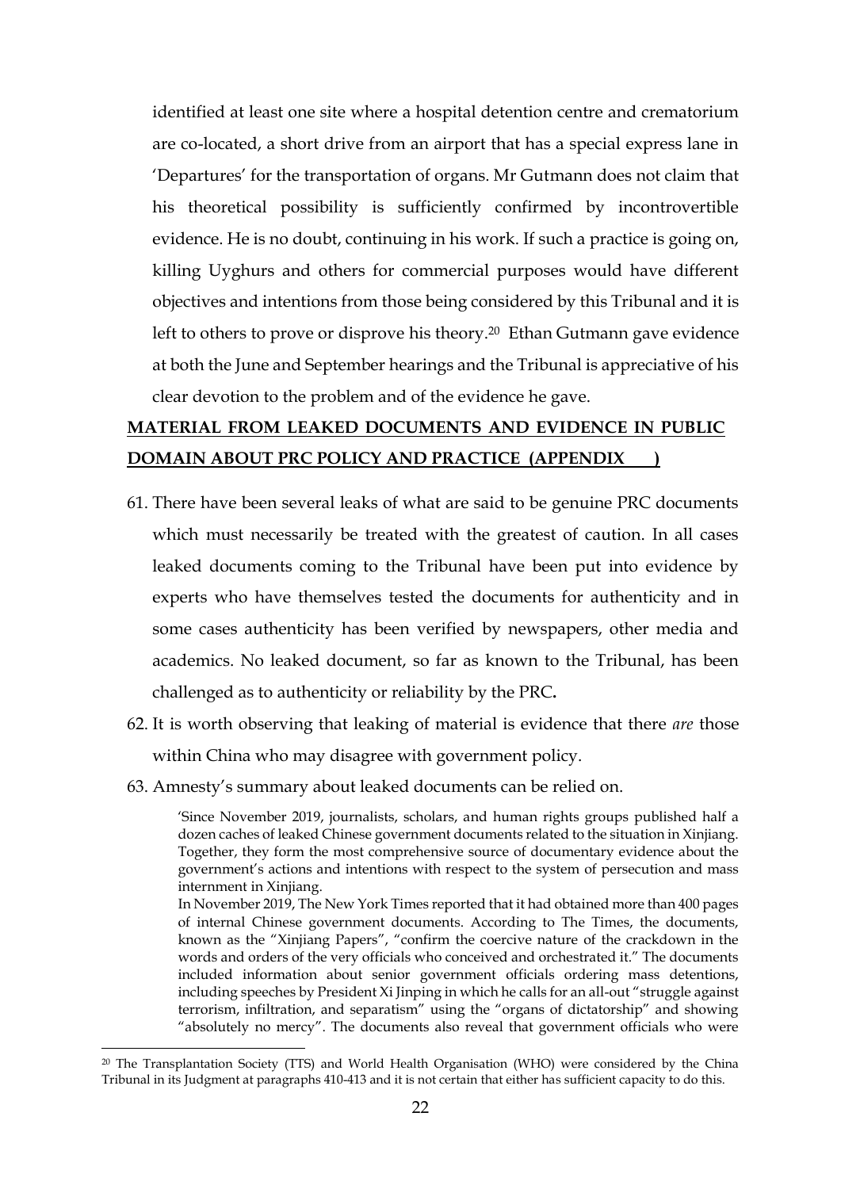identified at least one site where a hospital detention centre and crematorium are co-located, a short drive from an airport that has a special express lane in 'Departures' for the transportation of organs. Mr Gutmann does not claim that his theoretical possibility is sufficiently confirmed by incontrovertible evidence. He is no doubt, continuing in his work. If such a practice is going on, killing Uyghurs and others for commercial purposes would have different objectives and intentions from those being considered by this Tribunal and it is left to others to prove or disprove his theory.[20] Ethan Gutmann gave evidence at both the June and September hearings and the Tribunal is appreciative of his clear devotion to the problem and of the evidence he gave.

## MATERIAL FROM LEAKED DOCUMENTS AND EVIDENCE IN PUBLIC DOMAIN ABOUT PRC POLICY AND PRACTICE (APPENDIX )

61. There have been several leaks of what are said to be genuine PRC documents which must necessarily be treated with the greatest of caution. In all cases leaked documents coming to the Tribunal have been put into evidence by experts who have themselves tested the documents for authenticity and in some cases authenticity has been verified by newspapers, other media and academics. No leaked document, so far as known to the Tribunal, has been challenged as to authenticity or reliability by the PRC**.**

62. It is worth observing that leaking of material is evidence that there *are* those within China who may disagree with government policy.

63. Amnesty's summary about leaked documents can be relied on.

> 'Since November 2019, journalists, scholars, and human rights groups published half a dozen caches of leaked Chinese government documents related to the situation in Xinjiang. Together, they form the most comprehensive source of documentary evidence about the government's actions and intentions with respect to the system of persecution and mass internment in Xinjiang.
>
> In November 2019, The New York Times reported that it had obtained more than 400 pages of internal Chinese government documents. According to The Times, the documents, known as the "Xinjiang Papers", "confirm the coercive nature of the crackdown in the words and orders of the very officials who conceived and orchestrated it." The documents included information about senior government officials ordering mass detentions, including speeches by President Xi Jinping in which he calls for an all-out "struggle against terrorism, infiltration, and separatism" using the "organs of dictatorship" and showing "absolutely no mercy". The documents also reveal that government officials who were

[20] The Transplantation Society (TTS) and World Health Organisation (WHO) were considered by the China Tribunal in its Judgment at paragraphs 410-413 and it is not certain that either has sufficient capacity to do this.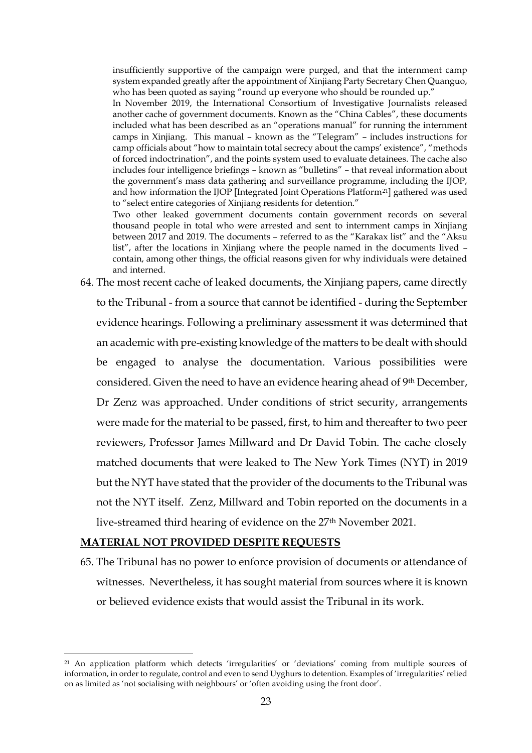> insufficiently supportive of the campaign were purged, and that the internment camp system expanded greatly after the appointment of Xinjiang Party Secretary Chen Quanguo, who has been quoted as saying "round up everyone who should be rounded up."
>
> In November 2019, the International Consortium of Investigative Journalists released another cache of government documents. Known as the "China Cables", these documents included what has been described as an "operations manual" for running the internment camps in Xinjiang. This manual – known as the "Telegram" – includes instructions for camp officials about "how to maintain total secrecy about the camps' existence", "methods of forced indoctrination", and the points system used to evaluate detainees. The cache also includes four intelligence briefings – known as "bulletins" – that reveal information about the government's mass data gathering and surveillance programme, including the IJOP, and how information the IJOP [Integrated Joint Operations Platform[21]] gathered was used to "select entire categories of Xinjiang residents for detention."
>
> Two other leaked government documents contain government records on several thousand people in total who were arrested and sent to internment camps in Xinjiang between 2017 and 2019. The documents – referred to as the "Karakax list" and the "Aksu list", after the locations in Xinjiang where the people named in the documents lived – contain, among other things, the official reasons given for why individuals were detained and interned.

64. The most recent cache of leaked documents, the Xinjiang papers, came directly to the Tribunal - from a source that cannot be identified - during the September evidence hearings. Following a preliminary assessment it was determined that an academic with pre-existing knowledge of the matters to be dealt with should be engaged to analyse the documentation. Various possibilities were considered. Given the need to have an evidence hearing ahead of 9th December, Dr Zenz was approached. Under conditions of strict security, arrangements were made for the material to be passed, first, to him and thereafter to two peer reviewers, Professor James Millward and Dr David Tobin. The cache closely matched documents that were leaked to The New York Times (NYT) in 2019 but the NYT have stated that the provider of the documents to the Tribunal was not the NYT itself. Zenz, Millward and Tobin reported on the documents in a live-streamed third hearing of evidence on the 27th November 2021.

**MATERIAL NOT PROVIDED DESPITE REQUESTS**

65. The Tribunal has no power to enforce provision of documents or attendance of witnesses. Nevertheless, it has sought material from sources where it is known or believed evidence exists that would assist the Tribunal in its work.

---

[21] An application platform which detects 'irregularities' or 'deviations' coming from multiple sources of information, in order to regulate, control and even to send Uyghurs to detention. Examples of 'irregularities' relied on as limited as 'not socialising with neighbours' or 'often avoiding using the front door'.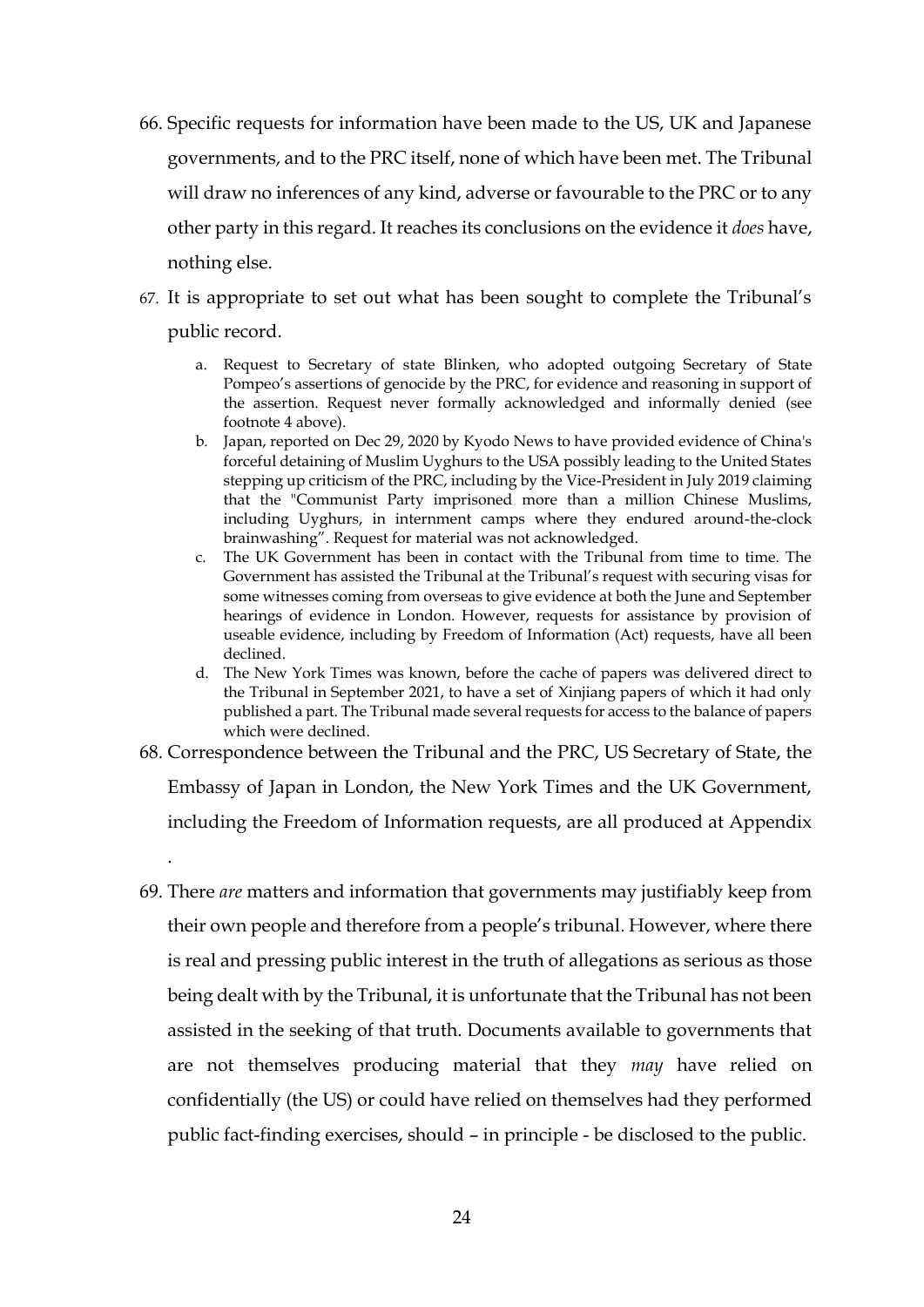66. Specific requests for information have been made to the US, UK and Japanese governments, and to the PRC itself, none of which have been met. The Tribunal will draw no inferences of any kind, adverse or favourable to the PRC or to any other party in this regard. It reaches its conclusions on the evidence it *does* have, nothing else.

67. It is appropriate to set out what has been sought to complete the Tribunal's public record.

    a. Request to Secretary of state Blinken, who adopted outgoing Secretary of State Pompeo's assertions of genocide by the PRC, for evidence and reasoning in support of the assertion. Request never formally acknowledged and informally denied (see footnote 4 above).
    b. Japan, reported on Dec 29, 2020 by Kyodo News to have provided evidence of China's forceful detaining of Muslim Uyghurs to the USA possibly leading to the United States stepping up criticism of the PRC, including by the Vice-President in July 2019 claiming that the "Communist Party imprisoned more than a million Chinese Muslims, including Uyghurs, in internment camps where they endured around-the-clock brainwashing". Request for material was not acknowledged.
    c. The UK Government has been in contact with the Tribunal from time to time. The Government has assisted the Tribunal at the Tribunal's request with securing visas for some witnesses coming from overseas to give evidence at both the June and September hearings of evidence in London. However, requests for assistance by provision of useable evidence, including by Freedom of Information (Act) requests, have all been declined.
    d. The New York Times was known, before the cache of papers was delivered direct to the Tribunal in September 2021, to have a set of Xinjiang papers of which it had only published a part. The Tribunal made several requests for access to the balance of papers which were declined.

68. Correspondence between the Tribunal and the PRC, US Secretary of State, the Embassy of Japan in London, the New York Times and the UK Government, including the Freedom of Information requests, are all produced at Appendix .

69. There *are* matters and information that governments may justifiably keep from their own people and therefore from a people's tribunal. However, where there is real and pressing public interest in the truth of allegations as serious as those being dealt with by the Tribunal, it is unfortunate that the Tribunal has not been assisted in the seeking of that truth. Documents available to governments that are not themselves producing material that they *may* have relied on confidentially (the US) or could have relied on themselves had they performed public fact-finding exercises, should – in principle - be disclosed to the public.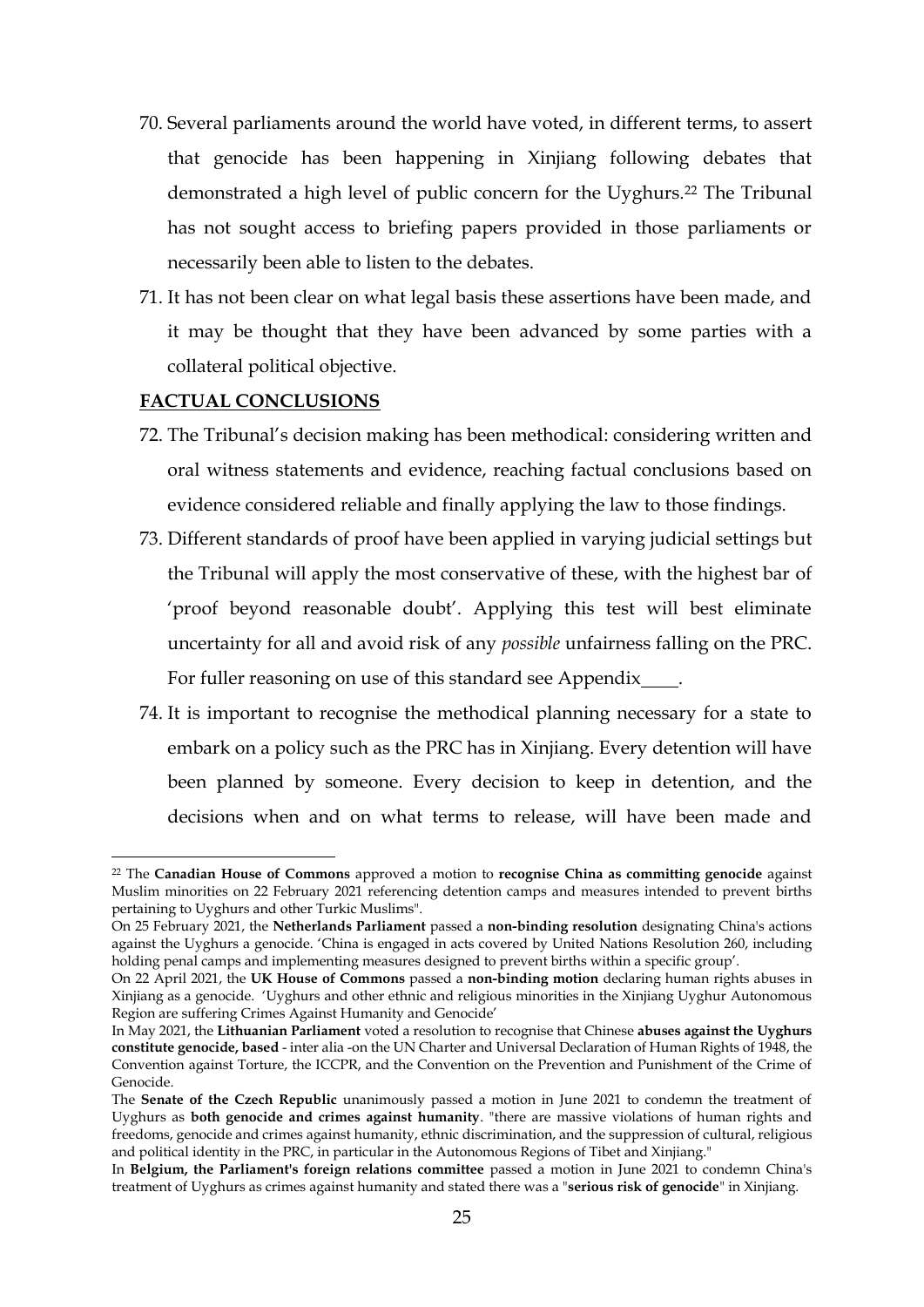70. Several parliaments around the world have voted, in different terms, to assert that genocide has been happening in Xinjiang following debates that demonstrated a high level of public concern for the Uyghurs.[22] The Tribunal has not sought access to briefing papers provided in those parliaments or necessarily been able to listen to the debates.

71. It has not been clear on what legal basis these assertions have been made, and it may be thought that they have been advanced by some parties with a collateral political objective.

**FACTUAL CONCLUSIONS**

72. The Tribunal's decision making has been methodical: considering written and oral witness statements and evidence, reaching factual conclusions based on evidence considered reliable and finally applying the law to those findings.

73. Different standards of proof have been applied in varying judicial settings but the Tribunal will apply the most conservative of these, with the highest bar of 'proof beyond reasonable doubt'. Applying this test will best eliminate uncertainty for all and avoid risk of any *possible* unfairness falling on the PRC. For fuller reasoning on use of this standard see Appendix____.

74. It is important to recognise the methodical planning necessary for a state to embark on a policy such as the PRC has in Xinjiang. Every detention will have been planned by someone. Every decision to keep in detention, and the decisions when and on what terms to release, will have been made and

---

[22] The **Canadian House of Commons** approved a motion to **recognise China as committing genocide** against Muslim minorities on 22 February 2021 referencing detention camps and measures intended to prevent births pertaining to Uyghurs and other Turkic Muslims".

On 25 February 2021, the **Netherlands Parliament** passed a **non-binding resolution** designating China's actions against the Uyghurs a genocide. 'China is engaged in acts covered by United Nations Resolution 260, including holding penal camps and implementing measures designed to prevent births within a specific group'.

On 22 April 2021, the **UK House of Commons** passed a **non-binding motion** declaring human rights abuses in Xinjiang as a genocide. 'Uyghurs and other ethnic and religious minorities in the Xinjiang Uyghur Autonomous Region are suffering Crimes Against Humanity and Genocide'

In May 2021, the **Lithuanian Parliament** voted a resolution to recognise that Chinese **abuses against the Uyghurs constitute genocide, based** - inter alia -on the UN Charter and Universal Declaration of Human Rights of 1948, the Convention against Torture, the ICCPR, and the Convention on the Prevention and Punishment of the Crime of Genocide.

The **Senate of the Czech Republic** unanimously passed a motion in June 2021 to condemn the treatment of Uyghurs as **both genocide and crimes against humanity**. "there are massive violations of human rights and freedoms, genocide and crimes against humanity, ethnic discrimination, and the suppression of cultural, religious and political identity in the PRC, in particular in the Autonomous Regions of Tibet and Xinjiang."

In **Belgium, the Parliament's foreign relations committee** passed a motion in June 2021 to condemn China's treatment of Uyghurs as crimes against humanity and stated there was a "**serious risk of genocide**" in Xinjiang.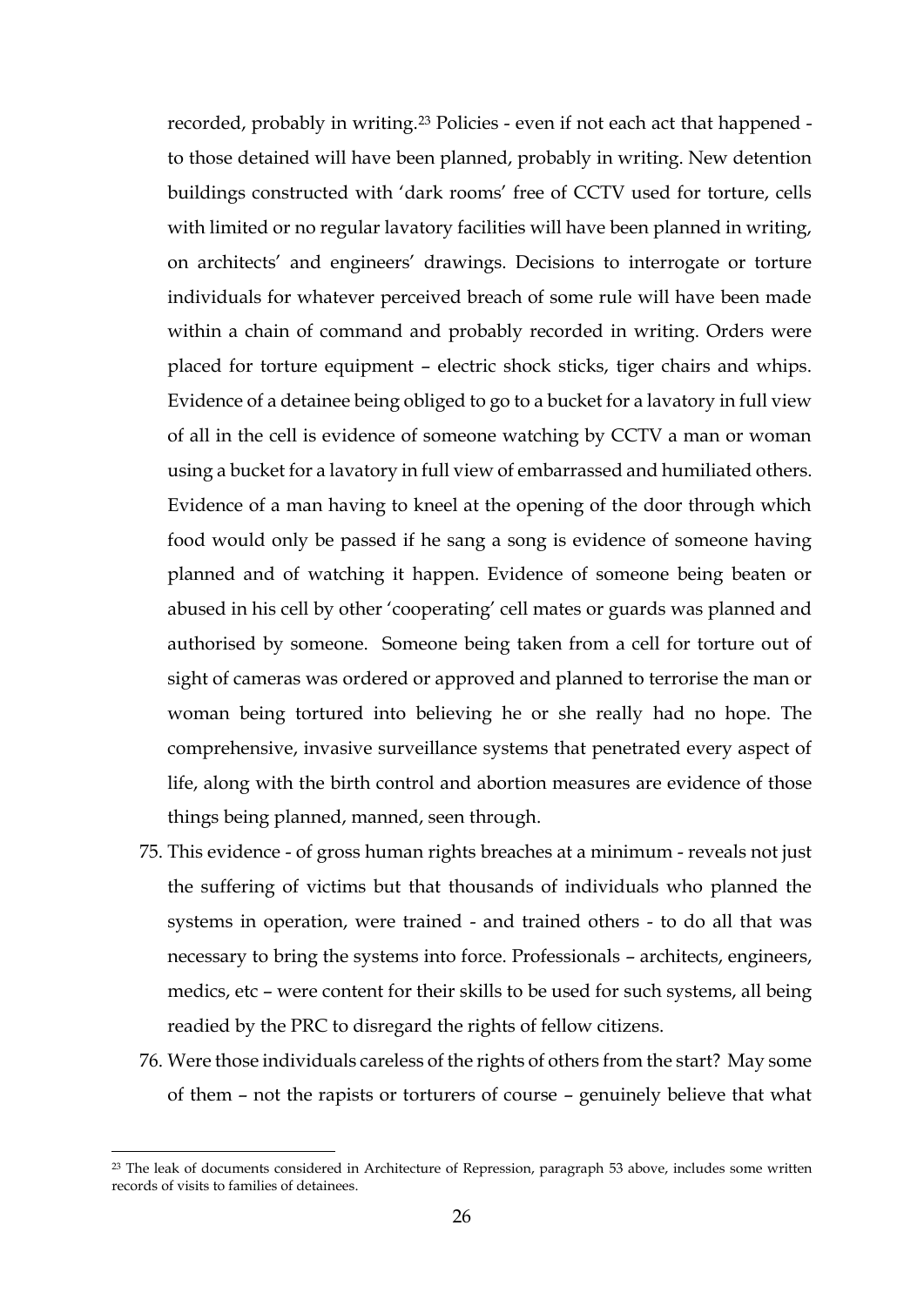recorded, probably in writing.[23] Policies - even if not each act that happened - to those detained will have been planned, probably in writing. New detention buildings constructed with 'dark rooms' free of CCTV used for torture, cells with limited or no regular lavatory facilities will have been planned in writing, on architects' and engineers' drawings. Decisions to interrogate or torture individuals for whatever perceived breach of some rule will have been made within a chain of command and probably recorded in writing. Orders were placed for torture equipment – electric shock sticks, tiger chairs and whips. Evidence of a detainee being obliged to go to a bucket for a lavatory in full view of all in the cell is evidence of someone watching by CCTV a man or woman using a bucket for a lavatory in full view of embarrassed and humiliated others. Evidence of a man having to kneel at the opening of the door through which food would only be passed if he sang a song is evidence of someone having planned and of watching it happen. Evidence of someone being beaten or abused in his cell by other 'cooperating' cell mates or guards was planned and authorised by someone. Someone being taken from a cell for torture out of sight of cameras was ordered or approved and planned to terrorise the man or woman being tortured into believing he or she really had no hope. The comprehensive, invasive surveillance systems that penetrated every aspect of life, along with the birth control and abortion measures are evidence of those things being planned, manned, seen through.

75. This evidence - of gross human rights breaches at a minimum - reveals not just the suffering of victims but that thousands of individuals who planned the systems in operation, were trained - and trained others - to do all that was necessary to bring the systems into force. Professionals – architects, engineers, medics, etc – were content for their skills to be used for such systems, all being readied by the PRC to disregard the rights of fellow citizens.

76. Were those individuals careless of the rights of others from the start? May some of them – not the rapists or torturers of course – genuinely believe that what

---

[23] The leak of documents considered in Architecture of Repression, paragraph 53 above, includes some written records of visits to families of detainees.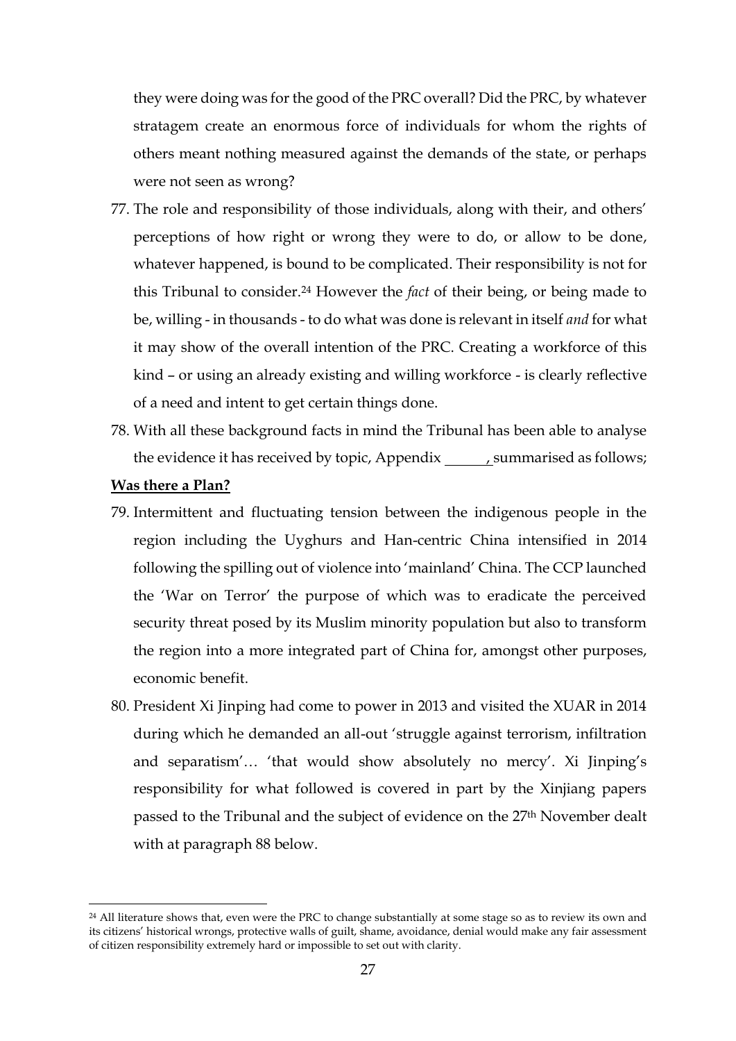they were doing was for the good of the PRC overall? Did the PRC, by whatever stratagem create an enormous force of individuals for whom the rights of others meant nothing measured against the demands of the state, or perhaps were not seen as wrong?

77. The role and responsibility of those individuals, along with their, and others' perceptions of how right or wrong they were to do, or allow to be done, whatever happened, is bound to be complicated. Their responsibility is not for this Tribunal to consider.[24] However the *fact* of their being, or being made to be, willing - in thousands - to do what was done is relevant in itself *and* for what it may show of the overall intention of the PRC. Creating a workforce of this kind – or using an already existing and willing workforce - is clearly reflective of a need and intent to get certain things done.

78. With all these background facts in mind the Tribunal has been able to analyse the evidence it has received by topic, Appendix ______, summarised as follows;

**Was there a Plan?**

79. Intermittent and fluctuating tension between the indigenous people in the region including the Uyghurs and Han-centric China intensified in 2014 following the spilling out of violence into 'mainland' China. The CCP launched the 'War on Terror' the purpose of which was to eradicate the perceived security threat posed by its Muslim minority population but also to transform the region into a more integrated part of China for, amongst other purposes, economic benefit.

80. President Xi Jinping had come to power in 2013 and visited the XUAR in 2014 during which he demanded an all-out 'struggle against terrorism, infiltration and separatism'… 'that would show absolutely no mercy'. Xi Jinping's responsibility for what followed is covered in part by the Xinjiang papers passed to the Tribunal and the subject of evidence on the 27th November dealt with at paragraph 88 below.

---

[24] All literature shows that, even were the PRC to change substantially at some stage so as to review its own and its citizens' historical wrongs, protective walls of guilt, shame, avoidance, denial would make any fair assessment of citizen responsibility extremely hard or impossible to set out with clarity.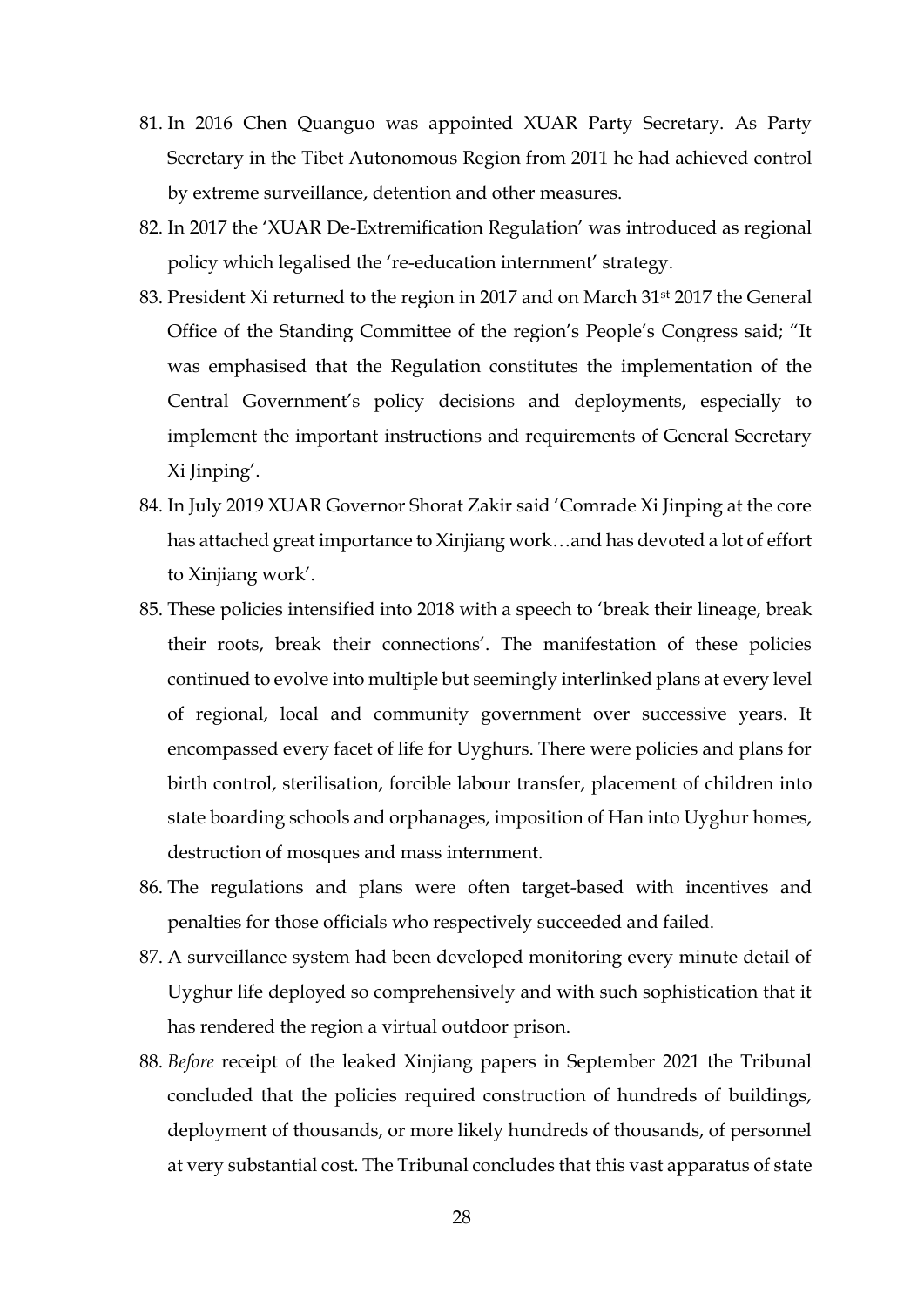81. In 2016 Chen Quanguo was appointed XUAR Party Secretary. As Party Secretary in the Tibet Autonomous Region from 2011 he had achieved control by extreme surveillance, detention and other measures.
82. In 2017 the 'XUAR De-Extremification Regulation' was introduced as regional policy which legalised the 're-education internment' strategy.
83. President Xi returned to the region in 2017 and on March 31st 2017 the General Office of the Standing Committee of the region's People's Congress said; "It was emphasised that the Regulation constitutes the implementation of the Central Government's policy decisions and deployments, especially to implement the important instructions and requirements of General Secretary Xi Jinping'.
84. In July 2019 XUAR Governor Shorat Zakir said 'Comrade Xi Jinping at the core has attached great importance to Xinjiang work…and has devoted a lot of effort to Xinjiang work'.
85. These policies intensified into 2018 with a speech to 'break their lineage, break their roots, break their connections'. The manifestation of these policies continued to evolve into multiple but seemingly interlinked plans at every level of regional, local and community government over successive years. It encompassed every facet of life for Uyghurs. There were policies and plans for birth control, sterilisation, forcible labour transfer, placement of children into state boarding schools and orphanages, imposition of Han into Uyghur homes, destruction of mosques and mass internment.
86. The regulations and plans were often target-based with incentives and penalties for those officials who respectively succeeded and failed.
87. A surveillance system had been developed monitoring every minute detail of Uyghur life deployed so comprehensively and with such sophistication that it has rendered the region a virtual outdoor prison.
88. *Before* receipt of the leaked Xinjiang papers in September 2021 the Tribunal concluded that the policies required construction of hundreds of buildings, deployment of thousands, or more likely hundreds of thousands, of personnel at very substantial cost. The Tribunal concludes that this vast apparatus of state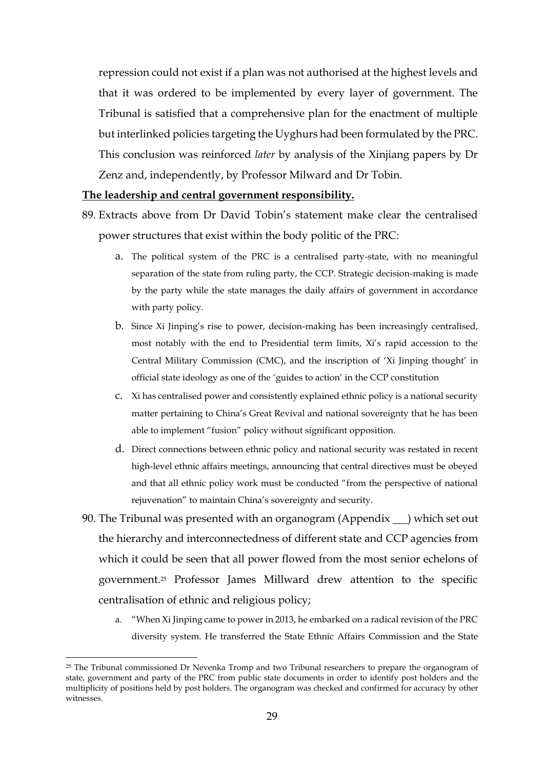repression could not exist if a plan was not authorised at the highest levels and that it was ordered to be implemented by every layer of government. The Tribunal is satisfied that a comprehensive plan for the enactment of multiple but interlinked policies targeting the Uyghurs had been formulated by the PRC. This conclusion was reinforced *later* by analysis of the Xinjiang papers by Dr Zenz and, independently, by Professor Milward and Dr Tobin.

**The leadership and central government responsibility.**

89. Extracts above from Dr David Tobin's statement make clear the centralised power structures that exist within the body politic of the PRC:

    a. The political system of the PRC is a centralised party-state, with no meaningful separation of the state from ruling party, the CCP. Strategic decision-making is made by the party while the state manages the daily affairs of government in accordance with party policy.

    b. Since Xi Jinping's rise to power, decision-making has been increasingly centralised, most notably with the end to Presidential term limits, Xi's rapid accession to the Central Military Commission (CMC), and the inscription of 'Xi Jinping thought' in official state ideology as one of the 'guides to action' in the CCP constitution

    c. Xi has centralised power and consistently explained ethnic policy is a national security matter pertaining to China's Great Revival and national sovereignty that he has been able to implement "fusion" policy without significant opposition.

    d. Direct connections between ethnic policy and national security was restated in recent high-level ethnic affairs meetings, announcing that central directives must be obeyed and that all ethnic policy work must be conducted "from the perspective of national rejuvenation" to maintain China's sovereignty and security.

90. The Tribunal was presented with an organogram (Appendix ___) which set out the hierarchy and interconnectedness of different state and CCP agencies from which it could be seen that all power flowed from the most senior echelons of government.[25] Professor James Millward drew attention to the specific centralisation of ethnic and religious policy;

    a. "When Xi Jinping came to power in 2013, he embarked on a radical revision of the PRC diversity system. He transferred the State Ethnic Affairs Commission and the State

[25] The Tribunal commissioned Dr Nevenka Tromp and two Tribunal researchers to prepare the organogram of state, government and party of the PRC from public state documents in order to identify post holders and the multiplicity of positions held by post holders. The organogram was checked and confirmed for accuracy by other witnesses.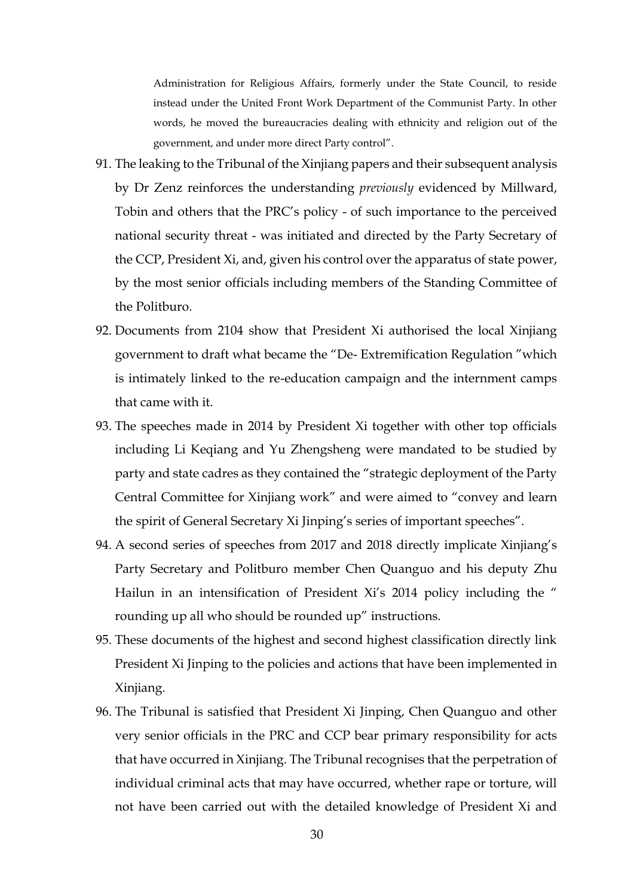> Administration for Religious Affairs, formerly under the State Council, to reside instead under the United Front Work Department of the Communist Party. In other words, he moved the bureaucracies dealing with ethnicity and religion out of the government, and under more direct Party control".

91. The leaking to the Tribunal of the Xinjiang papers and their subsequent analysis by Dr Zenz reinforces the understanding *previously* evidenced by Millward, Tobin and others that the PRC's policy - of such importance to the perceived national security threat - was initiated and directed by the Party Secretary of the CCP, President Xi, and, given his control over the apparatus of state power, by the most senior officials including members of the Standing Committee of the Politburo.

92. Documents from 2104 show that President Xi authorised the local Xinjiang government to draft what became the "De- Extremification Regulation "which is intimately linked to the re-education campaign and the internment camps that came with it.

93. The speeches made in 2014 by President Xi together with other top officials including Li Keqiang and Yu Zhengsheng were mandated to be studied by party and state cadres as they contained the "strategic deployment of the Party Central Committee for Xinjiang work" and were aimed to "convey and learn the spirit of General Secretary Xi Jinping's series of important speeches".

94. A second series of speeches from 2017 and 2018 directly implicate Xinjiang's Party Secretary and Politburo member Chen Quanguo and his deputy Zhu Hailun in an intensification of President Xi's 2014 policy including the " rounding up all who should be rounded up" instructions.

95. These documents of the highest and second highest classification directly link President Xi Jinping to the policies and actions that have been implemented in Xinjiang.

96. The Tribunal is satisfied that President Xi Jinping, Chen Quanguo and other very senior officials in the PRC and CCP bear primary responsibility for acts that have occurred in Xinjiang. The Tribunal recognises that the perpetration of individual criminal acts that may have occurred, whether rape or torture, will not have been carried out with the detailed knowledge of President Xi and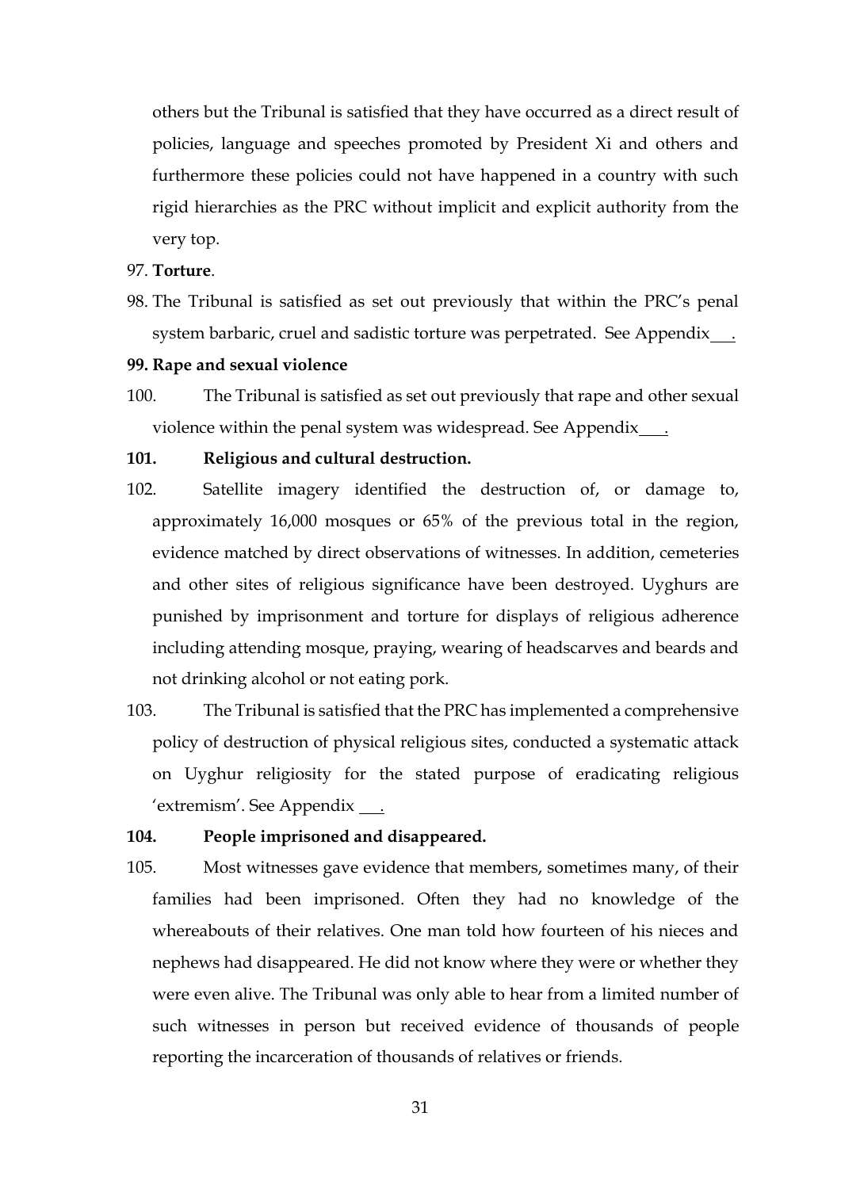others but the Tribunal is satisfied that they have occurred as a direct result of policies, language and speeches promoted by President Xi and others and furthermore these policies could not have happened in a country with such rigid hierarchies as the PRC without implicit and explicit authority from the very top.

97. **Torture**.

98. The Tribunal is satisfied as set out previously that within the PRC's penal system barbaric, cruel and sadistic torture was perpetrated. See Appendix___.

**99. Rape and sexual violence**

100. The Tribunal is satisfied as set out previously that rape and other sexual violence within the penal system was widespread. See Appendix___.

**101. Religious and cultural destruction.**

102. Satellite imagery identified the destruction of, or damage to, approximately 16,000 mosques or 65% of the previous total in the region, evidence matched by direct observations of witnesses. In addition, cemeteries and other sites of religious significance have been destroyed. Uyghurs are punished by imprisonment and torture for displays of religious adherence including attending mosque, praying, wearing of headscarves and beards and not drinking alcohol or not eating pork.

103. The Tribunal is satisfied that the PRC has implemented a comprehensive policy of destruction of physical religious sites, conducted a systematic attack on Uyghur religiosity for the stated purpose of eradicating religious 'extremism'. See Appendix ___.

**104. People imprisoned and disappeared.**

105. Most witnesses gave evidence that members, sometimes many, of their families had been imprisoned. Often they had no knowledge of the whereabouts of their relatives. One man told how fourteen of his nieces and nephews had disappeared. He did not know where they were or whether they were even alive. The Tribunal was only able to hear from a limited number of such witnesses in person but received evidence of thousands of people reporting the incarceration of thousands of relatives or friends.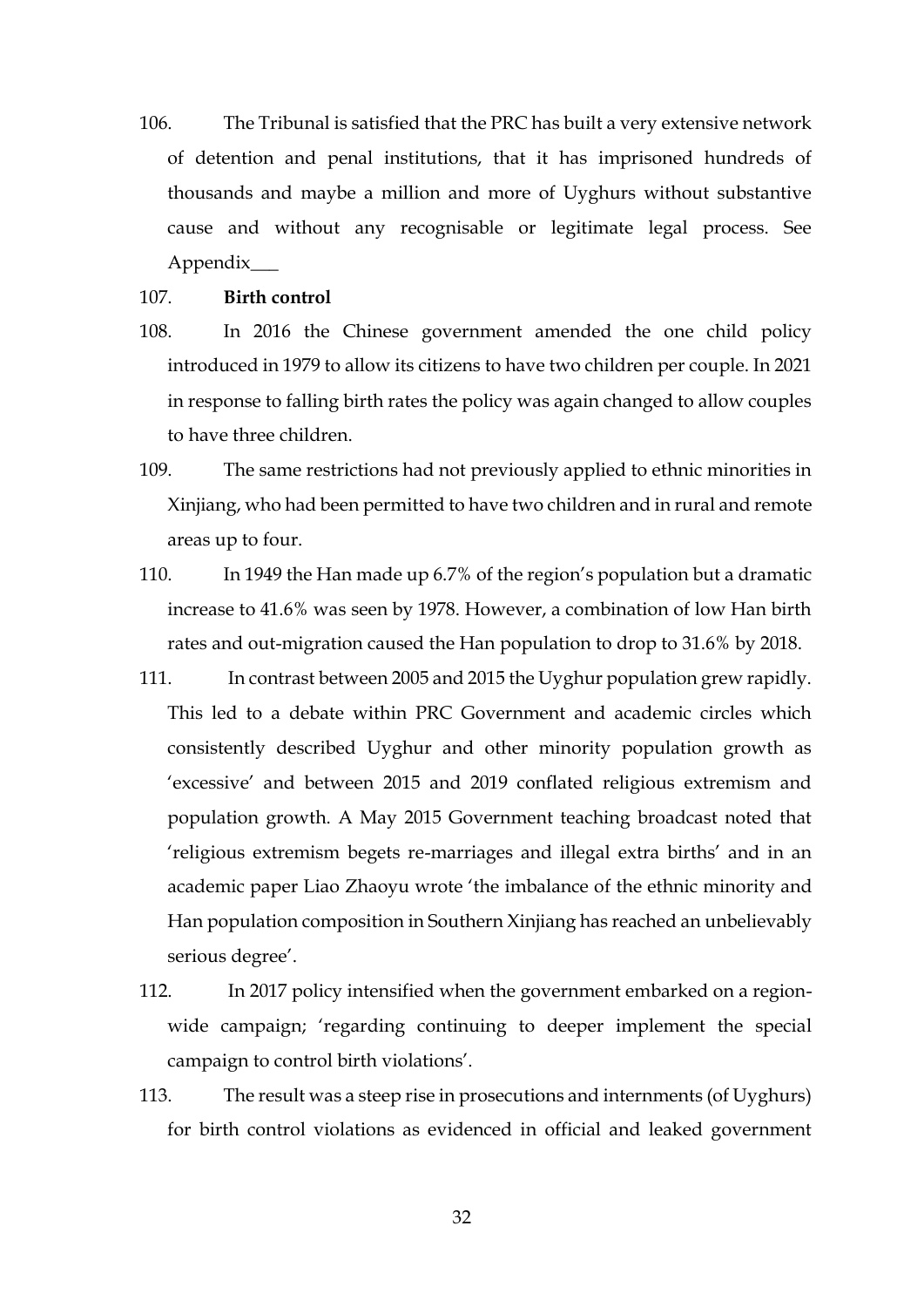106. The Tribunal is satisfied that the PRC has built a very extensive network of detention and penal institutions, that it has imprisoned hundreds of thousands and maybe a million and more of Uyghurs without substantive cause and without any recognisable or legitimate legal process. See Appendix___

107. **Birth control**

108. In 2016 the Chinese government amended the one child policy introduced in 1979 to allow its citizens to have two children per couple. In 2021 in response to falling birth rates the policy was again changed to allow couples to have three children.

109. The same restrictions had not previously applied to ethnic minorities in Xinjiang, who had been permitted to have two children and in rural and remote areas up to four.

110. In 1949 the Han made up 6.7% of the region's population but a dramatic increase to 41.6% was seen by 1978. However, a combination of low Han birth rates and out-migration caused the Han population to drop to 31.6% by 2018.

111. In contrast between 2005 and 2015 the Uyghur population grew rapidly. This led to a debate within PRC Government and academic circles which consistently described Uyghur and other minority population growth as 'excessive' and between 2015 and 2019 conflated religious extremism and population growth. A May 2015 Government teaching broadcast noted that 'religious extremism begets re-marriages and illegal extra births' and in an academic paper Liao Zhaoyu wrote 'the imbalance of the ethnic minority and Han population composition in Southern Xinjiang has reached an unbelievably serious degree'.

112. In 2017 policy intensified when the government embarked on a region-wide campaign; 'regarding continuing to deeper implement the special campaign to control birth violations'.

113. The result was a steep rise in prosecutions and internments (of Uyghurs) for birth control violations as evidenced in official and leaked government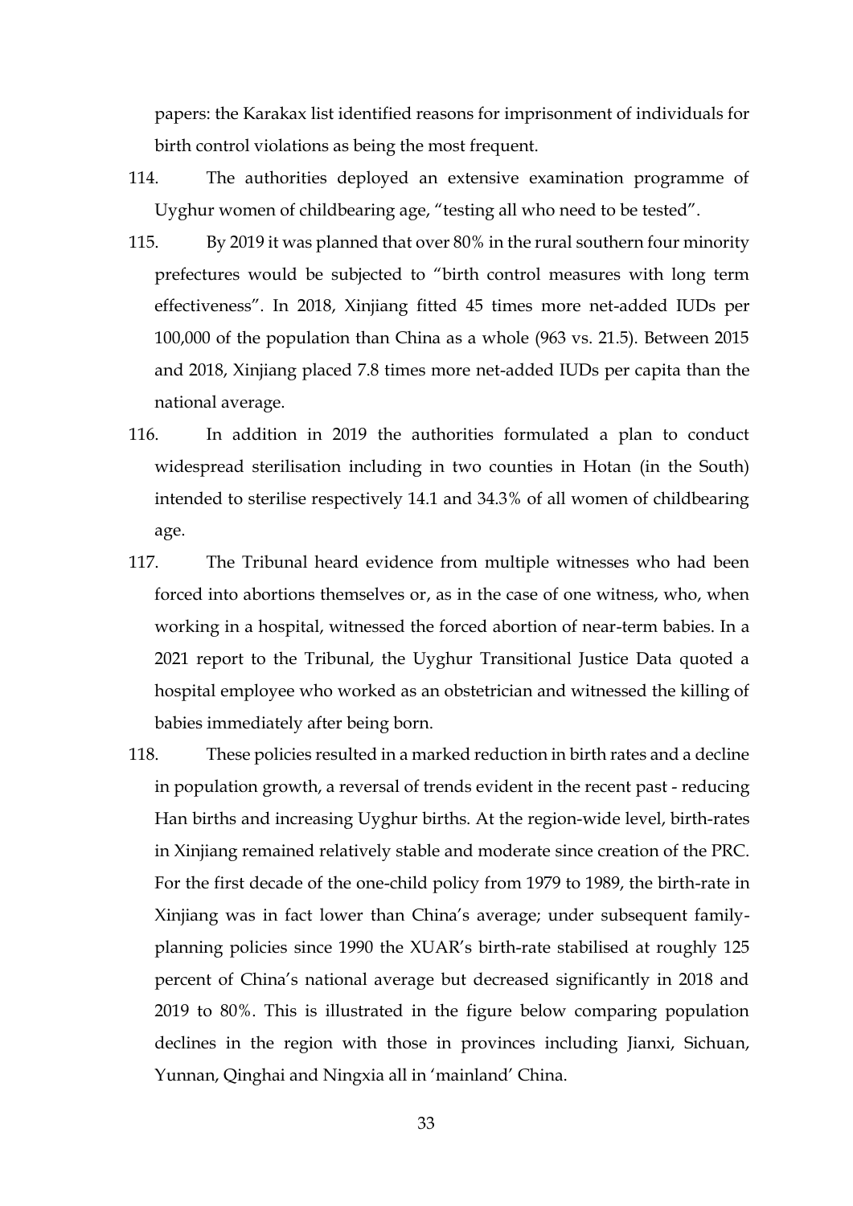papers: the Karakax list identified reasons for imprisonment of individuals for birth control violations as being the most frequent.

114. The authorities deployed an extensive examination programme of Uyghur women of childbearing age, "testing all who need to be tested".

115. By 2019 it was planned that over 80% in the rural southern four minority prefectures would be subjected to "birth control measures with long term effectiveness". In 2018, Xinjiang fitted 45 times more net-added IUDs per 100,000 of the population than China as a whole (963 vs. 21.5). Between 2015 and 2018, Xinjiang placed 7.8 times more net-added IUDs per capita than the national average.

116. In addition in 2019 the authorities formulated a plan to conduct widespread sterilisation including in two counties in Hotan (in the South) intended to sterilise respectively 14.1 and 34.3% of all women of childbearing age.

117. The Tribunal heard evidence from multiple witnesses who had been forced into abortions themselves or, as in the case of one witness, who, when working in a hospital, witnessed the forced abortion of near-term babies. In a 2021 report to the Tribunal, the Uyghur Transitional Justice Data quoted a hospital employee who worked as an obstetrician and witnessed the killing of babies immediately after being born.

118. These policies resulted in a marked reduction in birth rates and a decline in population growth, a reversal of trends evident in the recent past - reducing Han births and increasing Uyghur births. At the region-wide level, birth-rates in Xinjiang remained relatively stable and moderate since creation of the PRC. For the first decade of the one-child policy from 1979 to 1989, the birth-rate in Xinjiang was in fact lower than China's average; under subsequent family-planning policies since 1990 the XUAR's birth-rate stabilised at roughly 125 percent of China's national average but decreased significantly in 2018 and 2019 to 80%. This is illustrated in the figure below comparing population declines in the region with those in provinces including Jianxi, Sichuan, Yunnan, Qinghai and Ningxia all in 'mainland' China.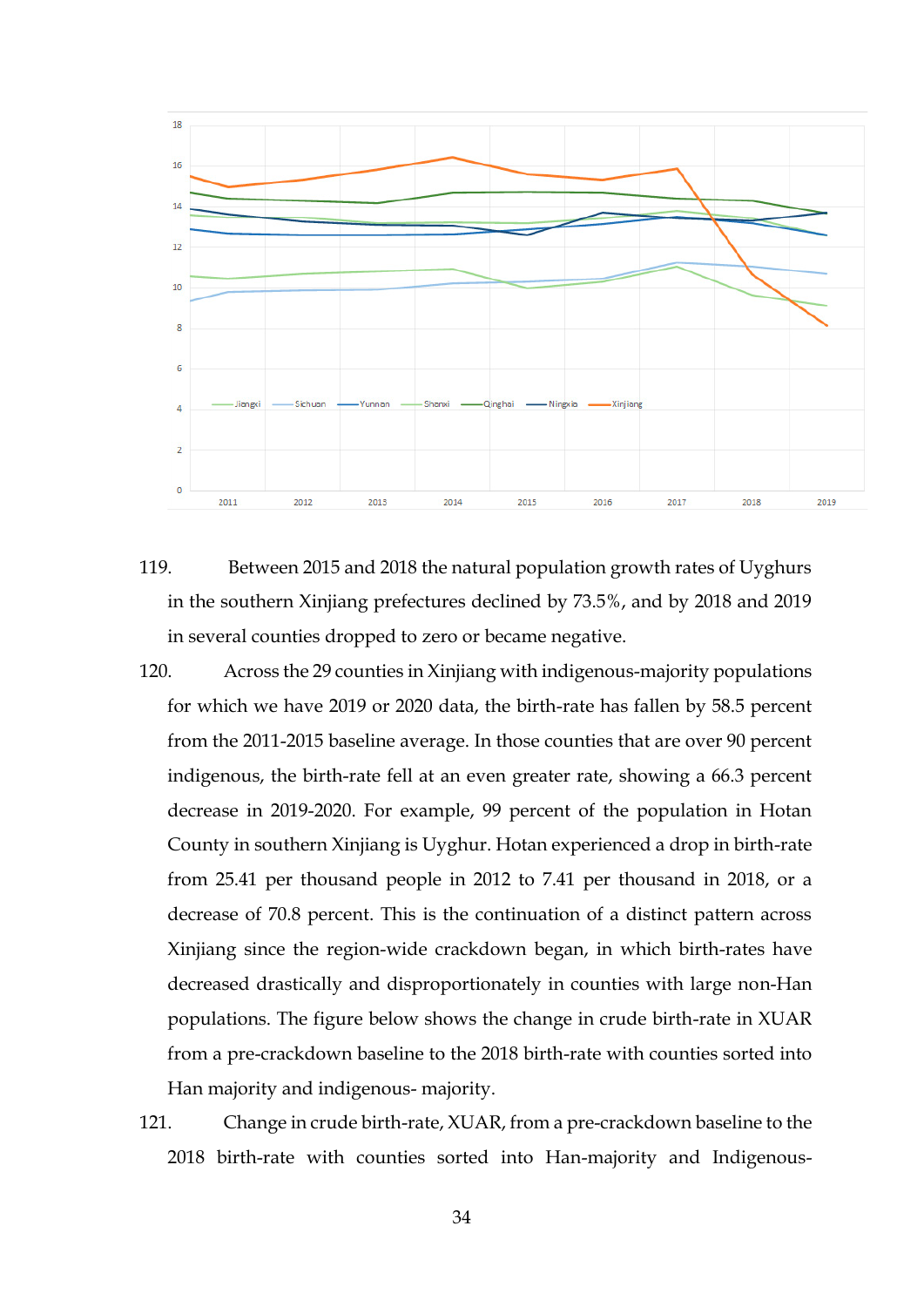119. Between 2015 and 2018 the natural population growth rates of Uyghurs in the southern Xinjiang prefectures declined by 73.5%, and by 2018 and 2019 in several counties dropped to zero or became negative.

120. Across the 29 counties in Xinjiang with indigenous-majority populations for which we have 2019 or 2020 data, the birth-rate has fallen by 58.5 percent from the 2011-2015 baseline average. In those counties that are over 90 percent indigenous, the birth-rate fell at an even greater rate, showing a 66.3 percent decrease in 2019-2020. For example, 99 percent of the population in Hotan County in southern Xinjiang is Uyghur. Hotan experienced a drop in birth-rate from 25.41 per thousand people in 2012 to 7.41 per thousand in 2018, or a decrease of 70.8 percent. This is the continuation of a distinct pattern across Xinjiang since the region-wide crackdown began, in which birth-rates have decreased drastically and disproportionately in counties with large non-Han populations. The figure below shows the change in crude birth-rate in XUAR from a pre-crackdown baseline to the 2018 birth-rate with counties sorted into Han majority and indigenous- majority.

121. Change in crude birth-rate, XUAR, from a pre-crackdown baseline to the 2018 birth-rate with counties sorted into Han-majority and Indigenous-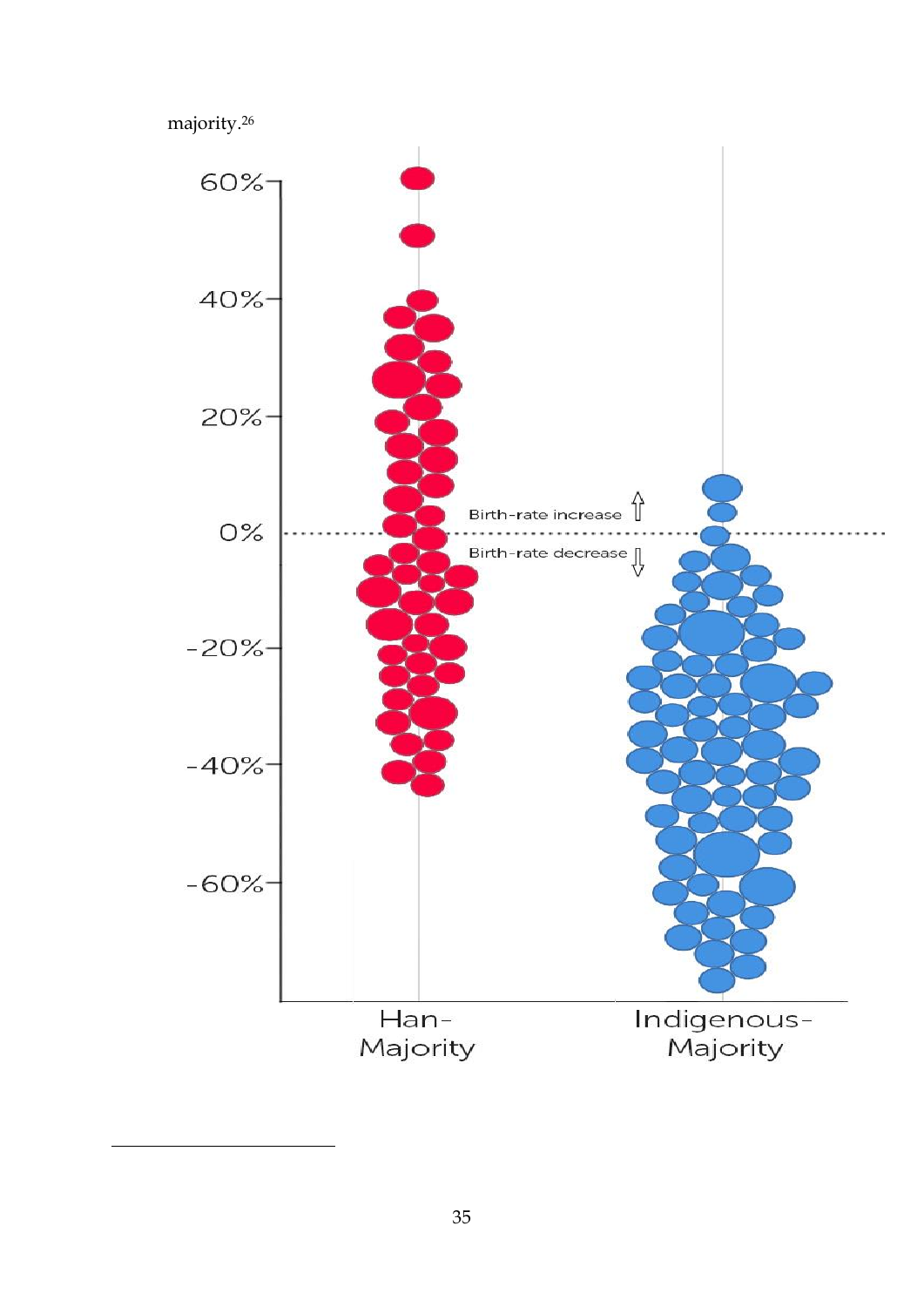majority.[26]

60%

40%

20%

0%

-20%

-40%

-60%

Birth-rate increase

Birth-rate decrease

Han-Majority

Indigenous-Majority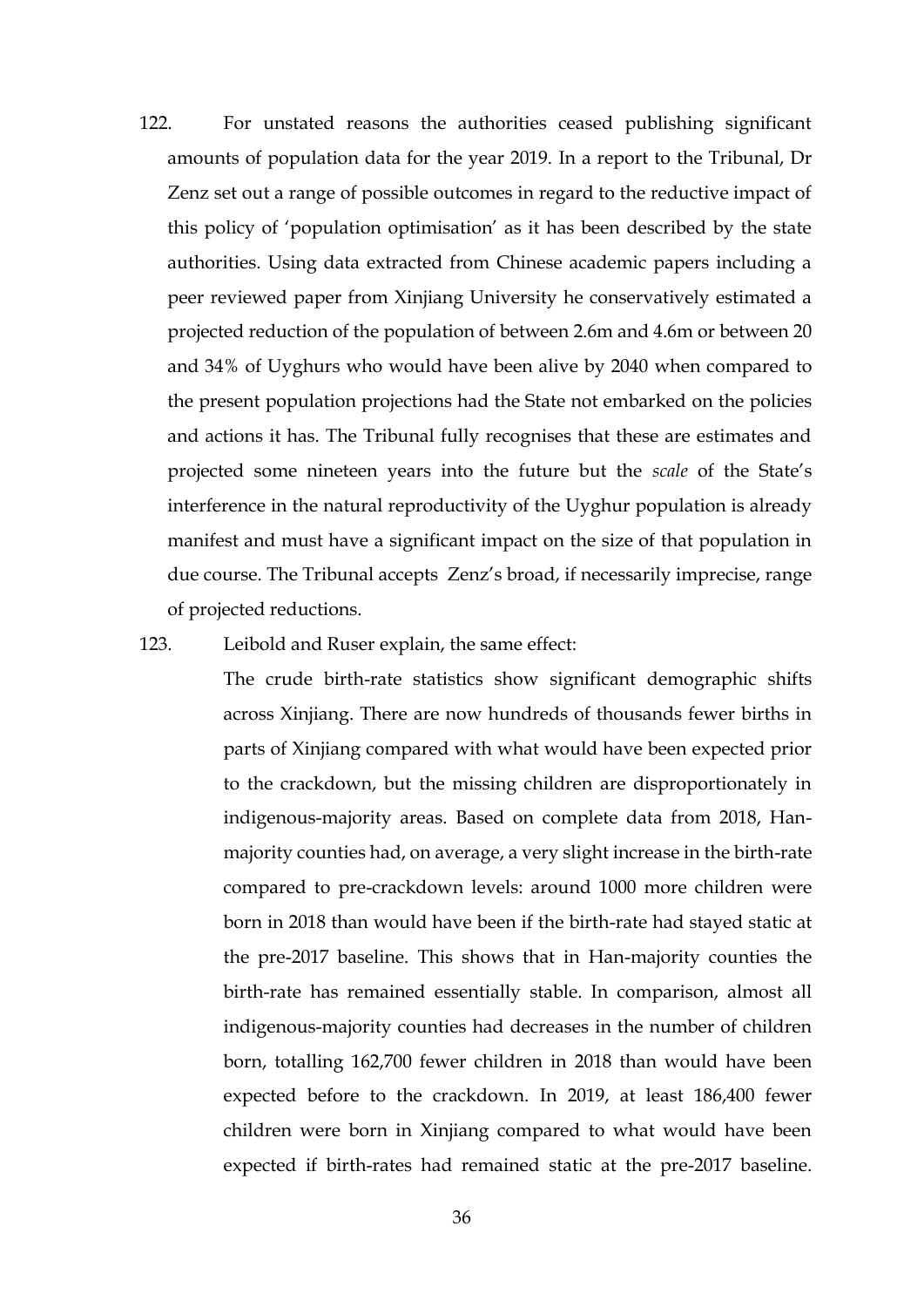122. For unstated reasons the authorities ceased publishing significant amounts of population data for the year 2019. In a report to the Tribunal, Dr Zenz set out a range of possible outcomes in regard to the reductive impact of this policy of 'population optimisation' as it has been described by the state authorities. Using data extracted from Chinese academic papers including a peer reviewed paper from Xinjiang University he conservatively estimated a projected reduction of the population of between 2.6m and 4.6m or between 20 and 34% of Uyghurs who would have been alive by 2040 when compared to the present population projections had the State not embarked on the policies and actions it has. The Tribunal fully recognises that these are estimates and projected some nineteen years into the future but the *scale* of the State's interference in the natural reproductivity of the Uyghur population is already manifest and must have a significant impact on the size of that population in due course. The Tribunal accepts Zenz's broad, if necessarily imprecise, range of projected reductions.

123. Leibold and Ruser explain, the same effect:

> The crude birth-rate statistics show significant demographic shifts across Xinjiang. There are now hundreds of thousands fewer births in parts of Xinjiang compared with what would have been expected prior to the crackdown, but the missing children are disproportionately in indigenous-majority areas. Based on complete data from 2018, Han-majority counties had, on average, a very slight increase in the birth-rate compared to pre-crackdown levels: around 1000 more children were born in 2018 than would have been if the birth-rate had stayed static at the pre-2017 baseline. This shows that in Han-majority counties the birth-rate has remained essentially stable. In comparison, almost all indigenous-majority counties had decreases in the number of children born, totalling 162,700 fewer children in 2018 than would have been expected before to the crackdown. In 2019, at least 186,400 fewer children were born in Xinjiang compared to what would have been expected if birth-rates had remained static at the pre-2017 baseline.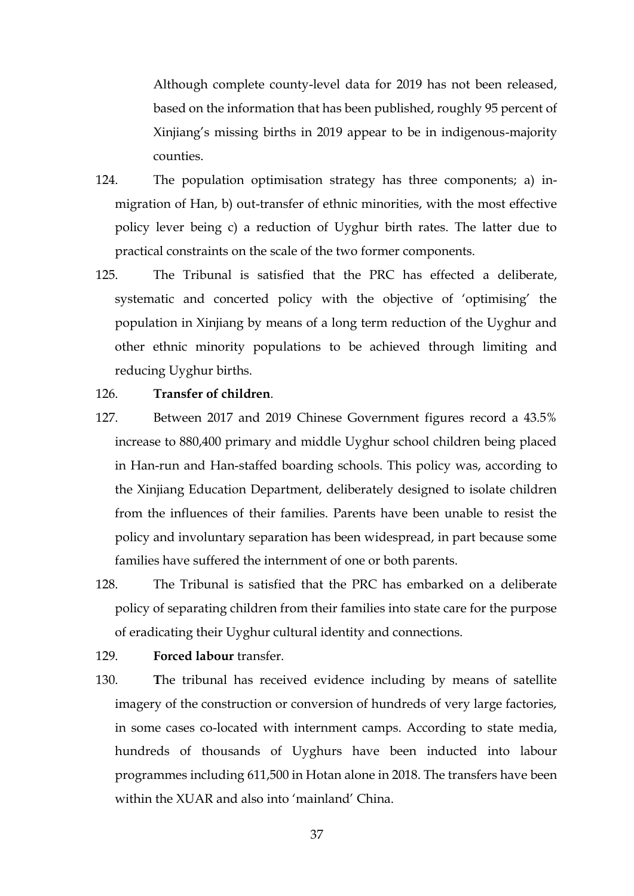Although complete county-level data for 2019 has not been released, based on the information that has been published, roughly 95 percent of Xinjiang's missing births in 2019 appear to be in indigenous-majority counties.

124. The population optimisation strategy has three components; a) in-migration of Han, b) out-transfer of ethnic minorities, with the most effective policy lever being c) a reduction of Uyghur birth rates. The latter due to practical constraints on the scale of the two former components.

125. The Tribunal is satisfied that the PRC has effected a deliberate, systematic and concerted policy with the objective of 'optimising' the population in Xinjiang by means of a long term reduction of the Uyghur and other ethnic minority populations to be achieved through limiting and reducing Uyghur births.

126. **Transfer of children**.

127. Between 2017 and 2019 Chinese Government figures record a 43.5% increase to 880,400 primary and middle Uyghur school children being placed in Han-run and Han-staffed boarding schools. This policy was, according to the Xinjiang Education Department, deliberately designed to isolate children from the influences of their families. Parents have been unable to resist the policy and involuntary separation has been widespread, in part because some families have suffered the internment of one or both parents.

128. The Tribunal is satisfied that the PRC has embarked on a deliberate policy of separating children from their families into state care for the purpose of eradicating their Uyghur cultural identity and connections.

129. **Forced labour** transfer.

130. **T**he tribunal has received evidence including by means of satellite imagery of the construction or conversion of hundreds of very large factories, in some cases co-located with internment camps. According to state media, hundreds of thousands of Uyghurs have been inducted into labour programmes including 611,500 in Hotan alone in 2018. The transfers have been within the XUAR and also into 'mainland' China.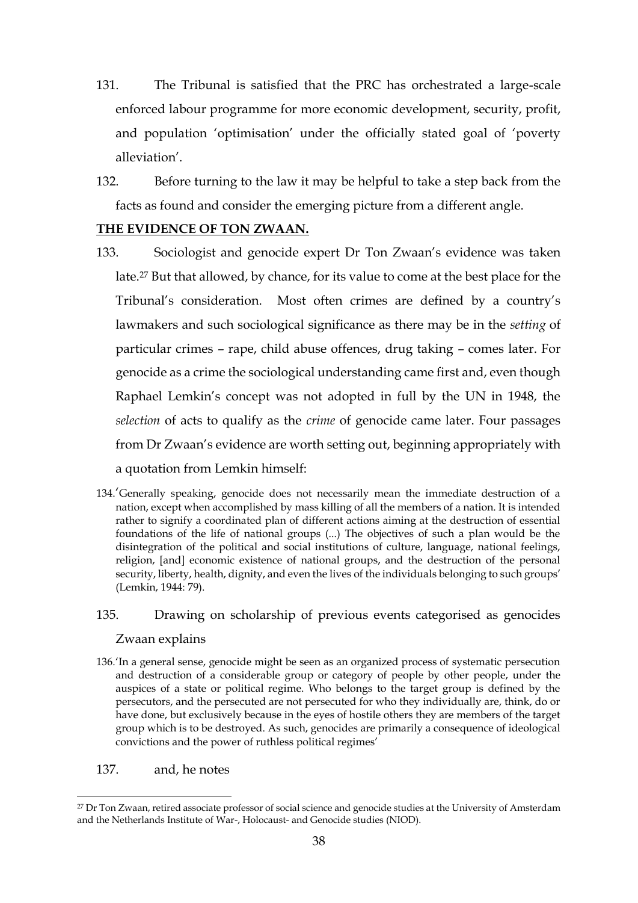131. The Tribunal is satisfied that the PRC has orchestrated a large-scale enforced labour programme for more economic development, security, profit, and population 'optimisation' under the officially stated goal of 'poverty alleviation'.

132. Before turning to the law it may be helpful to take a step back from the facts as found and consider the emerging picture from a different angle.

**THE EVIDENCE OF TON ZWAAN.**

133. Sociologist and genocide expert Dr Ton Zwaan's evidence was taken late.[27] But that allowed, by chance, for its value to come at the best place for the Tribunal's consideration. Most often crimes are defined by a country's lawmakers and such sociological significance as there may be in the *setting* of particular crimes – rape, child abuse offences, drug taking – comes later. For genocide as a crime the sociological understanding came first and, even though Raphael Lemkin's concept was not adopted in full by the UN in 1948, the *selection* of acts to qualify as the *crime* of genocide came later. Four passages from Dr Zwaan's evidence are worth setting out, beginning appropriately with a quotation from Lemkin himself:

134. 'Generally speaking, genocide does not necessarily mean the immediate destruction of a nation, except when accomplished by mass killing of all the members of a nation. It is intended rather to signify a coordinated plan of different actions aiming at the destruction of essential foundations of the life of national groups (...) The objectives of such a plan would be the disintegration of the political and social institutions of culture, language, national feelings, religion, [and] economic existence of national groups, and the destruction of the personal security, liberty, health, dignity, and even the lives of the individuals belonging to such groups' (Lemkin, 1944: 79).

135. Drawing on scholarship of previous events categorised as genocides Zwaan explains

136. 'In a general sense, genocide might be seen as an organized process of systematic persecution and destruction of a considerable group or category of people by other people, under the auspices of a state or political regime. Who belongs to the target group is defined by the persecutors, and the persecuted are not persecuted for who they individually are, think, do or have done, but exclusively because in the eyes of hostile others they are members of the target group which is to be destroyed. As such, genocides are primarily a consequence of ideological convictions and the power of ruthless political regimes'

137. and, he notes

[27] Dr Ton Zwaan, retired associate professor of social science and genocide studies at the University of Amsterdam and the Netherlands Institute of War-, Holocaust- and Genocide studies (NIOD).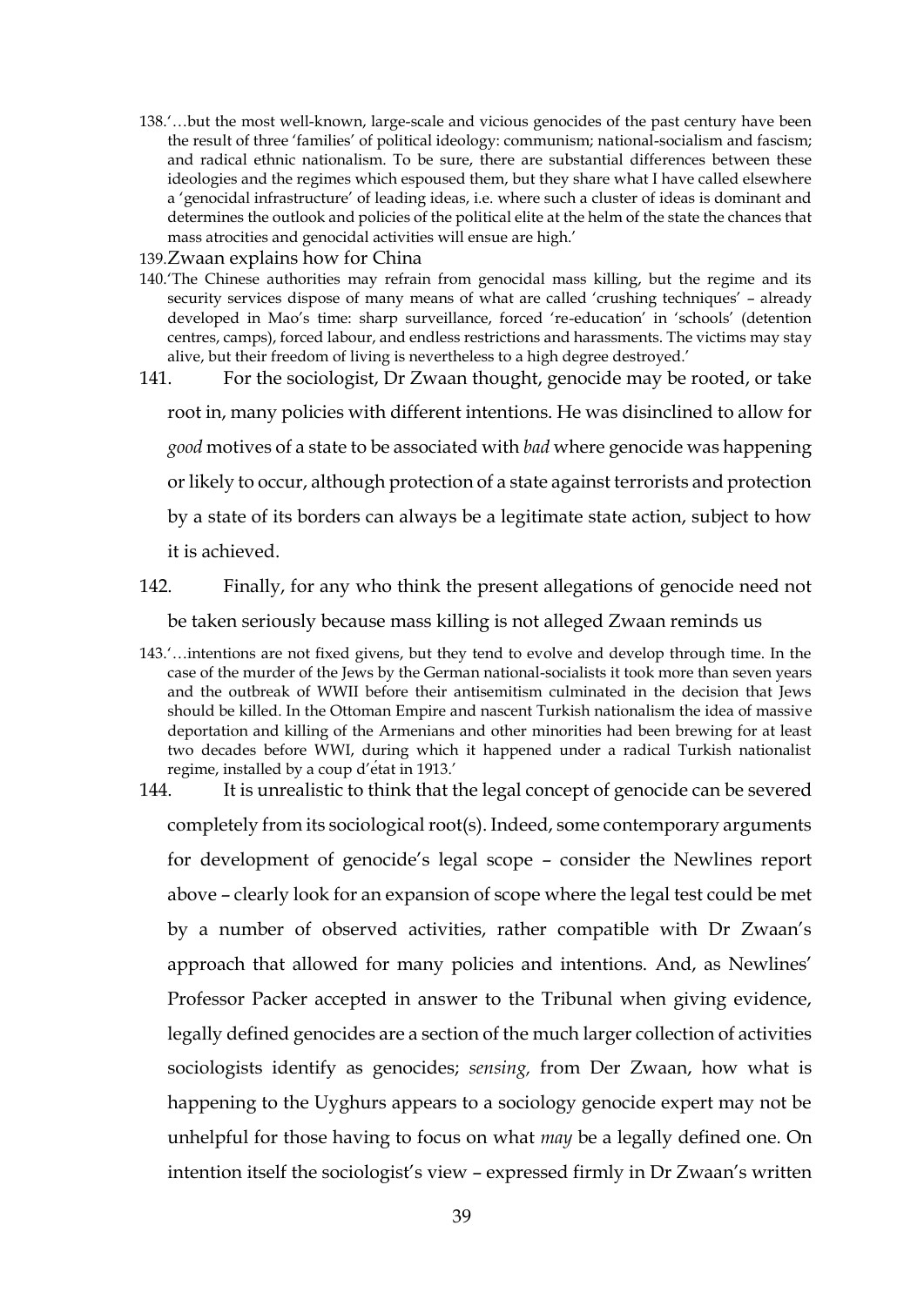138. '…but the most well-known, large-scale and vicious genocides of the past century have been the result of three 'families' of political ideology: communism; national-socialism and fascism; and radical ethnic nationalism. To be sure, there are substantial differences between these ideologies and the regimes which espoused them, but they share what I have called elsewhere a 'genocidal infrastructure' of leading ideas, i.e. where such a cluster of ideas is dominant and determines the outlook and policies of the political elite at the helm of the state the chances that mass atrocities and genocidal activities will ensue are high.'

139. Zwaan explains how for China

140. 'The Chinese authorities may refrain from genocidal mass killing, but the regime and its security services dispose of many means of what are called 'crushing techniques' – already developed in Mao's time: sharp surveillance, forced 're-education' in 'schools' (detention centres, camps), forced labour, and endless restrictions and harassments. The victims may stay alive, but their freedom of living is nevertheless to a high degree destroyed.'

141. For the sociologist, Dr Zwaan thought, genocide may be rooted, or take root in, many policies with different intentions. He was disinclined to allow for *good* motives of a state to be associated with *bad* where genocide was happening or likely to occur, although protection of a state against terrorists and protection by a state of its borders can always be a legitimate state action, subject to how it is achieved.

142. Finally, for any who think the present allegations of genocide need not be taken seriously because mass killing is not alleged Zwaan reminds us

143. '…intentions are not fixed givens, but they tend to evolve and develop through time. In the case of the murder of the Jews by the German national-socialists it took more than seven years and the outbreak of WWII before their antisemitism culminated in the decision that Jews should be killed. In the Ottoman Empire and nascent Turkish nationalism the idea of massive deportation and killing of the Armenians and other minorities had been brewing for at least two decades before WWI, during which it happened under a radical Turkish nationalist regime, installed by a coup d'état in 1913.'

144. It is unrealistic to think that the legal concept of genocide can be severed completely from its sociological root(s). Indeed, some contemporary arguments for development of genocide's legal scope – consider the Newlines report above – clearly look for an expansion of scope where the legal test could be met by a number of observed activities, rather compatible with Dr Zwaan's approach that allowed for many policies and intentions. And, as Newlines' Professor Packer accepted in answer to the Tribunal when giving evidence, legally defined genocides are a section of the much larger collection of activities sociologists identify as genocides; *sensing,* from Der Zwaan, how what is happening to the Uyghurs appears to a sociology genocide expert may not be unhelpful for those having to focus on what *may* be a legally defined one. On intention itself the sociologist's view – expressed firmly in Dr Zwaan's written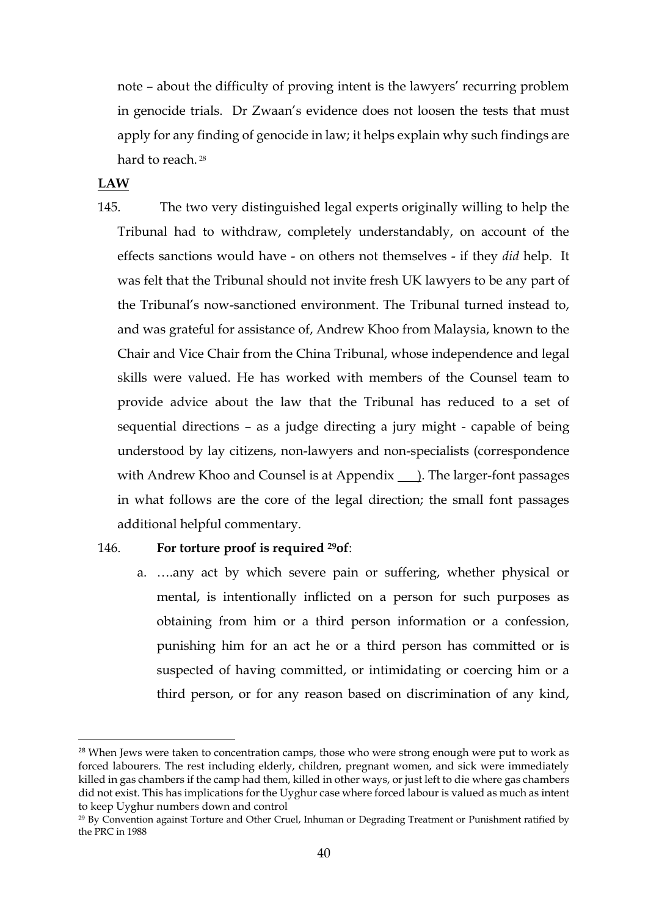note – about the difficulty of proving intent is the lawyers' recurring problem in genocide trials. Dr Zwaan's evidence does not loosen the tests that must apply for any finding of genocide in law; it helps explain why such findings are hard to reach.[28]

## LAW

145. The two very distinguished legal experts originally willing to help the Tribunal had to withdraw, completely understandably, on account of the effects sanctions would have - on others not themselves - if they *did* help. It was felt that the Tribunal should not invite fresh UK lawyers to be any part of the Tribunal's now-sanctioned environment. The Tribunal turned instead to, and was grateful for assistance of, Andrew Khoo from Malaysia, known to the Chair and Vice Chair from the China Tribunal, whose independence and legal skills were valued. He has worked with members of the Counsel team to provide advice about the law that the Tribunal has reduced to a set of sequential directions – as a judge directing a jury might - capable of being understood by lay citizens, non-lawyers and non-specialists (correspondence with Andrew Khoo and Counsel is at Appendix \_\_\_). The larger-font passages in what follows are the core of the legal direction; the small font passages additional helpful commentary.

146. **For torture proof is required [29]of**:

   a. ….any act by which severe pain or suffering, whether physical or mental, is intentionally inflicted on a person for such purposes as obtaining from him or a third person information or a confession, punishing him for an act he or a third person has committed or is suspected of having committed, or intimidating or coercing him or a third person, or for any reason based on discrimination of any kind,

---

[28] When Jews were taken to concentration camps, those who were strong enough were put to work as forced labourers. The rest including elderly, children, pregnant women, and sick were immediately killed in gas chambers if the camp had them, killed in other ways, or just left to die where gas chambers did not exist. This has implications for the Uyghur case where forced labour is valued as much as intent to keep Uyghur numbers down and control

[29] By Convention against Torture and Other Cruel, Inhuman or Degrading Treatment or Punishment ratified by the PRC in 1988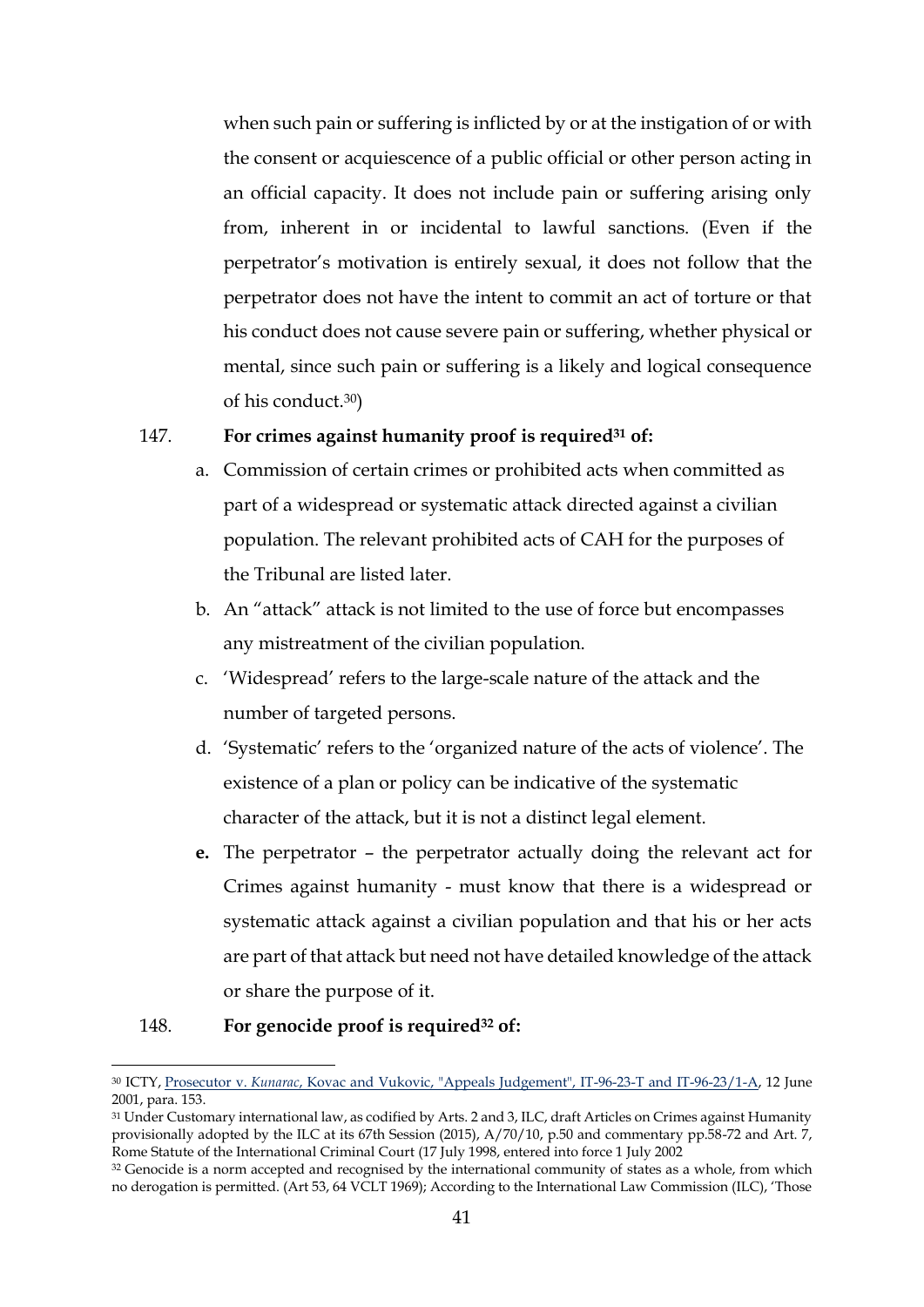when such pain or suffering is inflicted by or at the instigation of or with the consent or acquiescence of a public official or other person acting in an official capacity. It does not include pain or suffering arising only from, inherent in or incidental to lawful sanctions. (Even if the perpetrator's motivation is entirely sexual, it does not follow that the perpetrator does not have the intent to commit an act of torture or that his conduct does not cause severe pain or suffering, whether physical or mental, since such pain or suffering is a likely and logical consequence of his conduct.[30])

147. **For crimes against humanity proof is required[31] of:**

a. Commission of certain crimes or prohibited acts when committed as part of a widespread or systematic attack directed against a civilian population. The relevant prohibited acts of CAH for the purposes of the Tribunal are listed later.

b. An "attack" attack is not limited to the use of force but encompasses any mistreatment of the civilian population.

c. 'Widespread' refers to the large-scale nature of the attack and the number of targeted persons.

d. 'Systematic' refers to the 'organized nature of the acts of violence'. The existence of a plan or policy can be indicative of the systematic character of the attack, but it is not a distinct legal element.

**e.** The perpetrator – the perpetrator actually doing the relevant act for Crimes against humanity - must know that there is a widespread or systematic attack against a civilian population and that his or her acts are part of that attack but need not have detailed knowledge of the attack or share the purpose of it.

148. **For genocide proof is required[32] of:**

---

[30] ICTY, Prosecutor v. *Kunarac*, Kovac and Vukovic, "Appeals Judgement", IT-96-23-T and IT-96-23/1-A, 12 June 2001, para. 153.

[31] Under Customary international law, as codified by Arts. 2 and 3, ILC, draft Articles on Crimes against Humanity provisionally adopted by the ILC at its 67th Session (2015), A/70/10, p.50 and commentary pp.58-72 and Art. 7, Rome Statute of the International Criminal Court (17 July 1998, entered into force 1 July 2002

[32] Genocide is a norm accepted and recognised by the international community of states as a whole, from which no derogation is permitted. (Art 53, 64 VCLT 1969); According to the International Law Commission (ILC), 'Those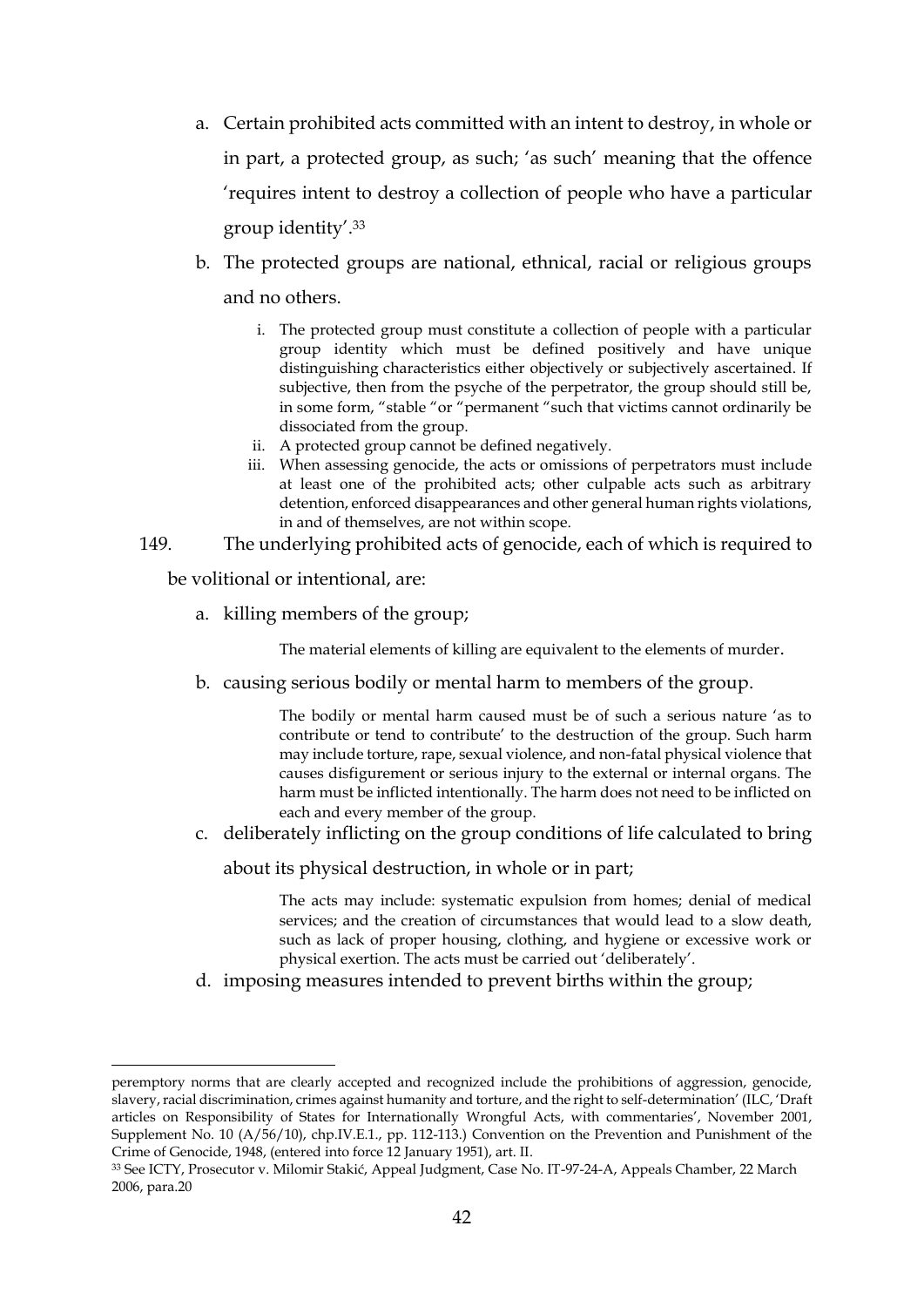a. Certain prohibited acts committed with an intent to destroy, in whole or in part, a protected group, as such; 'as such' meaning that the offence 'requires intent to destroy a collection of people who have a particular group identity'.[33]

b. The protected groups are national, ethnical, racial or religious groups and no others.

   i. The protected group must constitute a collection of people with a particular group identity which must be defined positively and have unique distinguishing characteristics either objectively or subjectively ascertained. If subjective, then from the psyche of the perpetrator, the group should still be, in some form, "stable "or "permanent "such that victims cannot ordinarily be dissociated from the group.
   ii. A protected group cannot be defined negatively.
   iii. When assessing genocide, the acts or omissions of perpetrators must include at least one of the prohibited acts; other culpable acts such as arbitrary detention, enforced disappearances and other general human rights violations, in and of themselves, are not within scope.

149. The underlying prohibited acts of genocide, each of which is required to be volitional or intentional, are:

a. killing members of the group;

   The material elements of killing are equivalent to the elements of murder.

b. causing serious bodily or mental harm to members of the group.

   The bodily or mental harm caused must be of such a serious nature 'as to contribute or tend to contribute' to the destruction of the group. Such harm may include torture, rape, sexual violence, and non-fatal physical violence that causes disfigurement or serious injury to the external or internal organs. The harm must be inflicted intentionally. The harm does not need to be inflicted on each and every member of the group.

c. deliberately inflicting on the group conditions of life calculated to bring about its physical destruction, in whole or in part;

   The acts may include: systematic expulsion from homes; denial of medical services; and the creation of circumstances that would lead to a slow death, such as lack of proper housing, clothing, and hygiene or excessive work or physical exertion. The acts must be carried out 'deliberately'.

d. imposing measures intended to prevent births within the group;

---

peremptory norms that are clearly accepted and recognized include the prohibitions of aggression, genocide, slavery, racial discrimination, crimes against humanity and torture, and the right to self-determination' (ILC, 'Draft articles on Responsibility of States for Internationally Wrongful Acts, with commentaries', November 2001, Supplement No. 10 (A/56/10), chp.IV.E.1., pp. 112-113.) Convention on the Prevention and Punishment of the Crime of Genocide, 1948, (entered into force 12 January 1951), art. II.

[33] See ICTY, Prosecutor v. Milomir Stakić, Appeal Judgment, Case No. IT-97-24-A, Appeals Chamber, 22 March 2006, para.20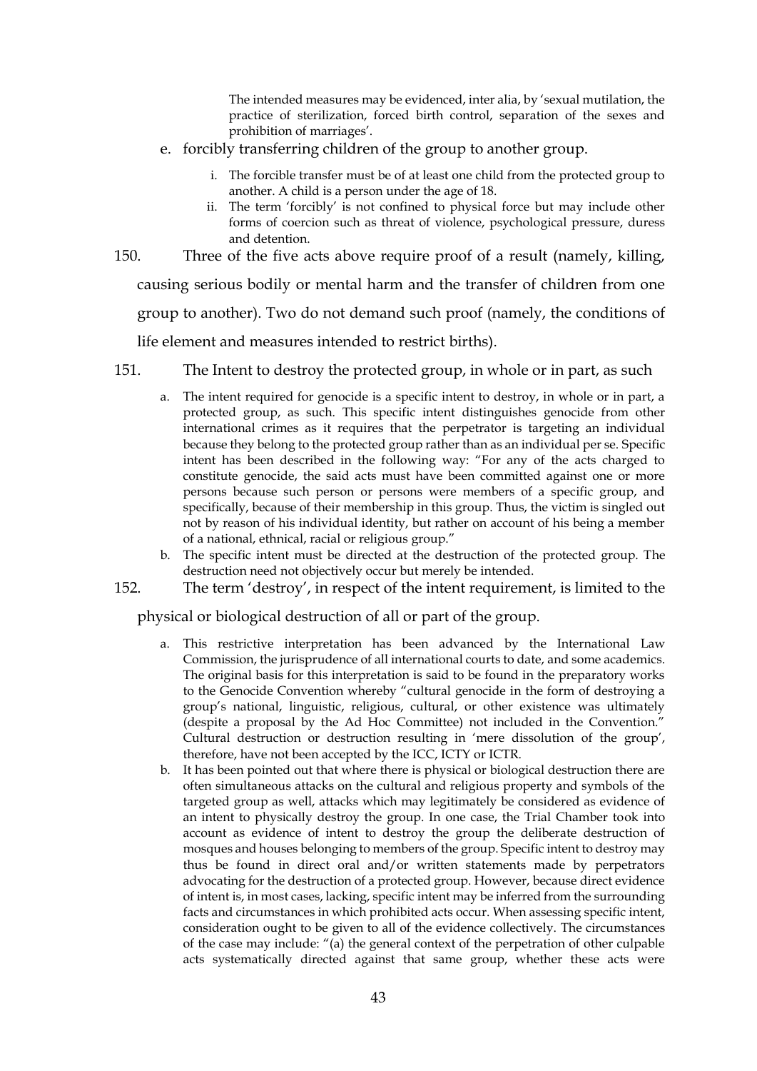The intended measures may be evidenced, inter alia, by 'sexual mutilation, the practice of sterilization, forced birth control, separation of the sexes and prohibition of marriages'.

e. forcibly transferring children of the group to another group.

    i. The forcible transfer must be of at least one child from the protected group to another. A child is a person under the age of 18.

    ii. The term 'forcibly' is not confined to physical force but may include other forms of coercion such as threat of violence, psychological pressure, duress and detention.

150. Three of the five acts above require proof of a result (namely, killing, causing serious bodily or mental harm and the transfer of children from one group to another). Two do not demand such proof (namely, the conditions of life element and measures intended to restrict births).

151. The Intent to destroy the protected group, in whole or in part, as such

a. The intent required for genocide is a specific intent to destroy, in whole or in part, a protected group, as such. This specific intent distinguishes genocide from other international crimes as it requires that the perpetrator is targeting an individual because they belong to the protected group rather than as an individual per se. Specific intent has been described in the following way: "For any of the acts charged to constitute genocide, the said acts must have been committed against one or more persons because such person or persons were members of a specific group, and specifically, because of their membership in this group. Thus, the victim is singled out not by reason of his individual identity, but rather on account of his being a member of a national, ethnical, racial or religious group."

b. The specific intent must be directed at the destruction of the protected group. The destruction need not objectively occur but merely be intended.

152. The term 'destroy', in respect of the intent requirement, is limited to the physical or biological destruction of all or part of the group.

a. This restrictive interpretation has been advanced by the International Law Commission, the jurisprudence of all international courts to date, and some academics. The original basis for this interpretation is said to be found in the preparatory works to the Genocide Convention whereby "cultural genocide in the form of destroying a group's national, linguistic, religious, cultural, or other existence was ultimately (despite a proposal by the Ad Hoc Committee) not included in the Convention." Cultural destruction or destruction resulting in 'mere dissolution of the group', therefore, have not been accepted by the ICC, ICTY or ICTR.

b. It has been pointed out that where there is physical or biological destruction there are often simultaneous attacks on the cultural and religious property and symbols of the targeted group as well, attacks which may legitimately be considered as evidence of an intent to physically destroy the group. In one case, the Trial Chamber took into account as evidence of intent to destroy the group the deliberate destruction of mosques and houses belonging to members of the group. Specific intent to destroy may thus be found in direct oral and/or written statements made by perpetrators advocating for the destruction of a protected group. However, because direct evidence of intent is, in most cases, lacking, specific intent may be inferred from the surrounding facts and circumstances in which prohibited acts occur. When assessing specific intent, consideration ought to be given to all of the evidence collectively. The circumstances of the case may include: "(a) the general context of the perpetration of other culpable acts systematically directed against that same group, whether these acts were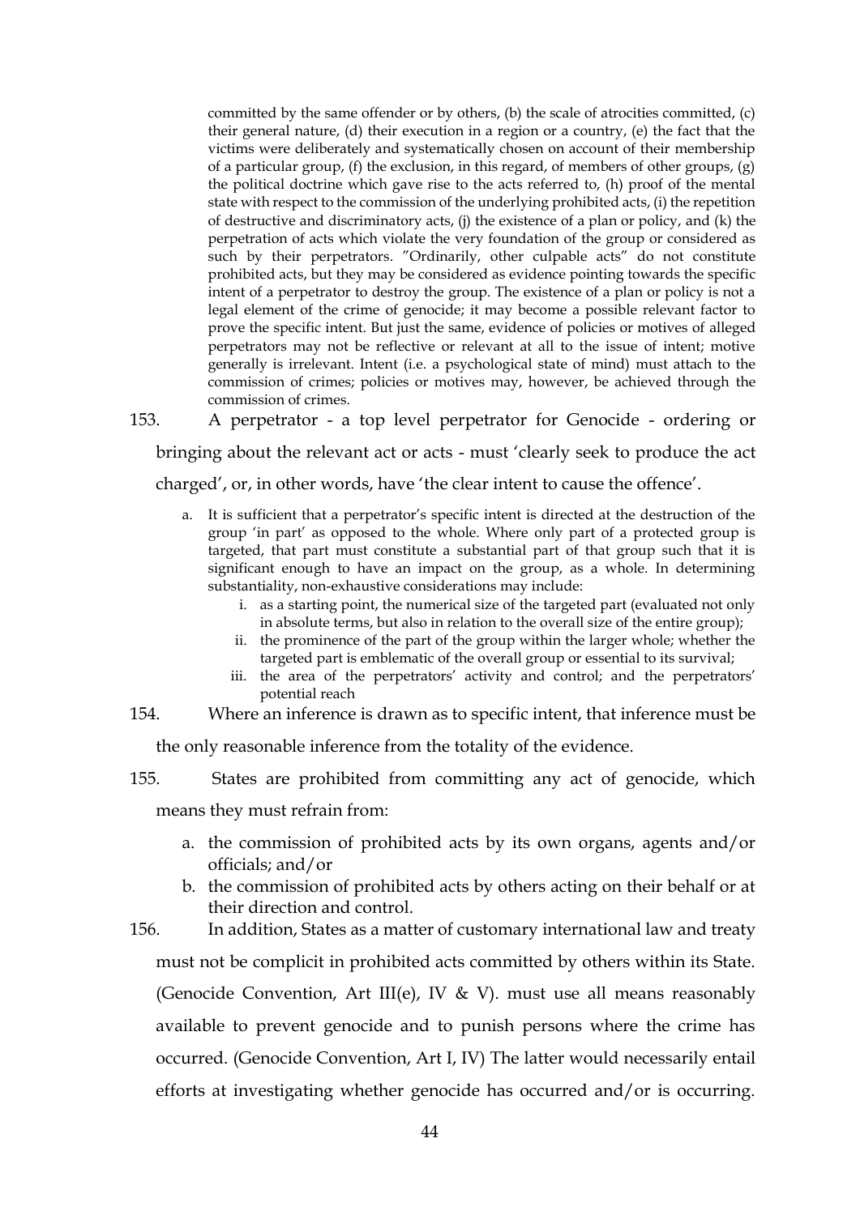committed by the same offender or by others, (b) the scale of atrocities committed, (c) their general nature, (d) their execution in a region or a country, (e) the fact that the victims were deliberately and systematically chosen on account of their membership of a particular group, (f) the exclusion, in this regard, of members of other groups, (g) the political doctrine which gave rise to the acts referred to, (h) proof of the mental state with respect to the commission of the underlying prohibited acts, (i) the repetition of destructive and discriminatory acts, (j) the existence of a plan or policy, and (k) the perpetration of acts which violate the very foundation of the group or considered as such by their perpetrators. "Ordinarily, other culpable acts" do not constitute prohibited acts, but they may be considered as evidence pointing towards the specific intent of a perpetrator to destroy the group. The existence of a plan or policy is not a legal element of the crime of genocide; it may become a possible relevant factor to prove the specific intent. But just the same, evidence of policies or motives of alleged perpetrators may not be reflective or relevant at all to the issue of intent; motive generally is irrelevant. Intent (i.e. a psychological state of mind) must attach to the commission of crimes; policies or motives may, however, be achieved through the commission of crimes.

153. A perpetrator - a top level perpetrator for Genocide - ordering or bringing about the relevant act or acts - must 'clearly seek to produce the act charged', or, in other words, have 'the clear intent to cause the offence'.

a. It is sufficient that a perpetrator's specific intent is directed at the destruction of the group 'in part' as opposed to the whole. Where only part of a protected group is targeted, that part must constitute a substantial part of that group such that it is significant enough to have an impact on the group, as a whole. In determining substantiality, non-exhaustive considerations may include:
    i. as a starting point, the numerical size of the targeted part (evaluated not only in absolute terms, but also in relation to the overall size of the entire group);
    ii. the prominence of the part of the group within the larger whole; whether the targeted part is emblematic of the overall group or essential to its survival;
    iii. the area of the perpetrators' activity and control; and the perpetrators' potential reach

154. Where an inference is drawn as to specific intent, that inference must be the only reasonable inference from the totality of the evidence.

155. States are prohibited from committing any act of genocide, which means they must refrain from:

a. the commission of prohibited acts by its own organs, agents and/or officials; and/or
b. the commission of prohibited acts by others acting on their behalf or at their direction and control.

156. In addition, States as a matter of customary international law and treaty must not be complicit in prohibited acts committed by others within its State. (Genocide Convention, Art III(e), IV & V). must use all means reasonably available to prevent genocide and to punish persons where the crime has occurred. (Genocide Convention, Art I, IV) The latter would necessarily entail efforts at investigating whether genocide has occurred and/or is occurring.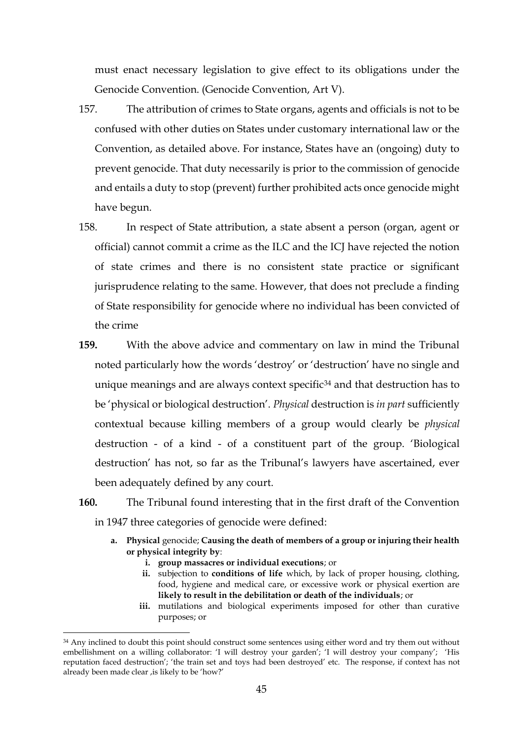must enact necessary legislation to give effect to its obligations under the Genocide Convention. (Genocide Convention, Art V).

157. The attribution of crimes to State organs, agents and officials is not to be confused with other duties on States under customary international law or the Convention, as detailed above. For instance, States have an (ongoing) duty to prevent genocide. That duty necessarily is prior to the commission of genocide and entails a duty to stop (prevent) further prohibited acts once genocide might have begun.

158. In respect of State attribution, a state absent a person (organ, agent or official) cannot commit a crime as the ILC and the ICJ have rejected the notion of state crimes and there is no consistent state practice or significant jurisprudence relating to the same. However, that does not preclude a finding of State responsibility for genocide where no individual has been convicted of the crime

**159.** With the above advice and commentary on law in mind the Tribunal noted particularly how the words 'destroy' or 'destruction' have no single and unique meanings and are always context specific[34] and that destruction has to be 'physical or biological destruction'. *Physical* destruction is *in part* sufficiently contextual because killing members of a group would clearly be *physical* destruction - of a kind - of a constituent part of the group. 'Biological destruction' has not, so far as the Tribunal's lawyers have ascertained, ever been adequately defined by any court.

**160.** The Tribunal found interesting that in the first draft of the Convention in 1947 three categories of genocide were defined:

- **a. Physical** genocide; **Causing the death of members of a group or injuring their health or physical integrity by**:
    - **i. group massacres or individual executions**; or
    - **ii.** subjection to **conditions of life** which, by lack of proper housing, clothing, food, hygiene and medical care, or excessive work or physical exertion are **likely to result in the debilitation or death of the individuals**; or
    - **iii.** mutilations and biological experiments imposed for other than curative purposes; or

---

[34] Any inclined to doubt this point should construct some sentences using either word and try them out without embellishment on a willing collaborator: 'I will destroy your garden'; 'I will destroy your company'; 'His reputation faced destruction'; 'the train set and toys had been destroyed' etc. The response, if context has not already been made clear ,is likely to be 'how?'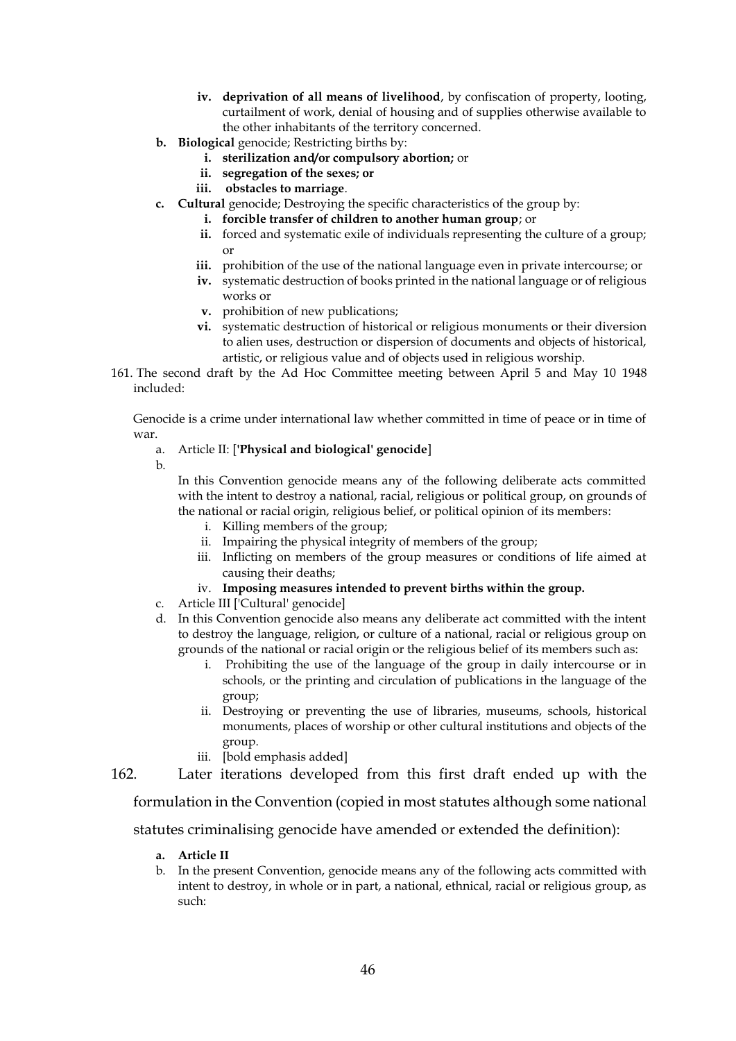- iv. **deprivation of all means of livelihood**, by confiscation of property, looting, curtailment of work, denial of housing and of supplies otherwise available to the other inhabitants of the territory concerned.
- b. **Biological** genocide; Restricting births by:
   - i. **sterilization and/or compulsory abortion;** or
   - ii. **segregation of the sexes; or**
   - iii. **obstacles to marriage**.
- c. **Cultural** genocide; Destroying the specific characteristics of the group by:
   - i. **forcible transfer of children to another human group**; or
   - ii. forced and systematic exile of individuals representing the culture of a group; or
   - iii. prohibition of the use of the national language even in private intercourse; or
   - iv. systematic destruction of books printed in the national language or of religious works or
   - v. prohibition of new publications;
   - vi. systematic destruction of historical or religious monuments or their diversion to alien uses, destruction or dispersion of documents and objects of historical, artistic, or religious value and of objects used in religious worship.

161. The second draft by the Ad Hoc Committee meeting between April 5 and May 10 1948 included:

   Genocide is a crime under international law whether committed in time of peace or in time of war.

   - a. Article II: [**'Physical and biological' genocide**]
   - b.

     In this Convention genocide means any of the following deliberate acts committed with the intent to destroy a national, racial, religious or political group, on grounds of the national or racial origin, religious belief, or political opinion of its members:
     - i. Killing members of the group;
     - ii. Impairing the physical integrity of members of the group;
     - iii. Inflicting on members of the group measures or conditions of life aimed at causing their deaths;
     - iv. **Imposing measures intended to prevent births within the group.**
   - c. Article III ['Cultural' genocide]
   - d. In this Convention genocide also means any deliberate act committed with the intent to destroy the language, religion, or culture of a national, racial or religious group on grounds of the national or racial origin or the religious belief of its members such as:
     - i. Prohibiting the use of the language of the group in daily intercourse or in schools, or the printing and circulation of publications in the language of the group;
     - ii. Destroying or preventing the use of libraries, museums, schools, historical monuments, places of worship or other cultural institutions and objects of the group.
     - iii. [bold emphasis added]

162. Later iterations developed from this first draft ended up with the formulation in the Convention (copied in most statutes although some national statutes criminalising genocide have amended or extended the definition):

   - a. **Article II**
   - b. In the present Convention, genocide means any of the following acts committed with intent to destroy, in whole or in part, a national, ethnical, racial or religious group, as such: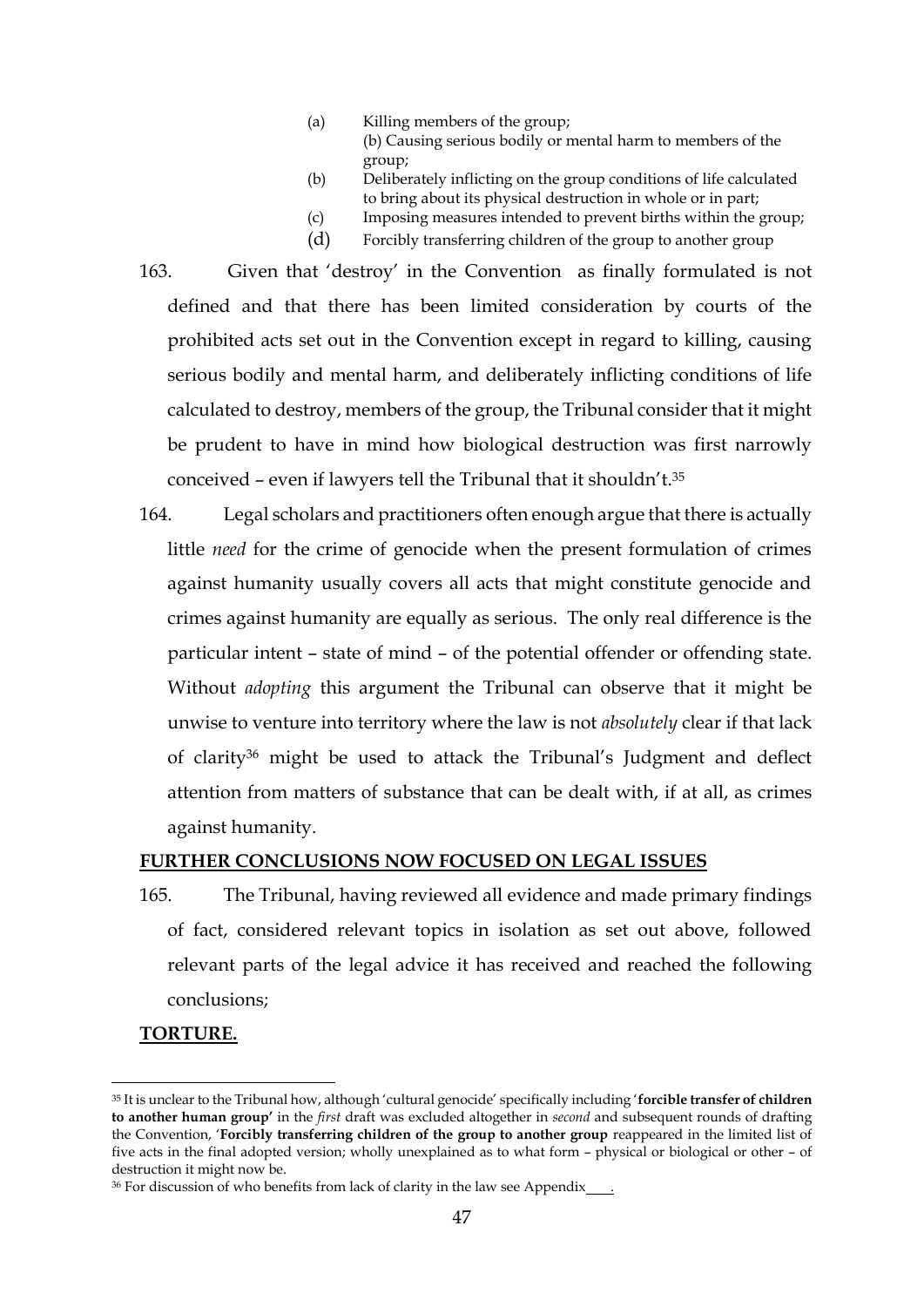(a) Killing members of the group;
(b) Causing serious bodily or mental harm to members of the group;
(b) Deliberately inflicting on the group conditions of life calculated to bring about its physical destruction in whole or in part;
(c) Imposing measures intended to prevent births within the group;
(d) Forcibly transferring children of the group to another group

163. Given that 'destroy' in the Convention as finally formulated is not defined and that there has been limited consideration by courts of the prohibited acts set out in the Convention except in regard to killing, causing serious bodily and mental harm, and deliberately inflicting conditions of life calculated to destroy, members of the group, the Tribunal consider that it might be prudent to have in mind how biological destruction was first narrowly conceived – even if lawyers tell the Tribunal that it shouldn't.[35]

164. Legal scholars and practitioners often enough argue that there is actually little *need* for the crime of genocide when the present formulation of crimes against humanity usually covers all acts that might constitute genocide and crimes against humanity are equally as serious. The only real difference is the particular intent – state of mind – of the potential offender or offending state. Without *adopting* this argument the Tribunal can observe that it might be unwise to venture into territory where the law is not *absolutely* clear if that lack of clarity[36] might be used to attack the Tribunal's Judgment and deflect attention from matters of substance that can be dealt with, if at all, as crimes against humanity.

**FURTHER CONCLUSIONS NOW FOCUSED ON LEGAL ISSUES**

165. The Tribunal, having reviewed all evidence and made primary findings of fact, considered relevant topics in isolation as set out above, followed relevant parts of the legal advice it has received and reached the following conclusions;

**TORTURE.**

---

[35] It is unclear to the Tribunal how, although 'cultural genocide' specifically including '**forcible transfer of children to another human group'** in the *first* draft was excluded altogether in *second* and subsequent rounds of drafting the Convention, '**Forcibly transferring children of the group to another group** reappeared in the limited list of five acts in the final adopted version; wholly unexplained as to what form – physical or biological or other – of destruction it might now be.

[36] For discussion of who benefits from lack of clarity in the law see Appendix___.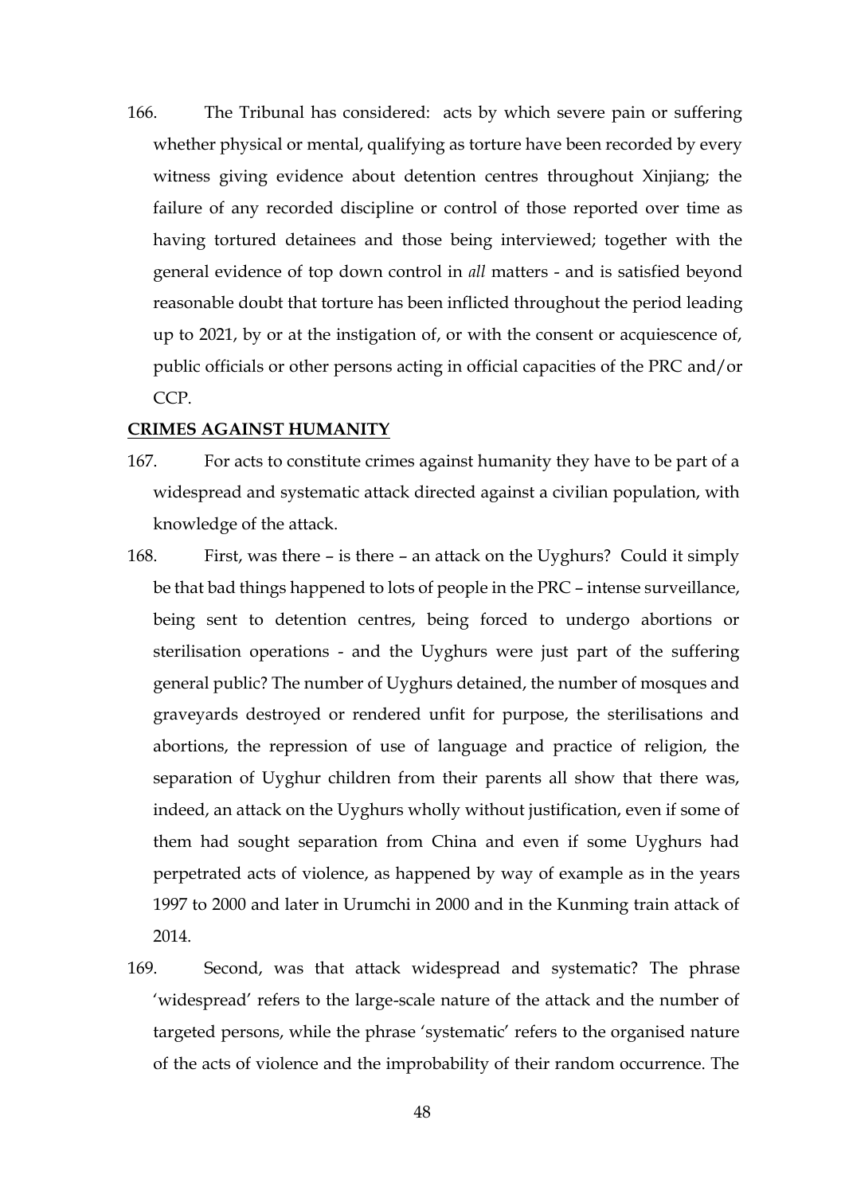166. The Tribunal has considered: acts by which severe pain or suffering whether physical or mental, qualifying as torture have been recorded by every witness giving evidence about detention centres throughout Xinjiang; the failure of any recorded discipline or control of those reported over time as having tortured detainees and those being interviewed; together with the general evidence of top down control in *all* matters - and is satisfied beyond reasonable doubt that torture has been inflicted throughout the period leading up to 2021, by or at the instigation of, or with the consent or acquiescence of, public officials or other persons acting in official capacities of the PRC and/or CCP.

**CRIMES AGAINST HUMANITY**

167. For acts to constitute crimes against humanity they have to be part of a widespread and systematic attack directed against a civilian population, with knowledge of the attack.

168. First, was there – is there – an attack on the Uyghurs? Could it simply be that bad things happened to lots of people in the PRC – intense surveillance, being sent to detention centres, being forced to undergo abortions or sterilisation operations - and the Uyghurs were just part of the suffering general public? The number of Uyghurs detained, the number of mosques and graveyards destroyed or rendered unfit for purpose, the sterilisations and abortions, the repression of use of language and practice of religion, the separation of Uyghur children from their parents all show that there was, indeed, an attack on the Uyghurs wholly without justification, even if some of them had sought separation from China and even if some Uyghurs had perpetrated acts of violence, as happened by way of example as in the years 1997 to 2000 and later in Urumchi in 2000 and in the Kunming train attack of 2014.

169. Second, was that attack widespread and systematic? The phrase 'widespread' refers to the large-scale nature of the attack and the number of targeted persons, while the phrase 'systematic' refers to the organised nature of the acts of violence and the improbability of their random occurrence. The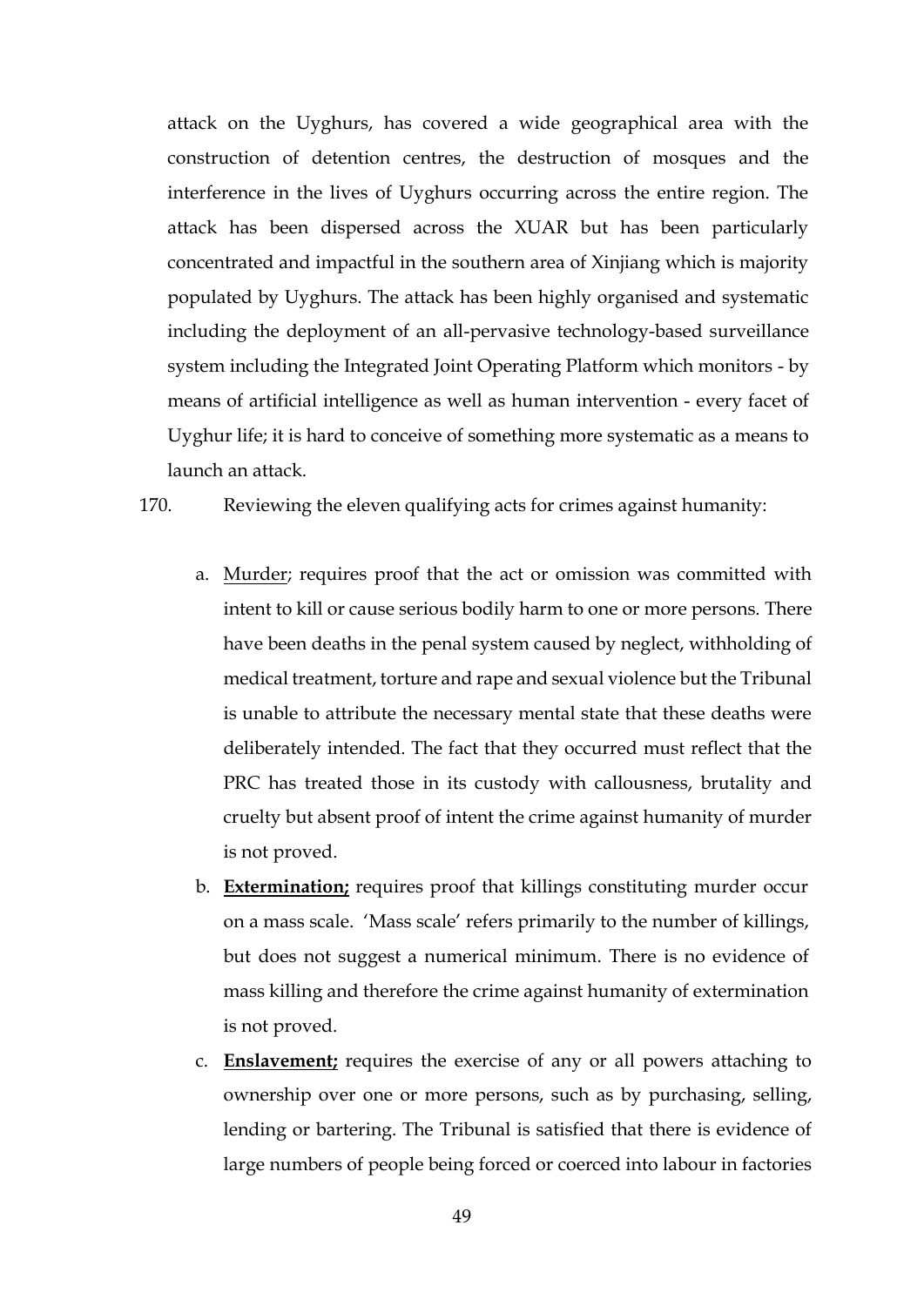attack on the Uyghurs, has covered a wide geographical area with the construction of detention centres, the destruction of mosques and the interference in the lives of Uyghurs occurring across the entire region. The attack has been dispersed across the XUAR but has been particularly concentrated and impactful in the southern area of Xinjiang which is majority populated by Uyghurs. The attack has been highly organised and systematic including the deployment of an all-pervasive technology-based surveillance system including the Integrated Joint Operating Platform which monitors - by means of artificial intelligence as well as human intervention - every facet of Uyghur life; it is hard to conceive of something more systematic as a means to launch an attack.

170. Reviewing the eleven qualifying acts for crimes against humanity:

a. Murder; requires proof that the act or omission was committed with intent to kill or cause serious bodily harm to one or more persons. There have been deaths in the penal system caused by neglect, withholding of medical treatment, torture and rape and sexual violence but the Tribunal is unable to attribute the necessary mental state that these deaths were deliberately intended. The fact that they occurred must reflect that the PRC has treated those in its custody with callousness, brutality and cruelty but absent proof of intent the crime against humanity of murder is not proved.

b. **Extermination;** requires proof that killings constituting murder occur on a mass scale. 'Mass scale' refers primarily to the number of killings, but does not suggest a numerical minimum. There is no evidence of mass killing and therefore the crime against humanity of extermination is not proved.

c. **Enslavement;** requires the exercise of any or all powers attaching to ownership over one or more persons, such as by purchasing, selling, lending or bartering. The Tribunal is satisfied that there is evidence of large numbers of people being forced or coerced into labour in factories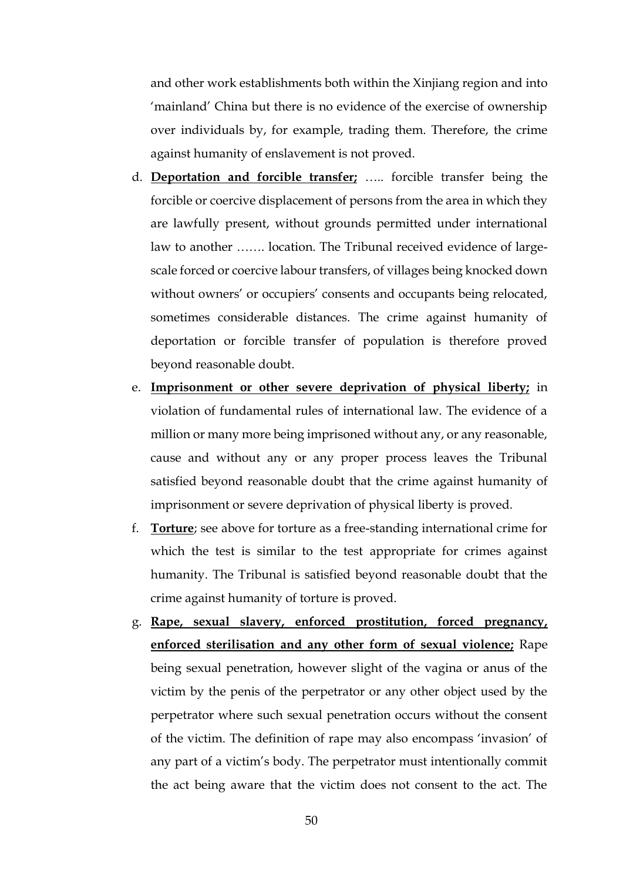and other work establishments both within the Xinjiang region and into 'mainland' China but there is no evidence of the exercise of ownership over individuals by, for example, trading them. Therefore, the crime against humanity of enslavement is not proved.

d. **<u>Deportation and forcible transfer;</u>** ….. forcible transfer being the forcible or coercive displacement of persons from the area in which they are lawfully present, without grounds permitted under international law to another ……. location. The Tribunal received evidence of large-scale forced or coercive labour transfers, of villages being knocked down without owners' or occupiers' consents and occupants being relocated, sometimes considerable distances. The crime against humanity of deportation or forcible transfer of population is therefore proved beyond reasonable doubt.

e. **<u>Imprisonment or other severe deprivation of physical liberty;</u>** in violation of fundamental rules of international law. The evidence of a million or many more being imprisoned without any, or any reasonable, cause and without any or any proper process leaves the Tribunal satisfied beyond reasonable doubt that the crime against humanity of imprisonment or severe deprivation of physical liberty is proved.

f. **<u>Torture</u>**; see above for torture as a free-standing international crime for which the test is similar to the test appropriate for crimes against humanity. The Tribunal is satisfied beyond reasonable doubt that the crime against humanity of torture is proved.

g. **<u>Rape, sexual slavery, enforced prostitution, forced pregnancy, enforced sterilisation and any other form of sexual violence;</u>** Rape being sexual penetration, however slight of the vagina or anus of the victim by the penis of the perpetrator or any other object used by the perpetrator where such sexual penetration occurs without the consent of the victim. The definition of rape may also encompass 'invasion' of any part of a victim's body. The perpetrator must intentionally commit the act being aware that the victim does not consent to the act. The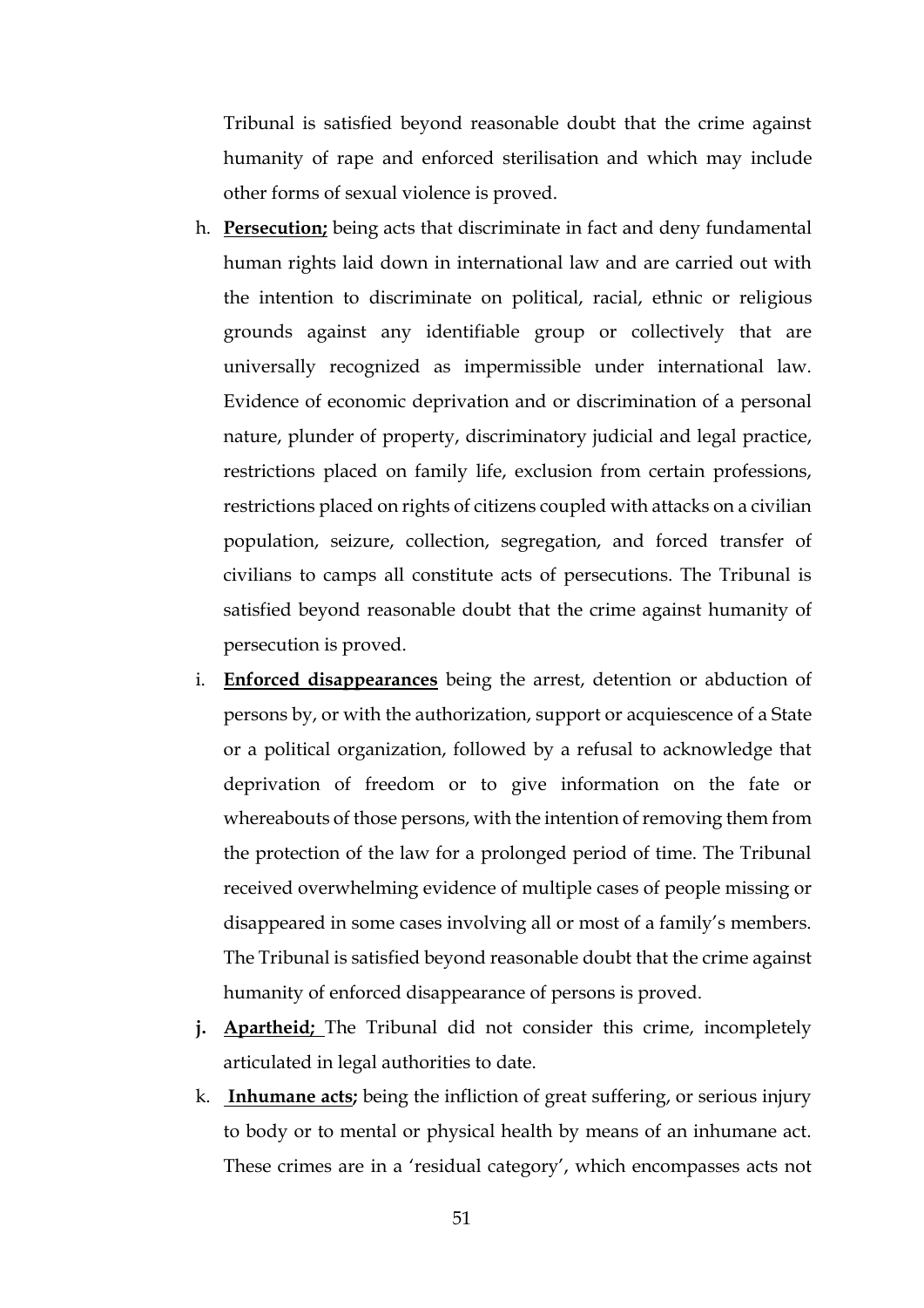Tribunal is satisfied beyond reasonable doubt that the crime against humanity of rape and enforced sterilisation and which may include other forms of sexual violence is proved.

h. **Persecution;** being acts that discriminate in fact and deny fundamental human rights laid down in international law and are carried out with the intention to discriminate on political, racial, ethnic or religious grounds against any identifiable group or collectively that are universally recognized as impermissible under international law. Evidence of economic deprivation and or discrimination of a personal nature, plunder of property, discriminatory judicial and legal practice, restrictions placed on family life, exclusion from certain professions, restrictions placed on rights of citizens coupled with attacks on a civilian population, seizure, collection, segregation, and forced transfer of civilians to camps all constitute acts of persecutions. The Tribunal is satisfied beyond reasonable doubt that the crime against humanity of persecution is proved.

i. **Enforced disappearances** being the arrest, detention or abduction of persons by, or with the authorization, support or acquiescence of a State or a political organization, followed by a refusal to acknowledge that deprivation of freedom or to give information on the fate or whereabouts of those persons, with the intention of removing them from the protection of the law for a prolonged period of time. The Tribunal received overwhelming evidence of multiple cases of people missing or disappeared in some cases involving all or most of a family's members. The Tribunal is satisfied beyond reasonable doubt that the crime against humanity of enforced disappearance of persons is proved.

j. **Apartheid;** The Tribunal did not consider this crime, incompletely articulated in legal authorities to date.

k. **Inhumane acts;** being the infliction of great suffering, or serious injury to body or to mental or physical health by means of an inhumane act. These crimes are in a 'residual category', which encompasses acts not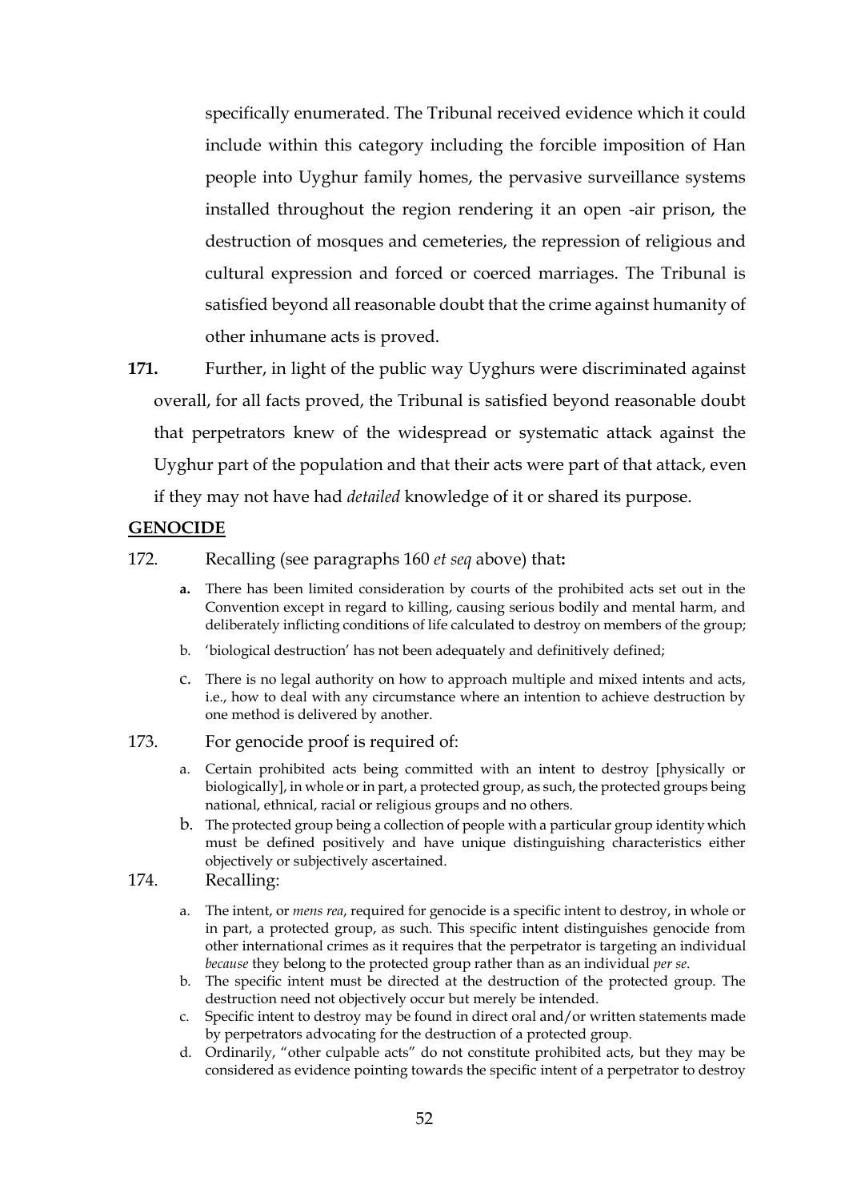specifically enumerated. The Tribunal received evidence which it could include within this category including the forcible imposition of Han people into Uyghur family homes, the pervasive surveillance systems installed throughout the region rendering it an open -air prison, the destruction of mosques and cemeteries, the repression of religious and cultural expression and forced or coerced marriages. The Tribunal is satisfied beyond all reasonable doubt that the crime against humanity of other inhumane acts is proved.

**171.** Further, in light of the public way Uyghurs were discriminated against overall, for all facts proved, the Tribunal is satisfied beyond reasonable doubt that perpetrators knew of the widespread or systematic attack against the Uyghur part of the population and that their acts were part of that attack, even if they may not have had *detailed* knowledge of it or shared its purpose.

## GENOCIDE

172. Recalling (see paragraphs 160 *et seq* above) that**:**

- **a.** There has been limited consideration by courts of the prohibited acts set out in the Convention except in regard to killing, causing serious bodily and mental harm, and deliberately inflicting conditions of life calculated to destroy on members of the group;
- b. 'biological destruction' has not been adequately and definitively defined;
- c. There is no legal authority on how to approach multiple and mixed intents and acts, i.e., how to deal with any circumstance where an intention to achieve destruction by one method is delivered by another.

173. For genocide proof is required of:

- a. Certain prohibited acts being committed with an intent to destroy [physically or biologically], in whole or in part, a protected group, as such, the protected groups being national, ethnical, racial or religious groups and no others.
- b. The protected group being a collection of people with a particular group identity which must be defined positively and have unique distinguishing characteristics either objectively or subjectively ascertained.

174. Recalling:

- a. The intent, or *mens rea*, required for genocide is a specific intent to destroy, in whole or in part, a protected group, as such. This specific intent distinguishes genocide from other international crimes as it requires that the perpetrator is targeting an individual *because* they belong to the protected group rather than as an individual *per se.*
- b. The specific intent must be directed at the destruction of the protected group. The destruction need not objectively occur but merely be intended.
- c. Specific intent to destroy may be found in direct oral and/or written statements made by perpetrators advocating for the destruction of a protected group.
- d. Ordinarily, "other culpable acts" do not constitute prohibited acts, but they may be considered as evidence pointing towards the specific intent of a perpetrator to destroy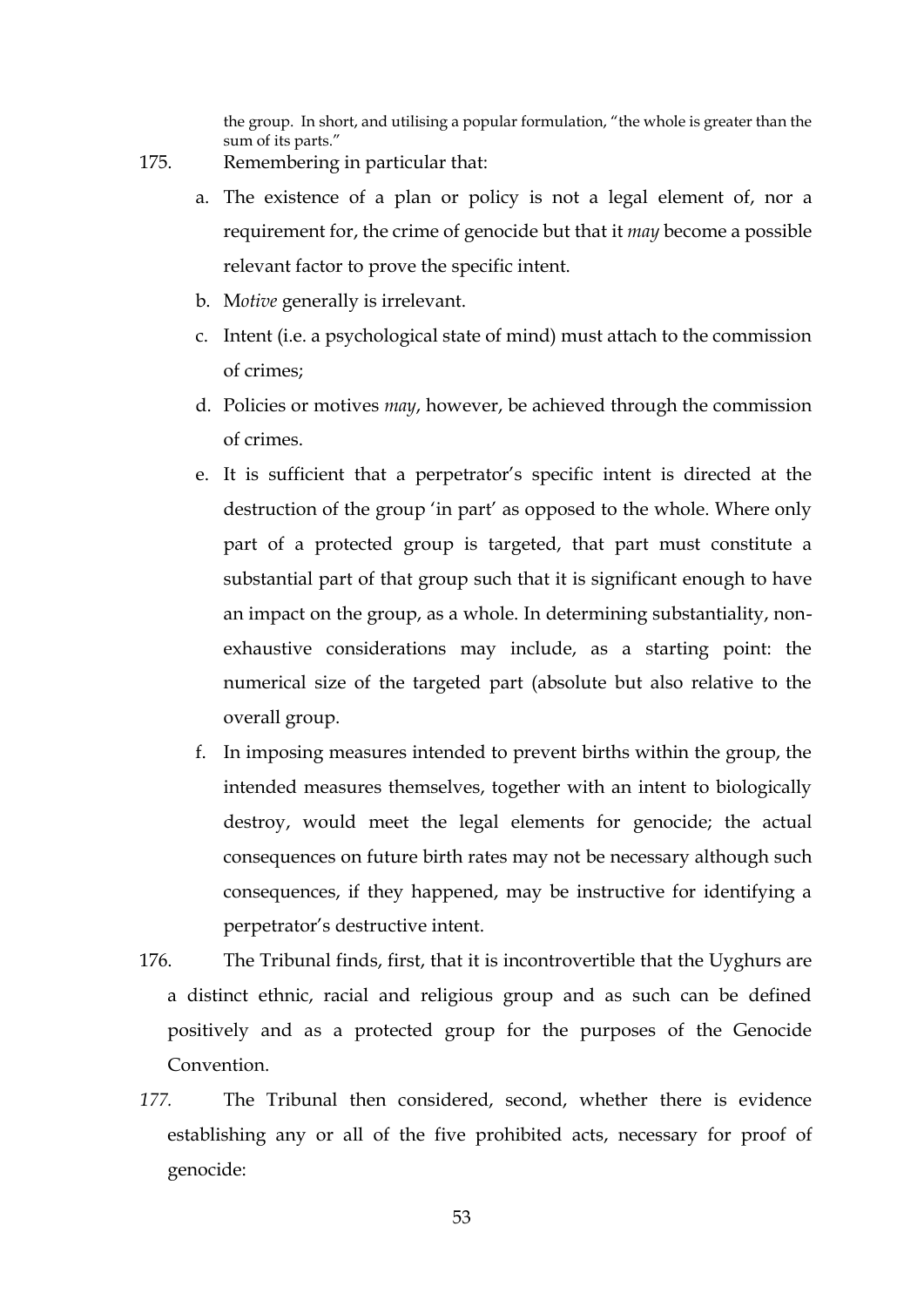the group. In short, and utilising a popular formulation, “the whole is greater than the sum of its parts.”

175. Remembering in particular that:

   a. The existence of a plan or policy is not a legal element of, nor a requirement for, the crime of genocide but that it *may* become a possible relevant factor to prove the specific intent.

   b. M*otive* generally is irrelevant.

   c. Intent (i.e. a psychological state of mind) must attach to the commission of crimes;

   d. Policies or motives *may*, however, be achieved through the commission of crimes.

   e. It is sufficient that a perpetrator’s specific intent is directed at the destruction of the group ‘in part’ as opposed to the whole. Where only part of a protected group is targeted, that part must constitute a substantial part of that group such that it is significant enough to have an impact on the group, as a whole. In determining substantiality, non-exhaustive considerations may include, as a starting point: the numerical size of the targeted part (absolute but also relative to the overall group.

   f. In imposing measures intended to prevent births within the group, the intended measures themselves, together with an intent to biologically destroy, would meet the legal elements for genocide; the actual consequences on future birth rates may not be necessary although such consequences, if they happened, may be instructive for identifying a perpetrator’s destructive intent.

176. The Tribunal finds, first, that it is incontrovertible that the Uyghurs are a distinct ethnic, racial and religious group and as such can be defined positively and as a protected group for the purposes of the Genocide Convention.

*177.* The Tribunal then considered, second, whether there is evidence establishing any or all of the five prohibited acts, necessary for proof of genocide: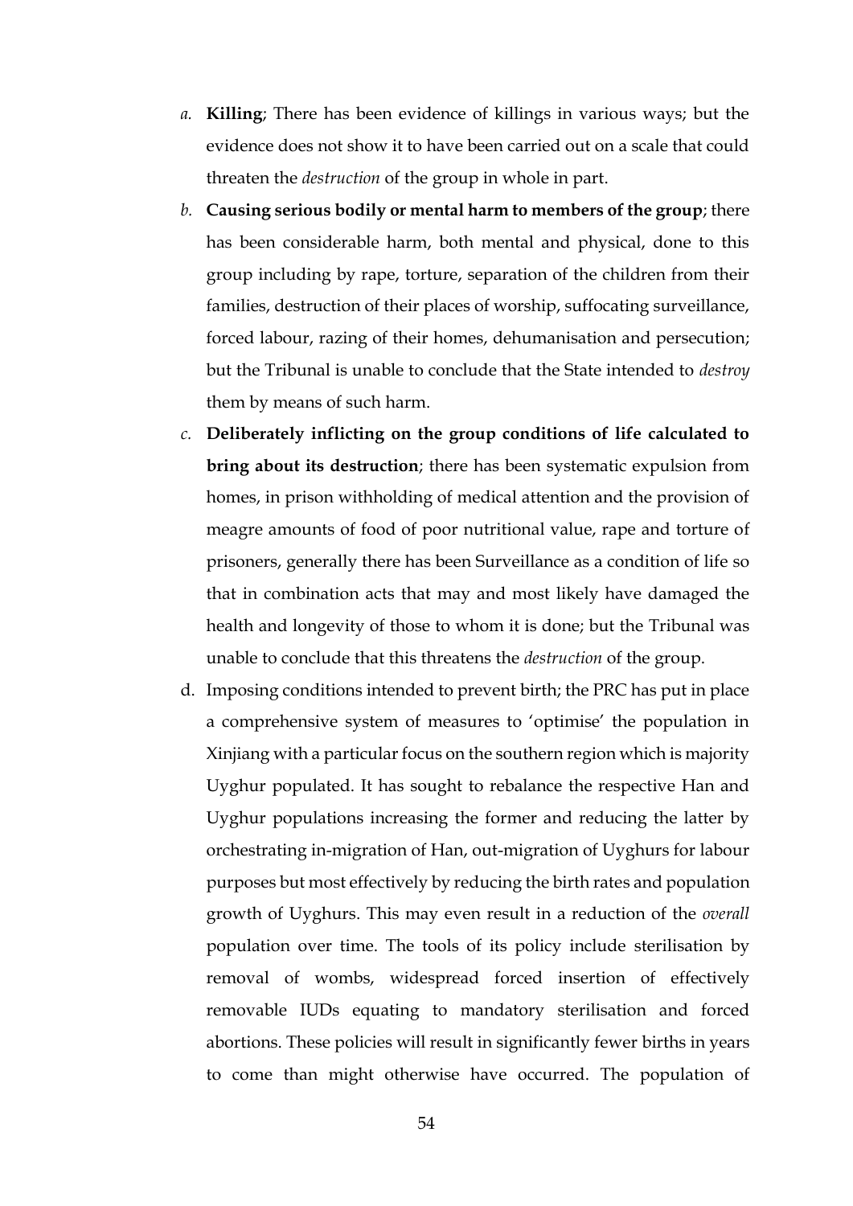*a.* **Killing**; There has been evidence of killings in various ways; but the evidence does not show it to have been carried out on a scale that could threaten the *destruction* of the group in whole in part.

*b.* **Causing serious bodily or mental harm to members of the group**; there has been considerable harm, both mental and physical, done to this group including by rape, torture, separation of the children from their families, destruction of their places of worship, suffocating surveillance, forced labour, razing of their homes, dehumanisation and persecution; but the Tribunal is unable to conclude that the State intended to *destroy* them by means of such harm.

*c.* **Deliberately inflicting on the group conditions of life calculated to bring about its destruction**; there has been systematic expulsion from homes, in prison withholding of medical attention and the provision of meagre amounts of food of poor nutritional value, rape and torture of prisoners, generally there has been Surveillance as a condition of life so that in combination acts that may and most likely have damaged the health and longevity of those to whom it is done; but the Tribunal was unable to conclude that this threatens the *destruction* of the group.

d. Imposing conditions intended to prevent birth; the PRC has put in place a comprehensive system of measures to 'optimise' the population in Xinjiang with a particular focus on the southern region which is majority Uyghur populated. It has sought to rebalance the respective Han and Uyghur populations increasing the former and reducing the latter by orchestrating in-migration of Han, out-migration of Uyghurs for labour purposes but most effectively by reducing the birth rates and population growth of Uyghurs. This may even result in a reduction of the *overall* population over time. The tools of its policy include sterilisation by removal of wombs, widespread forced insertion of effectively removable IUDs equating to mandatory sterilisation and forced abortions. These policies will result in significantly fewer births in years to come than might otherwise have occurred. The population of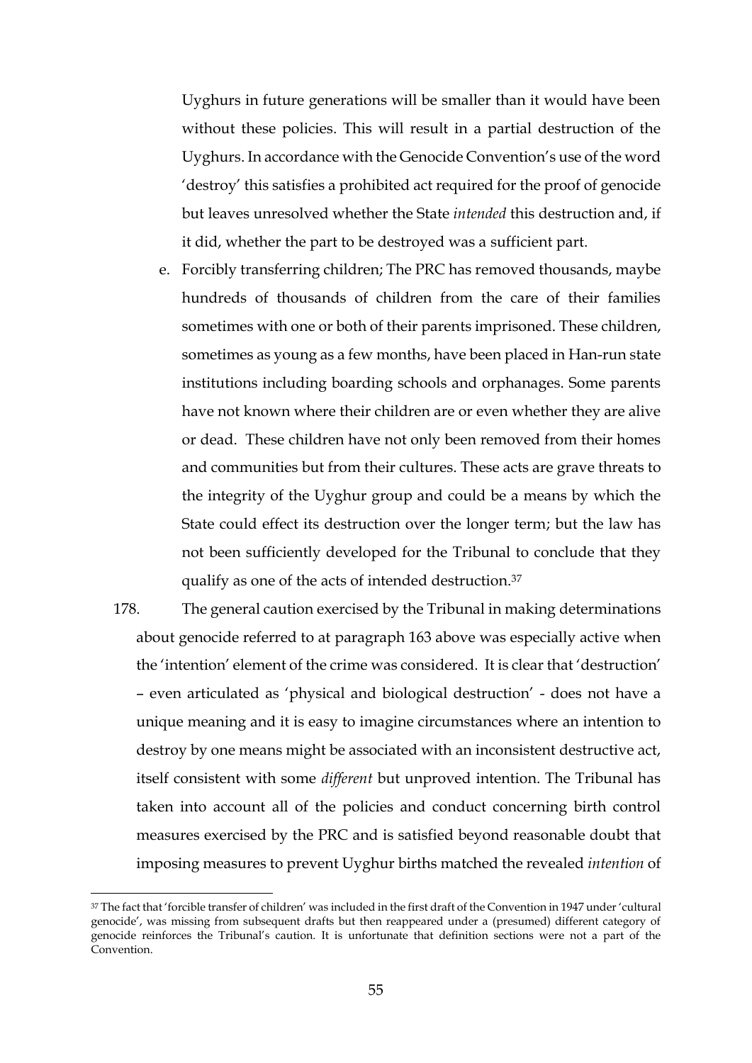Uyghurs in future generations will be smaller than it would have been without these policies. This will result in a partial destruction of the Uyghurs. In accordance with the Genocide Convention's use of the word 'destroy' this satisfies a prohibited act required for the proof of genocide but leaves unresolved whether the State *intended* this destruction and, if it did, whether the part to be destroyed was a sufficient part.

e. Forcibly transferring children; The PRC has removed thousands, maybe hundreds of thousands of children from the care of their families sometimes with one or both of their parents imprisoned. These children, sometimes as young as a few months, have been placed in Han-run state institutions including boarding schools and orphanages. Some parents have not known where their children are or even whether they are alive or dead. These children have not only been removed from their homes and communities but from their cultures. These acts are grave threats to the integrity of the Uyghur group and could be a means by which the State could effect its destruction over the longer term; but the law has not been sufficiently developed for the Tribunal to conclude that they qualify as one of the acts of intended destruction.[37]

178. The general caution exercised by the Tribunal in making determinations about genocide referred to at paragraph 163 above was especially active when the 'intention' element of the crime was considered. It is clear that 'destruction' – even articulated as 'physical and biological destruction' - does not have a unique meaning and it is easy to imagine circumstances where an intention to destroy by one means might be associated with an inconsistent destructive act, itself consistent with some *different* but unproved intention. The Tribunal has taken into account all of the policies and conduct concerning birth control measures exercised by the PRC and is satisfied beyond reasonable doubt that imposing measures to prevent Uyghur births matched the revealed *intention* of

---

[37] The fact that 'forcible transfer of children' was included in the first draft of the Convention in 1947 under 'cultural genocide', was missing from subsequent drafts but then reappeared under a (presumed) different category of genocide reinforces the Tribunal's caution. It is unfortunate that definition sections were not a part of the Convention.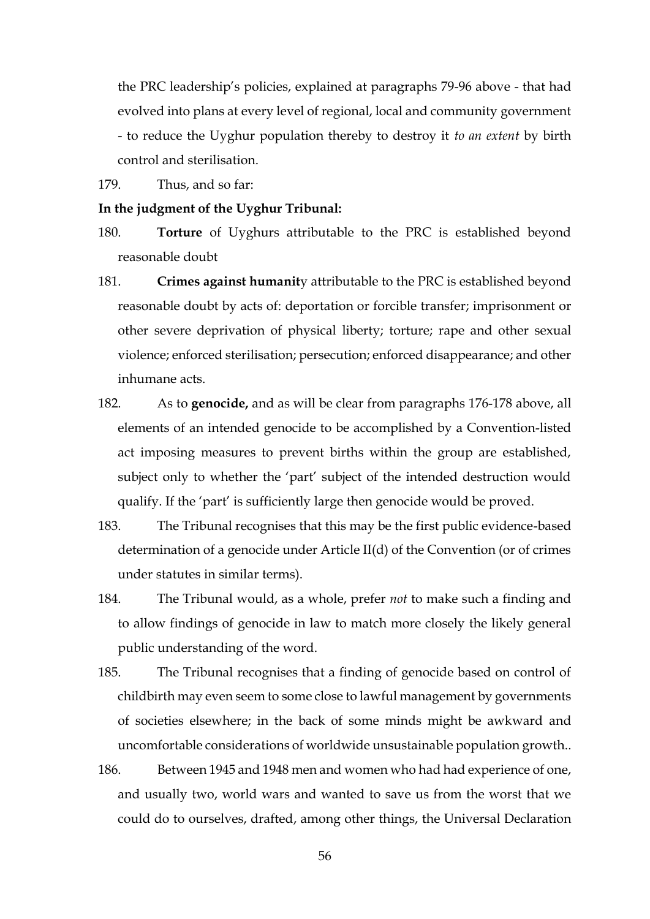the PRC leadership's policies, explained at paragraphs 79-96 above - that had evolved into plans at every level of regional, local and community government - to reduce the Uyghur population thereby to destroy it *to an extent* by birth control and sterilisation.

179. Thus, and so far:

**In the judgment of the Uyghur Tribunal:**

180. **Torture** of Uyghurs attributable to the PRC is established beyond reasonable doubt

181. **Crimes against humanit**y attributable to the PRC is established beyond reasonable doubt by acts of: deportation or forcible transfer; imprisonment or other severe deprivation of physical liberty; torture; rape and other sexual violence; enforced sterilisation; persecution; enforced disappearance; and other inhumane acts.

182. As to **genocide,** and as will be clear from paragraphs 176-178 above, all elements of an intended genocide to be accomplished by a Convention-listed act imposing measures to prevent births within the group are established, subject only to whether the 'part' subject of the intended destruction would qualify. If the 'part' is sufficiently large then genocide would be proved.

183. The Tribunal recognises that this may be the first public evidence-based determination of a genocide under Article II(d) of the Convention (or of crimes under statutes in similar terms).

184. The Tribunal would, as a whole, prefer *not* to make such a finding and to allow findings of genocide in law to match more closely the likely general public understanding of the word.

185. The Tribunal recognises that a finding of genocide based on control of childbirth may even seem to some close to lawful management by governments of societies elsewhere; in the back of some minds might be awkward and uncomfortable considerations of worldwide unsustainable population growth..

186. Between 1945 and 1948 men and women who had had experience of one, and usually two, world wars and wanted to save us from the worst that we could do to ourselves, drafted, among other things, the Universal Declaration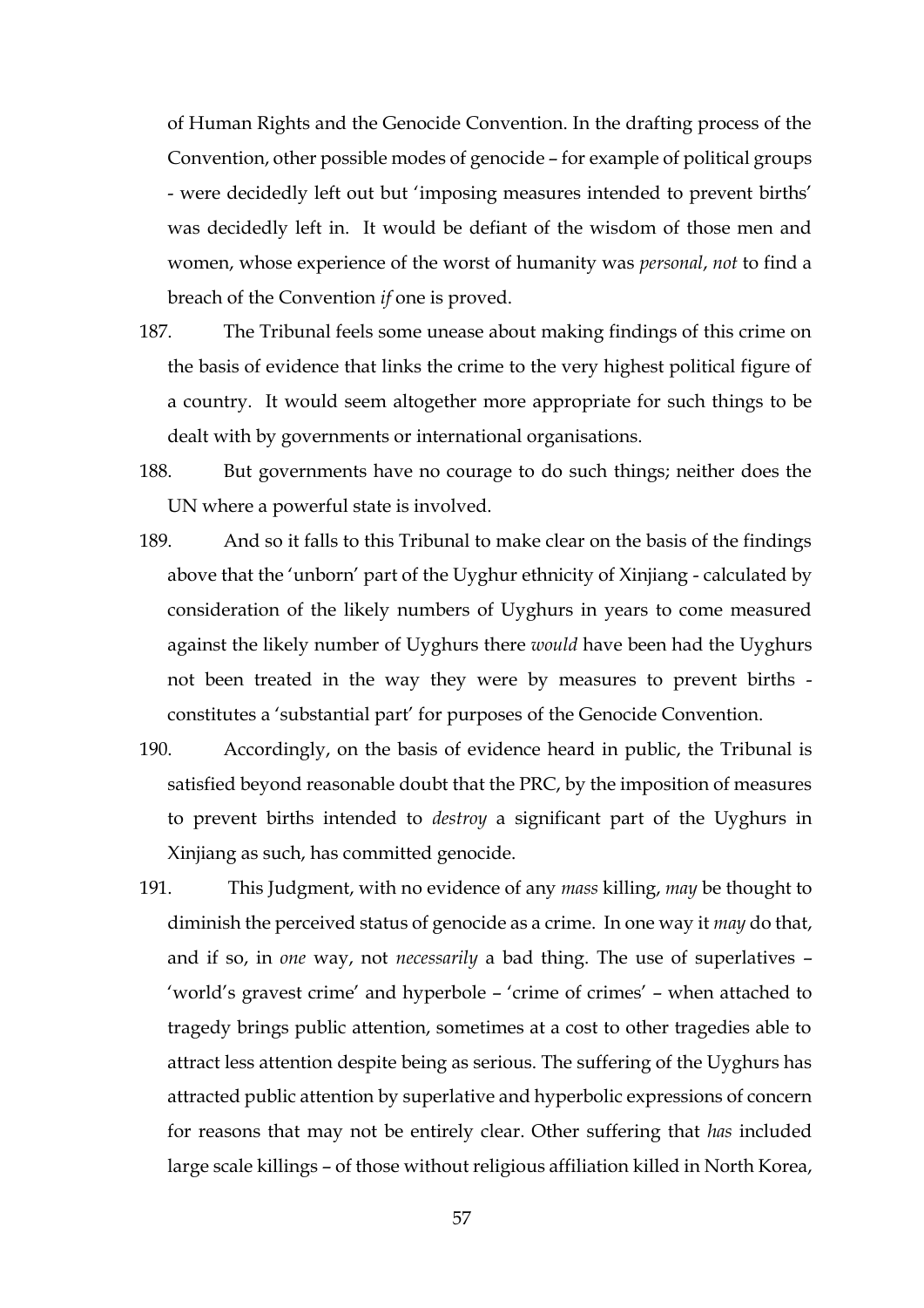of Human Rights and the Genocide Convention. In the drafting process of the Convention, other possible modes of genocide – for example of political groups - were decidedly left out but 'imposing measures intended to prevent births' was decidedly left in. It would be defiant of the wisdom of those men and women, whose experience of the worst of humanity was *personal*, *not* to find a breach of the Convention *if* one is proved.

187. The Tribunal feels some unease about making findings of this crime on the basis of evidence that links the crime to the very highest political figure of a country. It would seem altogether more appropriate for such things to be dealt with by governments or international organisations.

188. But governments have no courage to do such things; neither does the UN where a powerful state is involved.

189. And so it falls to this Tribunal to make clear on the basis of the findings above that the 'unborn' part of the Uyghur ethnicity of Xinjiang - calculated by consideration of the likely numbers of Uyghurs in years to come measured against the likely number of Uyghurs there *would* have been had the Uyghurs not been treated in the way they were by measures to prevent births - constitutes a 'substantial part' for purposes of the Genocide Convention.

190. Accordingly, on the basis of evidence heard in public, the Tribunal is satisfied beyond reasonable doubt that the PRC, by the imposition of measures to prevent births intended to *destroy* a significant part of the Uyghurs in Xinjiang as such, has committed genocide.

191. This Judgment, with no evidence of any *mass* killing, *may* be thought to diminish the perceived status of genocide as a crime. In one way it *may* do that, and if so, in *one* way, not *necessarily* a bad thing. The use of superlatives – 'world's gravest crime' and hyperbole – 'crime of crimes' – when attached to tragedy brings public attention, sometimes at a cost to other tragedies able to attract less attention despite being as serious. The suffering of the Uyghurs has attracted public attention by superlative and hyperbolic expressions of concern for reasons that may not be entirely clear. Other suffering that *has* included large scale killings – of those without religious affiliation killed in North Korea,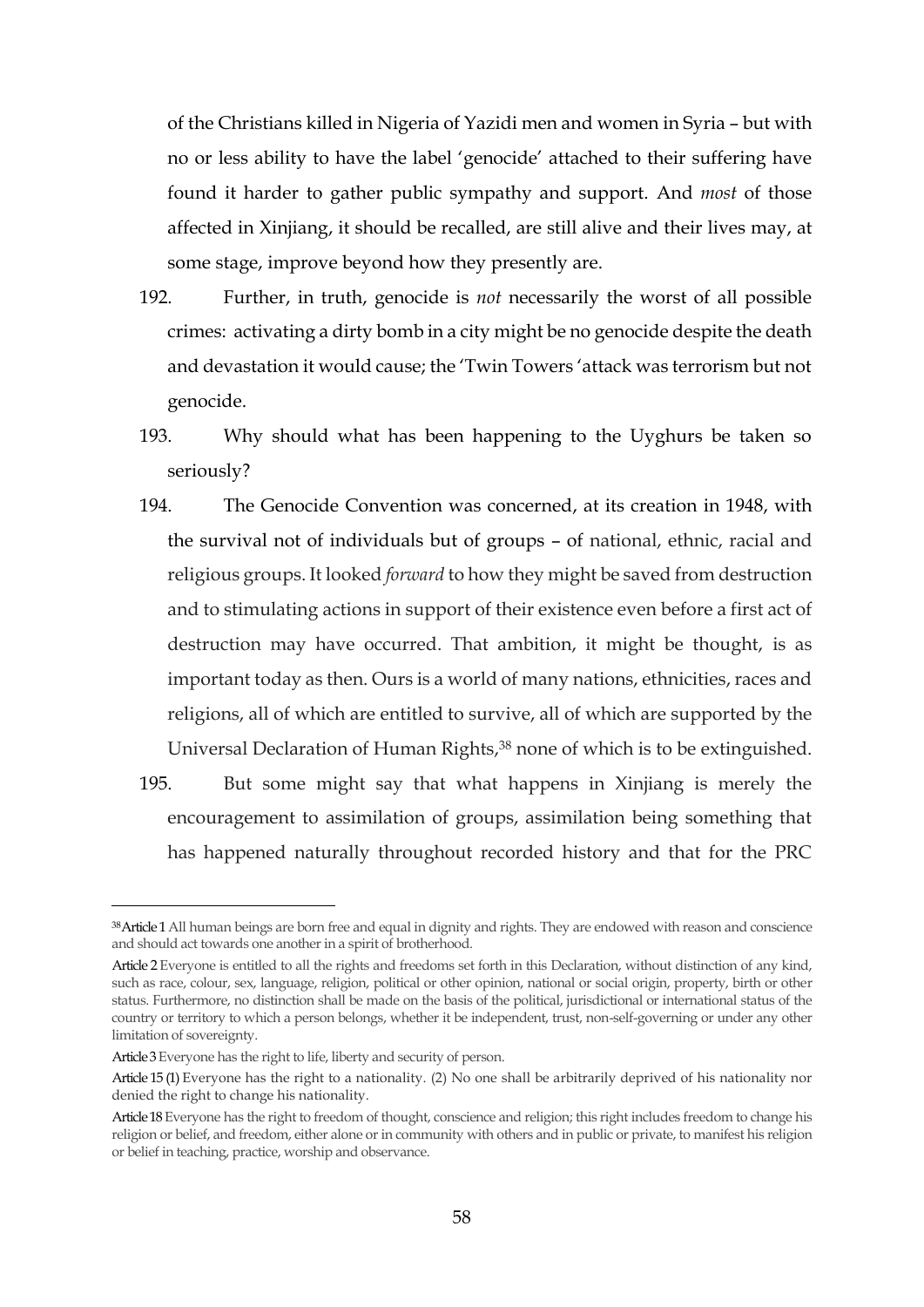of the Christians killed in Nigeria of Yazidi men and women in Syria – but with no or less ability to have the label 'genocide' attached to their suffering have found it harder to gather public sympathy and support. And *most* of those affected in Xinjiang, it should be recalled, are still alive and their lives may, at some stage, improve beyond how they presently are.

192. Further, in truth, genocide is *not* necessarily the worst of all possible crimes: activating a dirty bomb in a city might be no genocide despite the death and devastation it would cause; the 'Twin Towers 'attack was terrorism but not genocide.

193. Why should what has been happening to the Uyghurs be taken so seriously?

194. The Genocide Convention was concerned, at its creation in 1948, with the survival not of individuals but of groups – of national, ethnic, racial and religious groups. It looked *forward* to how they might be saved from destruction and to stimulating actions in support of their existence even before a first act of destruction may have occurred. That ambition, it might be thought, is as important today as then. Ours is a world of many nations, ethnicities, races and religions, all of which are entitled to survive, all of which are supported by the Universal Declaration of Human Rights,[38] none of which is to be extinguished.

195. But some might say that what happens in Xinjiang is merely the encouragement to assimilation of groups, assimilation being something that has happened naturally throughout recorded history and that for the PRC

---

[38] **Article 1** All human beings are born free and equal in dignity and rights. They are endowed with reason and conscience and should act towards one another in a spirit of brotherhood.

**Article 2** Everyone is entitled to all the rights and freedoms set forth in this Declaration, without distinction of any kind, such as race, colour, sex, language, religion, political or other opinion, national or social origin, property, birth or other status. Furthermore, no distinction shall be made on the basis of the political, jurisdictional or international status of the country or territory to which a person belongs, whether it be independent, trust, non-self-governing or under any other limitation of sovereignty.

**Article 3** Everyone has the right to life, liberty and security of person.

**Article 15 (1)** Everyone has the right to a nationality. (2) No one shall be arbitrarily deprived of his nationality nor denied the right to change his nationality.

**Article 18** Everyone has the right to freedom of thought, conscience and religion; this right includes freedom to change his religion or belief, and freedom, either alone or in community with others and in public or private, to manifest his religion or belief in teaching, practice, worship and observance.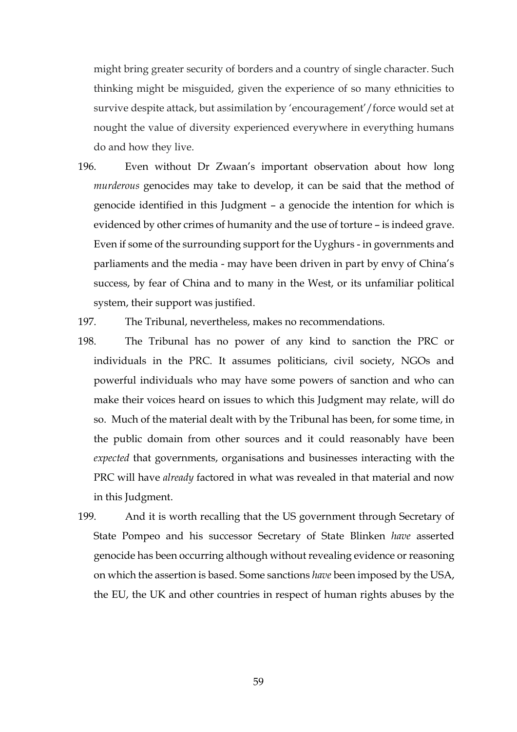might bring greater security of borders and a country of single character. Such thinking might be misguided, given the experience of so many ethnicities to survive despite attack, but assimilation by 'encouragement'/force would set at nought the value of diversity experienced everywhere in everything humans do and how they live.

196. Even without Dr Zwaan's important observation about how long *murderous* genocides may take to develop, it can be said that the method of genocide identified in this Judgment – a genocide the intention for which is evidenced by other crimes of humanity and the use of torture – is indeed grave. Even if some of the surrounding support for the Uyghurs - in governments and parliaments and the media - may have been driven in part by envy of China's success, by fear of China and to many in the West, or its unfamiliar political system, their support was justified.

197. The Tribunal, nevertheless, makes no recommendations.

198. The Tribunal has no power of any kind to sanction the PRC or individuals in the PRC. It assumes politicians, civil society, NGOs and powerful individuals who may have some powers of sanction and who can make their voices heard on issues to which this Judgment may relate, will do so. Much of the material dealt with by the Tribunal has been, for some time, in the public domain from other sources and it could reasonably have been *expected* that governments, organisations and businesses interacting with the PRC will have *already* factored in what was revealed in that material and now in this Judgment.

199. And it is worth recalling that the US government through Secretary of State Pompeo and his successor Secretary of State Blinken *have* asserted genocide has been occurring although without revealing evidence or reasoning on which the assertion is based. Some sanctions *have* been imposed by the USA, the EU, the UK and other countries in respect of human rights abuses by the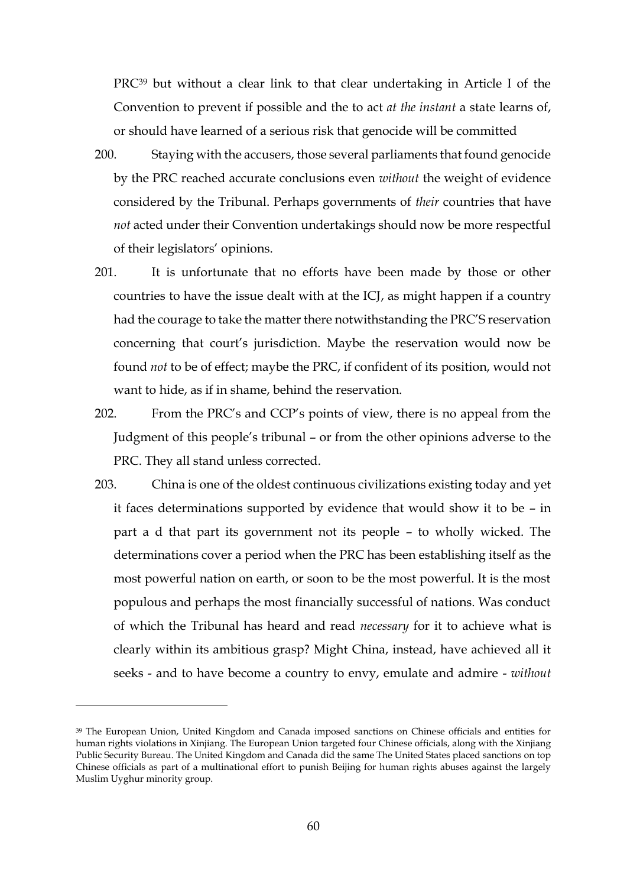PRC[39] but without a clear link to that clear undertaking in Article I of the Convention to prevent if possible and the to act *at the instant* a state learns of, or should have learned of a serious risk that genocide will be committed

200. Staying with the accusers, those several parliaments that found genocide by the PRC reached accurate conclusions even *without* the weight of evidence considered by the Tribunal. Perhaps governments of *their* countries that have *not* acted under their Convention undertakings should now be more respectful of their legislators' opinions.

201. It is unfortunate that no efforts have been made by those or other countries to have the issue dealt with at the ICJ, as might happen if a country had the courage to take the matter there notwithstanding the PRC'S reservation concerning that court's jurisdiction. Maybe the reservation would now be found *not* to be of effect; maybe the PRC, if confident of its position, would not want to hide, as if in shame, behind the reservation.

202. From the PRC's and CCP's points of view, there is no appeal from the Judgment of this people's tribunal – or from the other opinions adverse to the PRC. They all stand unless corrected.

203. China is one of the oldest continuous civilizations existing today and yet it faces determinations supported by evidence that would show it to be – in part a d that part its government not its people – to wholly wicked. The determinations cover a period when the PRC has been establishing itself as the most powerful nation on earth, or soon to be the most powerful. It is the most populous and perhaps the most financially successful of nations. Was conduct of which the Tribunal has heard and read *necessary* for it to achieve what is clearly within its ambitious grasp? Might China, instead, have achieved all it seeks - and to have become a country to envy, emulate and admire - *without*

---

[39] The European Union, United Kingdom and Canada imposed sanctions on Chinese officials and entities for human rights violations in Xinjiang. The European Union targeted four Chinese officials, along with the Xinjiang Public Security Bureau. The United Kingdom and Canada did the same The United States placed sanctions on top Chinese officials as part of a multinational effort to punish Beijing for human rights abuses against the largely Muslim Uyghur minority group.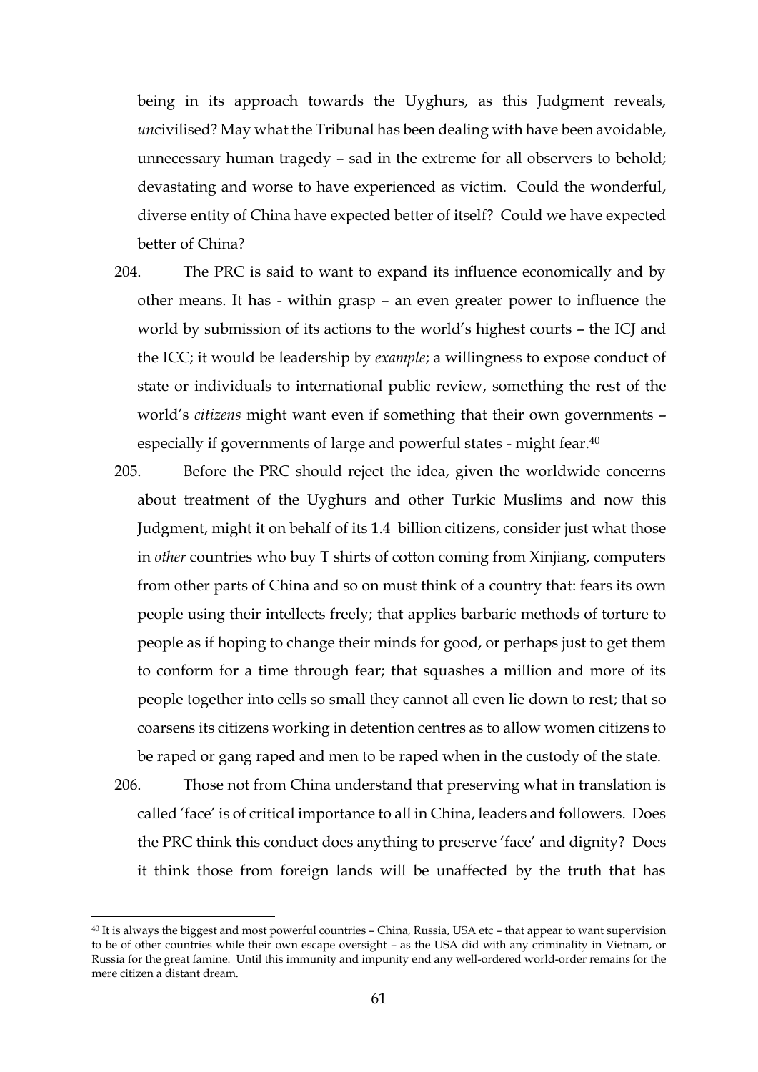being in its approach towards the Uyghurs, as this Judgment reveals, *un*civilised? May what the Tribunal has been dealing with have been avoidable, unnecessary human tragedy – sad in the extreme for all observers to behold; devastating and worse to have experienced as victim. Could the wonderful, diverse entity of China have expected better of itself? Could we have expected better of China?

204. The PRC is said to want to expand its influence economically and by other means. It has - within grasp – an even greater power to influence the world by submission of its actions to the world's highest courts – the ICJ and the ICC; it would be leadership by *example*; a willingness to expose conduct of state or individuals to international public review, something the rest of the world's *citizens* might want even if something that their own governments – especially if governments of large and powerful states - might fear.[40]

205. Before the PRC should reject the idea, given the worldwide concerns about treatment of the Uyghurs and other Turkic Muslims and now this Judgment, might it on behalf of its 1.4 billion citizens, consider just what those in *other* countries who buy T shirts of cotton coming from Xinjiang, computers from other parts of China and so on must think of a country that: fears its own people using their intellects freely; that applies barbaric methods of torture to people as if hoping to change their minds for good, or perhaps just to get them to conform for a time through fear; that squashes a million and more of its people together into cells so small they cannot all even lie down to rest; that so coarsens its citizens working in detention centres as to allow women citizens to be raped or gang raped and men to be raped when in the custody of the state.

206. Those not from China understand that preserving what in translation is called 'face' is of critical importance to all in China, leaders and followers. Does the PRC think this conduct does anything to preserve 'face' and dignity? Does it think those from foreign lands will be unaffected by the truth that has

[40] It is always the biggest and most powerful countries – China, Russia, USA etc – that appear to want supervision to be of other countries while their own escape oversight – as the USA did with any criminality in Vietnam, or Russia for the great famine. Until this immunity and impunity end any well-ordered world-order remains for the mere citizen a distant dream.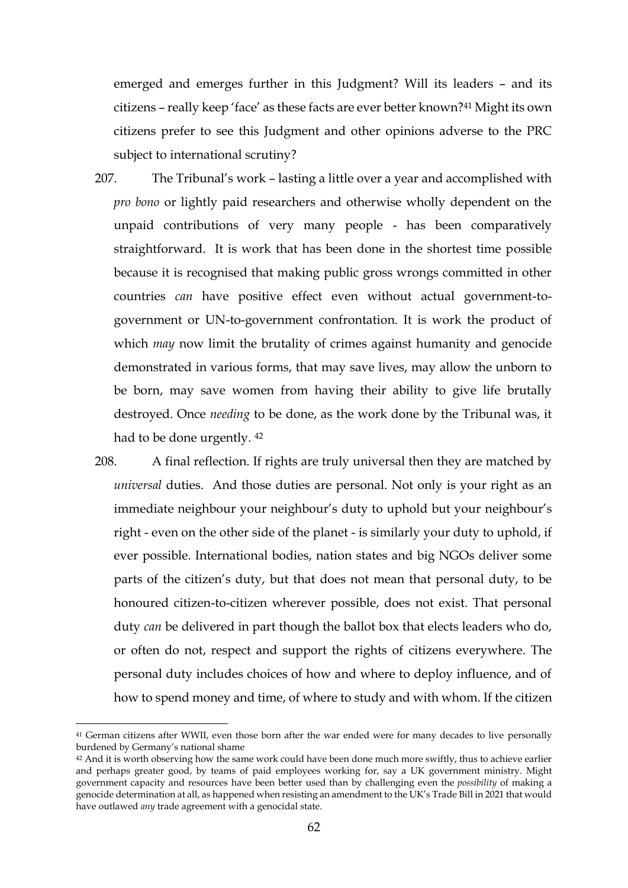emerged and emerges further in this Judgment? Will its leaders – and its citizens – really keep 'face' as these facts are ever better known?[41] Might its own citizens prefer to see this Judgment and other opinions adverse to the PRC subject to international scrutiny?

207. The Tribunal's work – lasting a little over a year and accomplished with *pro bono* or lightly paid researchers and otherwise wholly dependent on the unpaid contributions of very many people - has been comparatively straightforward. It is work that has been done in the shortest time possible because it is recognised that making public gross wrongs committed in other countries *can* have positive effect even without actual government-to-government or UN-to-government confrontation. It is work the product of which *may* now limit the brutality of crimes against humanity and genocide demonstrated in various forms, that may save lives, may allow the unborn to be born, may save women from having their ability to give life brutally destroyed. Once *needing* to be done, as the work done by the Tribunal was, it had to be done urgently. [42]

208. A final reflection. If rights are truly universal then they are matched by *universal* duties. And those duties are personal. Not only is your right as an immediate neighbour your neighbour's duty to uphold but your neighbour's right - even on the other side of the planet - is similarly your duty to uphold, if ever possible. International bodies, nation states and big NGOs deliver some parts of the citizen's duty, but that does not mean that personal duty, to be honoured citizen-to-citizen wherever possible, does not exist. That personal duty *can* be delivered in part though the ballot box that elects leaders who do, or often do not, respect and support the rights of citizens everywhere. The personal duty includes choices of how and where to deploy influence, and of how to spend money and time, of where to study and with whom. If the citizen

---

[41] German citizens after WWII, even those born after the war ended were for many decades to live personally burdened by Germany's national shame

[42] And it is worth observing how the same work could have been done much more swiftly, thus to achieve earlier and perhaps greater good, by teams of paid employees working for, say a UK government ministry. Might government capacity and resources have been better used than by challenging even the *possibility* of making a genocide determination at all, as happened when resisting an amendment to the UK's Trade Bill in 2021 that would have outlawed *any* trade agreement with a genocidal state.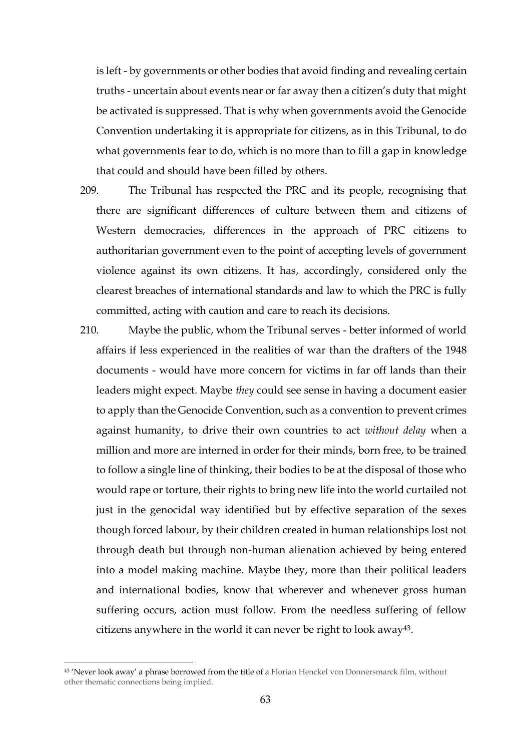is left - by governments or other bodies that avoid finding and revealing certain truths - uncertain about events near or far away then a citizen's duty that might be activated is suppressed. That is why when governments avoid the Genocide Convention undertaking it is appropriate for citizens, as in this Tribunal, to do what governments fear to do, which is no more than to fill a gap in knowledge that could and should have been filled by others.

209. The Tribunal has respected the PRC and its people, recognising that there are significant differences of culture between them and citizens of Western democracies, differences in the approach of PRC citizens to authoritarian government even to the point of accepting levels of government violence against its own citizens. It has, accordingly, considered only the clearest breaches of international standards and law to which the PRC is fully committed, acting with caution and care to reach its decisions.

210. Maybe the public, whom the Tribunal serves - better informed of world affairs if less experienced in the realities of war than the drafters of the 1948 documents - would have more concern for victims in far off lands than their leaders might expect. Maybe *they* could see sense in having a document easier to apply than the Genocide Convention, such as a convention to prevent crimes against humanity, to drive their own countries to act *without delay* when a million and more are interned in order for their minds, born free, to be trained to follow a single line of thinking, their bodies to be at the disposal of those who would rape or torture, their rights to bring new life into the world curtailed not just in the genocidal way identified but by effective separation of the sexes though forced labour, by their children created in human relationships lost not through death but through non-human alienation achieved by being entered into a model making machine. Maybe they, more than their political leaders and international bodies, know that wherever and whenever gross human suffering occurs, action must follow. From the needless suffering of fellow citizens anywhere in the world it can never be right to look away[43].

---

[43] 'Never look away' a phrase borrowed from the title of a Florian Henckel von Donnersmarck film, without other thematic connections being implied.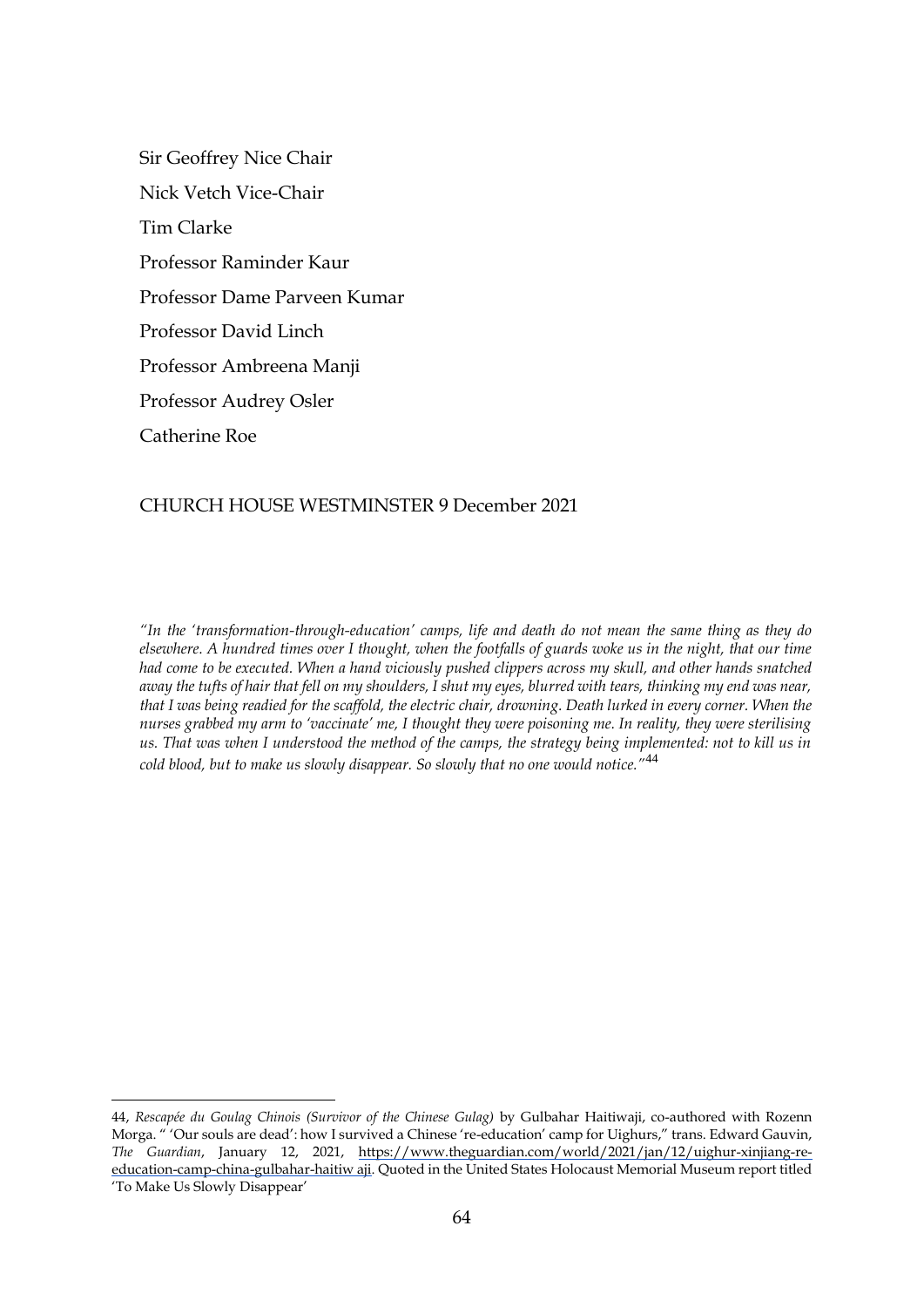Sir Geoffrey Nice Chair

Nick Vetch Vice-Chair

Tim Clarke

Professor Raminder Kaur

Professor Dame Parveen Kumar

Professor David Linch

Professor Ambreena Manji

Professor Audrey Osler

Catherine Roe

CHURCH HOUSE WESTMINSTER 9 December 2021

*"In the 'transformation-through-education' camps, life and death do not mean the same thing as they do elsewhere. A hundred times over I thought, when the footfalls of guards woke us in the night, that our time had come to be executed. When a hand viciously pushed clippers across my skull, and other hands snatched away the tufts of hair that fell on my shoulders, I shut my eyes, blurred with tears, thinking my end was near, that I was being readied for the scaffold, the electric chair, drowning. Death lurked in every corner. When the nurses grabbed my arm to 'vaccinate' me, I thought they were poisoning me. In reality, they were sterilising us. That was when I understood the method of the camps, the strategy being implemented: not to kill us in cold blood, but to make us slowly disappear. So slowly that no one would notice."*[44]

---

44, *Rescapée du Goulag Chinois (Survivor of the Chinese Gulag)* by Gulbahar Haitiwaji, co-authored with Rozenn Morga. " 'Our souls are dead': how I survived a Chinese 're-education' camp for Uighurs," trans. Edward Gauvin, *The Guardian*, January 12, 2021, https://www.theguardian.com/world/2021/jan/12/uighur-xinjiang-re-education-camp-china-gulbahar-haitiw aji. Quoted in the United States Holocaust Memorial Museum report titled 'To Make Us Slowly Disappear'